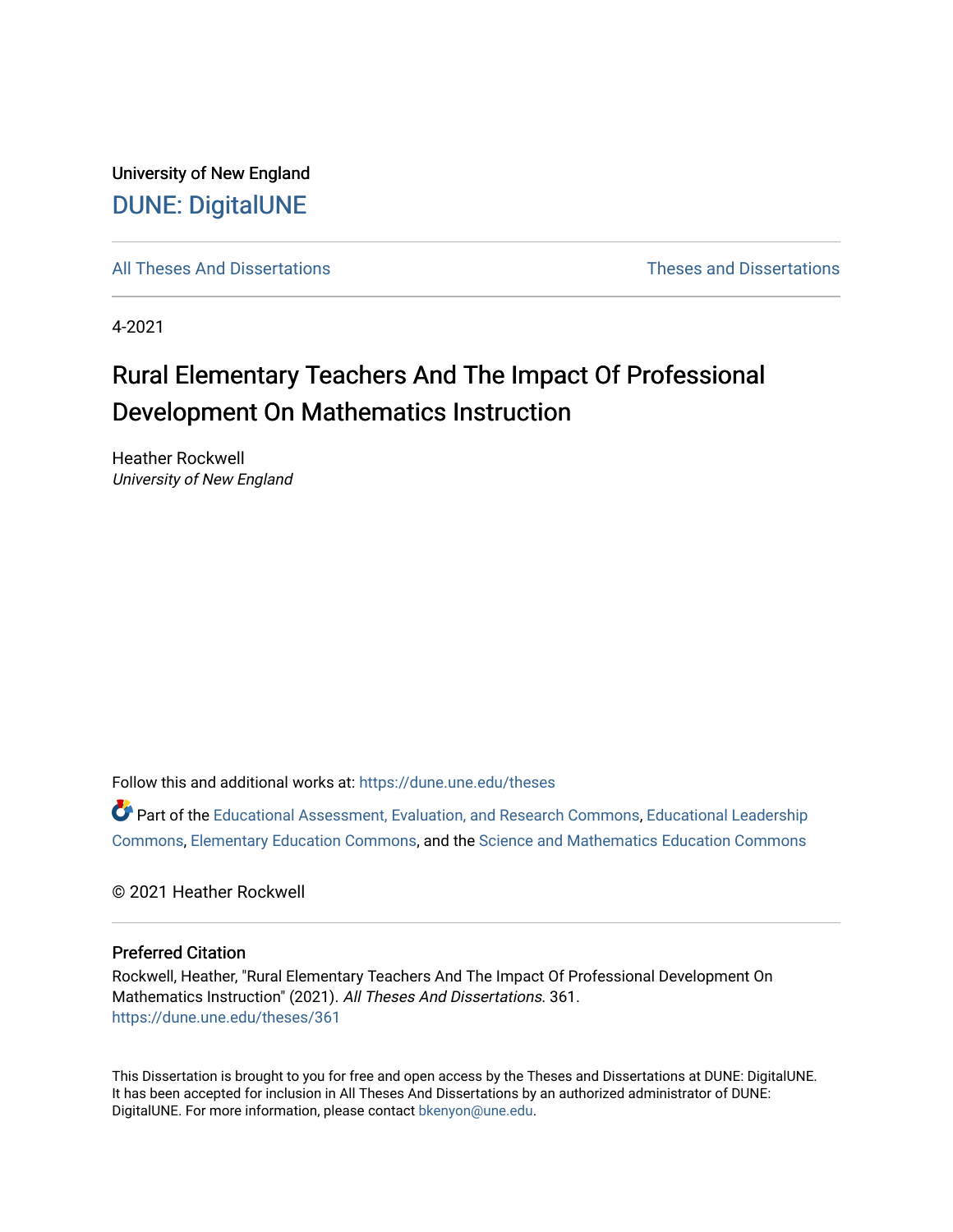University of New England

DUNE: DigitalUNE

All Theses And Dissertations | Theses and Dissertations

4-2021

# Rural Elementary Teachers And The Impact Of Professional Development On Mathematics Instruction

Heather Rockwell
*University of New England*

Follow this and additional works at: https://dune.une.edu/theses

Part of the Educational Assessment, Evaluation, and Research Commons, Educational Leadership Commons, Elementary Education Commons, and the Science and Mathematics Education Commons

© 2021 Heather Rockwell

## Preferred Citation

Rockwell, Heather, "Rural Elementary Teachers And The Impact Of Professional Development On Mathematics Instruction" (2021). *All Theses And Dissertations*. 361.
https://dune.une.edu/theses/361

This Dissertation is brought to you for free and open access by the Theses and Dissertations at DUNE: DigitalUNE. It has been accepted for inclusion in All Theses And Dissertations by an authorized administrator of DUNE: DigitalUNE. For more information, please contact bkenyon@une.edu.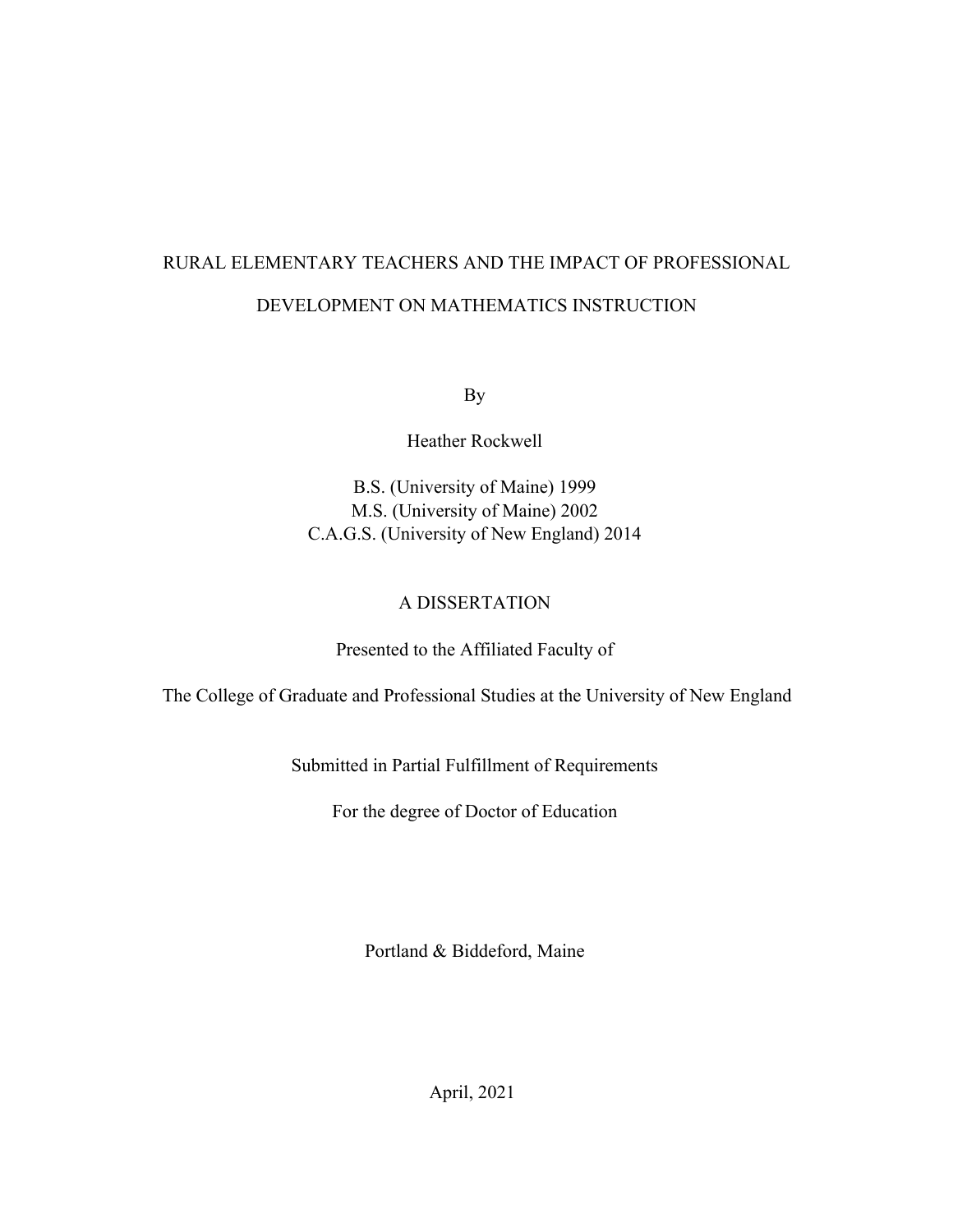# RURAL ELEMENTARY TEACHERS AND THE IMPACT OF PROFESSIONAL DEVELOPMENT ON MATHEMATICS INSTRUCTION

By

Heather Rockwell

B.S. (University of Maine) 1999
M.S. (University of Maine) 2002
C.A.G.S. (University of New England) 2014

A DISSERTATION

Presented to the Affiliated Faculty of

The College of Graduate and Professional Studies at the University of New England

Submitted in Partial Fulfillment of Requirements

For the degree of Doctor of Education

Portland & Biddeford, Maine

April, 2021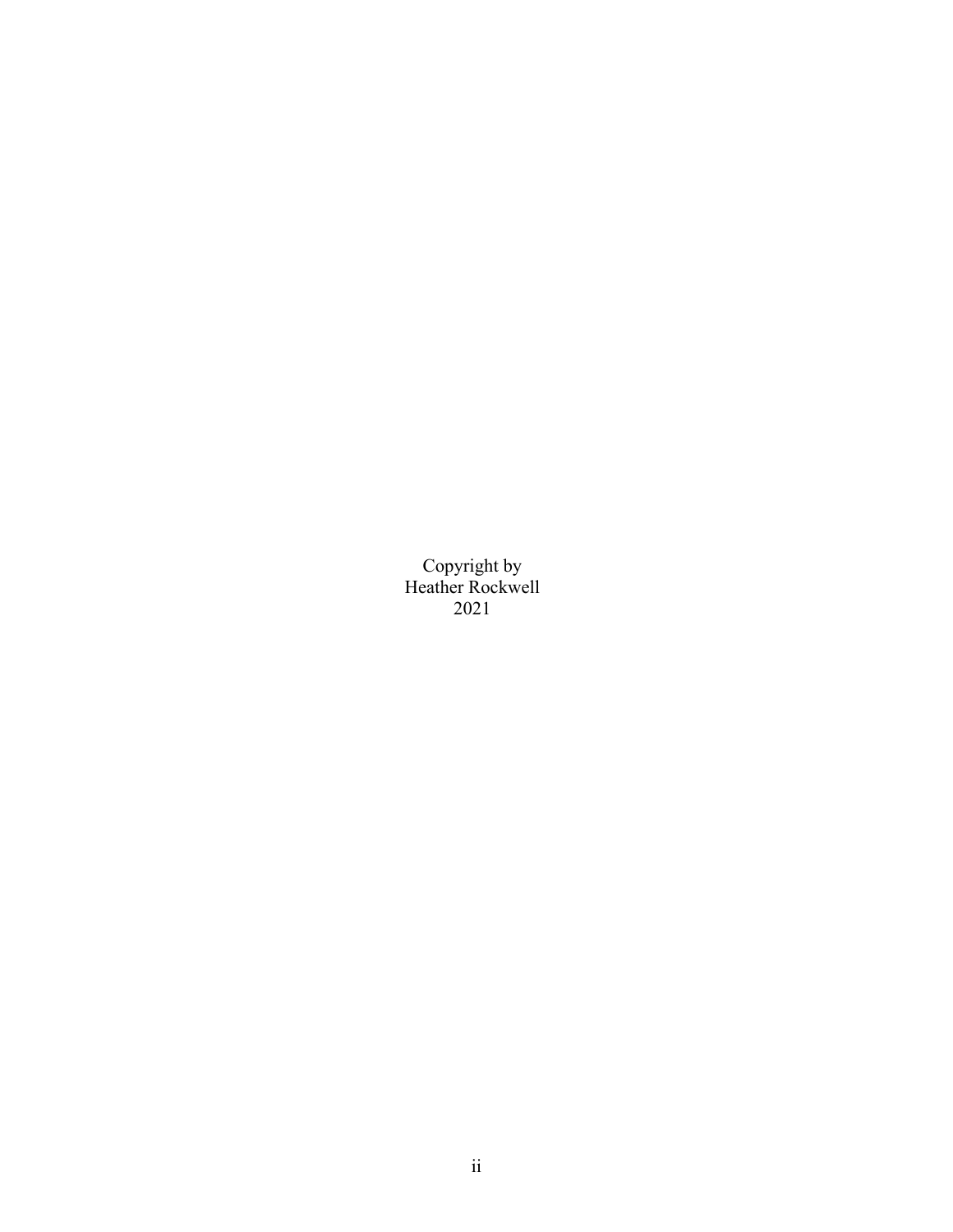Copyright by
Heather Rockwell
2021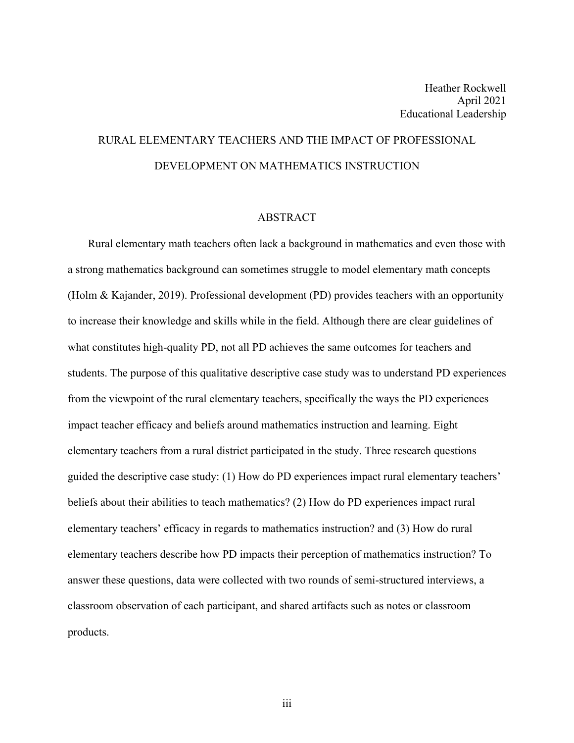Heather Rockwell
April 2021
Educational Leadership

# RURAL ELEMENTARY TEACHERS AND THE IMPACT OF PROFESSIONAL DEVELOPMENT ON MATHEMATICS INSTRUCTION

## ABSTRACT

Rural elementary math teachers often lack a background in mathematics and even those with a strong mathematics background can sometimes struggle to model elementary math concepts (Holm & Kajander, 2019). Professional development (PD) provides teachers with an opportunity to increase their knowledge and skills while in the field. Although there are clear guidelines of what constitutes high-quality PD, not all PD achieves the same outcomes for teachers and students. The purpose of this qualitative descriptive case study was to understand PD experiences from the viewpoint of the rural elementary teachers, specifically the ways the PD experiences impact teacher efficacy and beliefs around mathematics instruction and learning. Eight elementary teachers from a rural district participated in the study. Three research questions guided the descriptive case study: (1) How do PD experiences impact rural elementary teachers' beliefs about their abilities to teach mathematics? (2) How do PD experiences impact rural elementary teachers' efficacy in regards to mathematics instruction? and (3) How do rural elementary teachers describe how PD impacts their perception of mathematics instruction? To answer these questions, data were collected with two rounds of semi-structured interviews, a classroom observation of each participant, and shared artifacts such as notes or classroom products.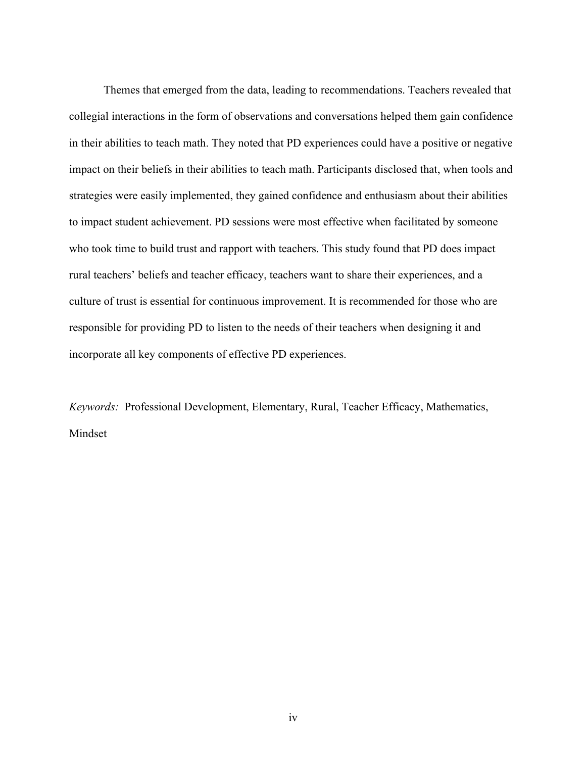Themes that emerged from the data, leading to recommendations. Teachers revealed that collegial interactions in the form of observations and conversations helped them gain confidence in their abilities to teach math. They noted that PD experiences could have a positive or negative impact on their beliefs in their abilities to teach math. Participants disclosed that, when tools and strategies were easily implemented, they gained confidence and enthusiasm about their abilities to impact student achievement. PD sessions were most effective when facilitated by someone who took time to build trust and rapport with teachers. This study found that PD does impact rural teachers' beliefs and teacher efficacy, teachers want to share their experiences, and a culture of trust is essential for continuous improvement. It is recommended for those who are responsible for providing PD to listen to the needs of their teachers when designing it and incorporate all key components of effective PD experiences.

*Keywords:* Professional Development, Elementary, Rural, Teacher Efficacy, Mathematics, Mindset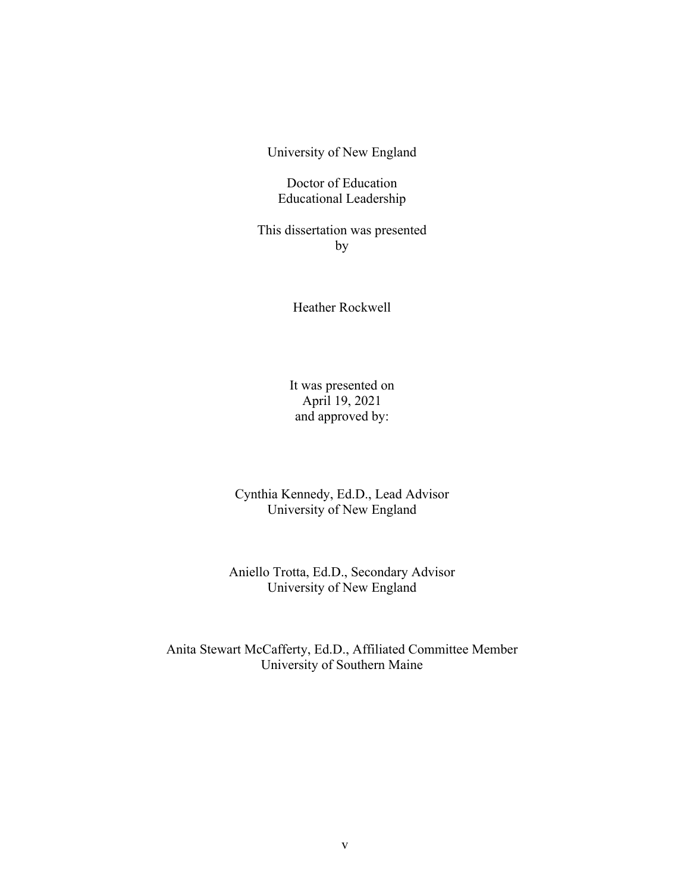University of New England

Doctor of Education
Educational Leadership

This dissertation was presented
by

Heather Rockwell

It was presented on
April 19, 2021
and approved by:

Cynthia Kennedy, Ed.D., Lead Advisor
University of New England

Aniello Trotta, Ed.D., Secondary Advisor
University of New England

Anita Stewart McCafferty, Ed.D., Affiliated Committee Member
University of Southern Maine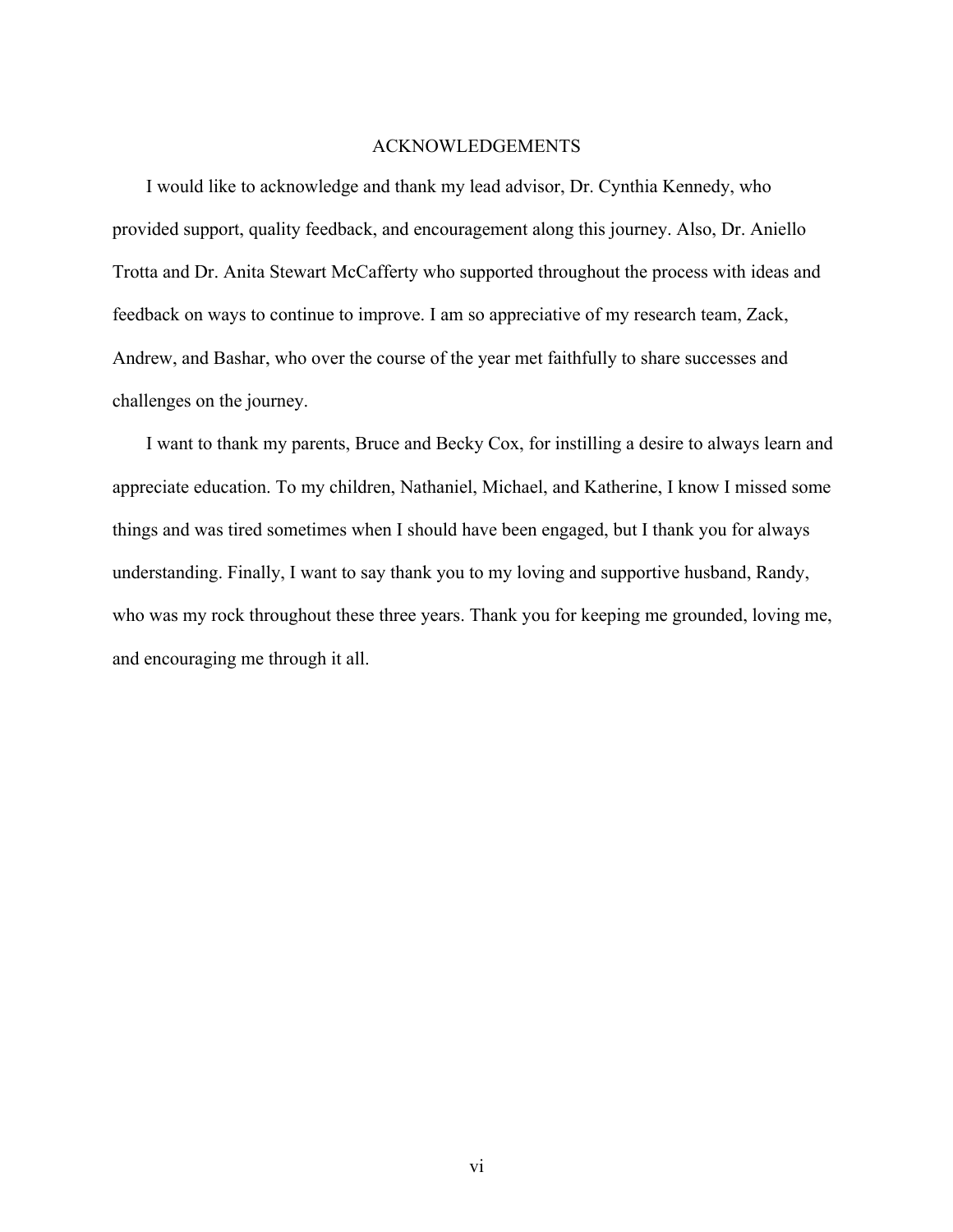# ACKNOWLEDGEMENTS

I would like to acknowledge and thank my lead advisor, Dr. Cynthia Kennedy, who provided support, quality feedback, and encouragement along this journey. Also, Dr. Aniello Trotta and Dr. Anita Stewart McCafferty who supported throughout the process with ideas and feedback on ways to continue to improve. I am so appreciative of my research team, Zack, Andrew, and Bashar, who over the course of the year met faithfully to share successes and challenges on the journey.

I want to thank my parents, Bruce and Becky Cox, for instilling a desire to always learn and appreciate education. To my children, Nathaniel, Michael, and Katherine, I know I missed some things and was tired sometimes when I should have been engaged, but I thank you for always understanding. Finally, I want to say thank you to my loving and supportive husband, Randy, who was my rock throughout these three years. Thank you for keeping me grounded, loving me, and encouraging me through it all.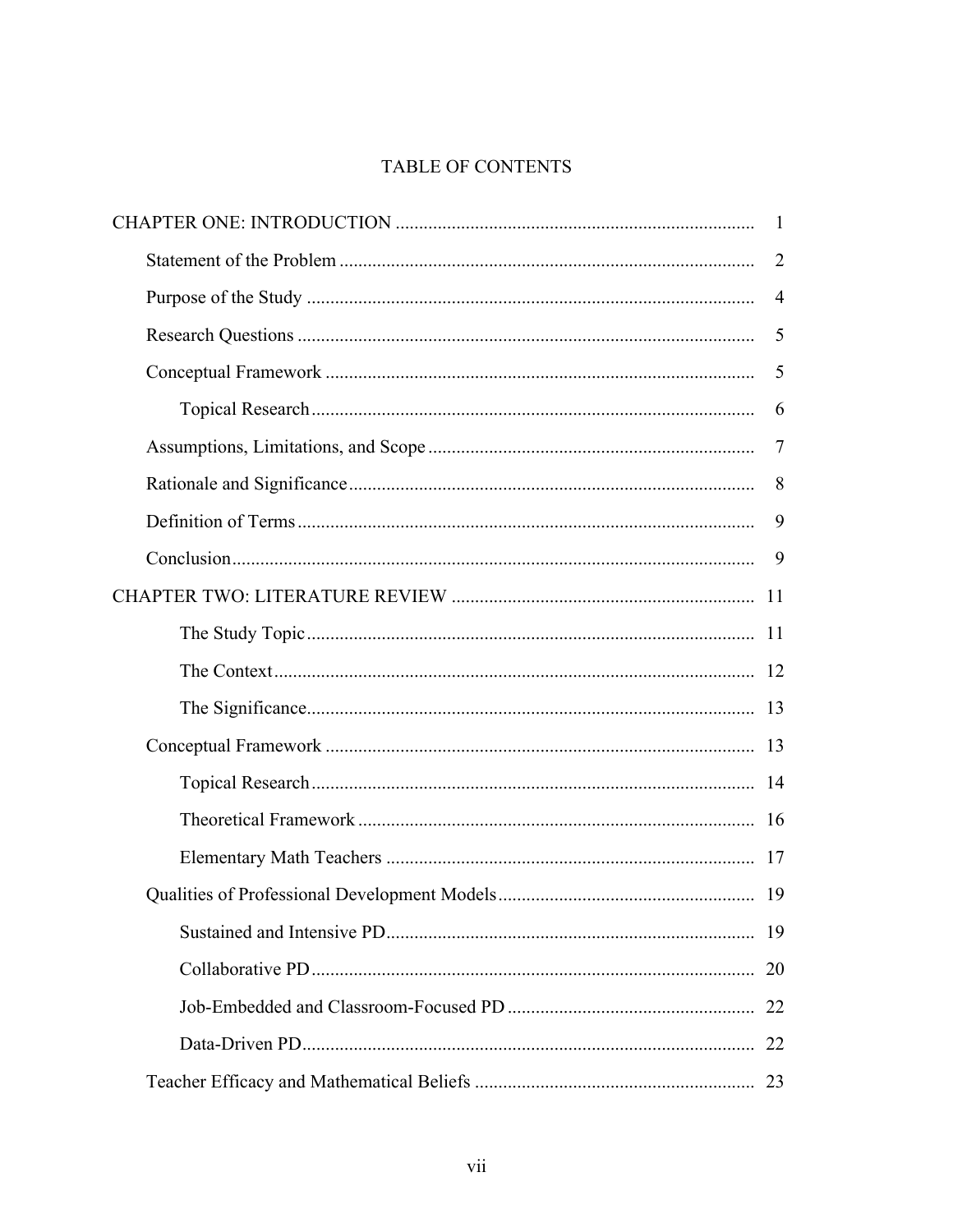# TABLE OF CONTENTS

CHAPTER ONE: INTRODUCTION ........................................................................... 1

- Statement of the Problem ........................................................................... 2
- Purpose of the Study ................................................................................... 4
- Research Questions ..................................................................................... 5
- Conceptual Framework ............................................................................... 5
  - Topical Research ............................................................................... 6
- Assumptions, Limitations, and Scope ........................................................ 7
- Rationale and Significance ......................................................................... 8
- Definition of Terms ..................................................................................... 9
- Conclusion ................................................................................................... 9

CHAPTER TWO: LITERATURE REVIEW ............................................................... 11

- The Study Topic ............................................................................... 11
- The Context ..................................................................................... 12
- The Significance ............................................................................... 13
- Conceptual Framework ............................................................................... 13
  - Topical Research ............................................................................... 14
  - Theoretical Framework ..................................................................... 16
  - Elementary Math Teachers ............................................................... 17
- Qualities of Professional Development Models ......................................... 19
  - Sustained and Intensive PD .............................................................. 19
  - Collaborative PD ............................................................................... 20
  - Job-Embedded and Classroom-Focused PD ..................................... 22
  - Data-Driven PD ................................................................................. 22
- Teacher Efficacy and Mathematical Beliefs ............................................... 23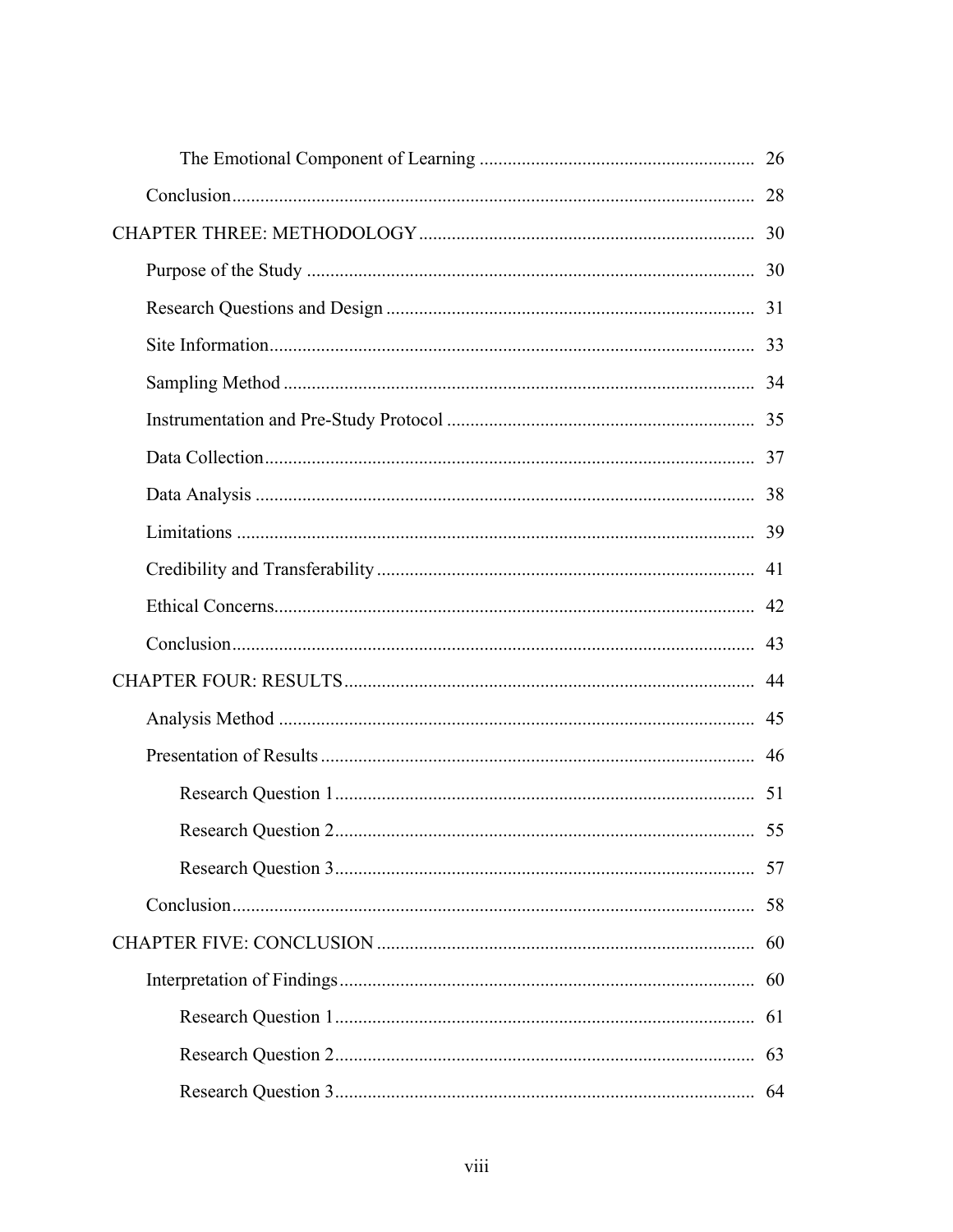The Emotional Component of Learning .......... 26

Conclusion .......... 28

CHAPTER THREE: METHODOLOGY .......... 30

Purpose of the Study .......... 30

Research Questions and Design .......... 31

Site Information .......... 33

Sampling Method .......... 34

Instrumentation and Pre-Study Protocol .......... 35

Data Collection .......... 37

Data Analysis .......... 38

Limitations .......... 39

Credibility and Transferability .......... 41

Ethical Concerns .......... 42

Conclusion .......... 43

CHAPTER FOUR: RESULTS .......... 44

Analysis Method .......... 45

Presentation of Results .......... 46

Research Question 1 .......... 51

Research Question 2 .......... 55

Research Question 3 .......... 57

Conclusion .......... 58

CHAPTER FIVE: CONCLUSION .......... 60

Interpretation of Findings .......... 60

Research Question 1 .......... 61

Research Question 2 .......... 63

Research Question 3 .......... 64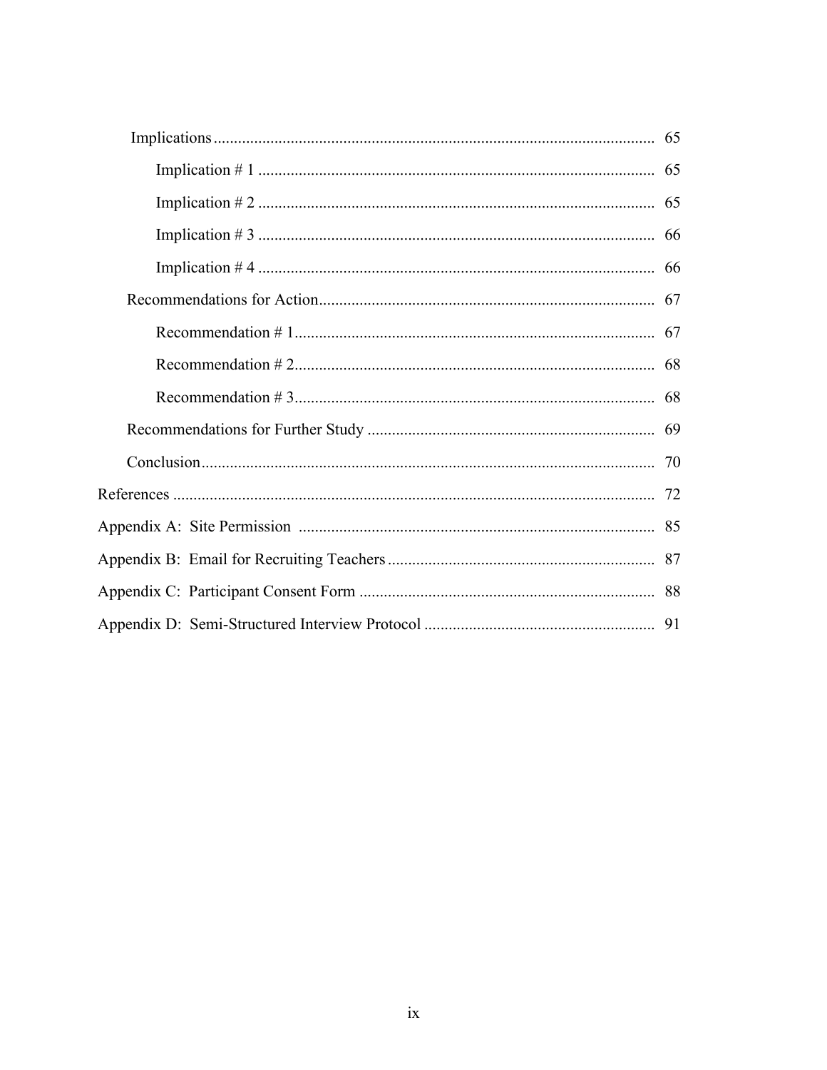Implications ........................................................................................................ 65

Implication # 1 ............................................................................................. 65

Implication # 2 ............................................................................................. 65

Implication # 3 ............................................................................................. 66

Implication # 4 ............................................................................................. 66

Recommendations for Action.............................................................................. 67

Recommendation # 1..................................................................................... 67

Recommendation # 2..................................................................................... 68

Recommendation # 3..................................................................................... 68

Recommendations for Further Study ................................................................... 69

Conclusion........................................................................................................... 70

References ................................................................................................................. 72

Appendix A: Site Permission .................................................................................. 85

Appendix B: Email for Recruiting Teachers ............................................................ 87

Appendix C: Participant Consent Form ................................................................... 88

Appendix D: Semi-Structured Interview Protocol .................................................... 91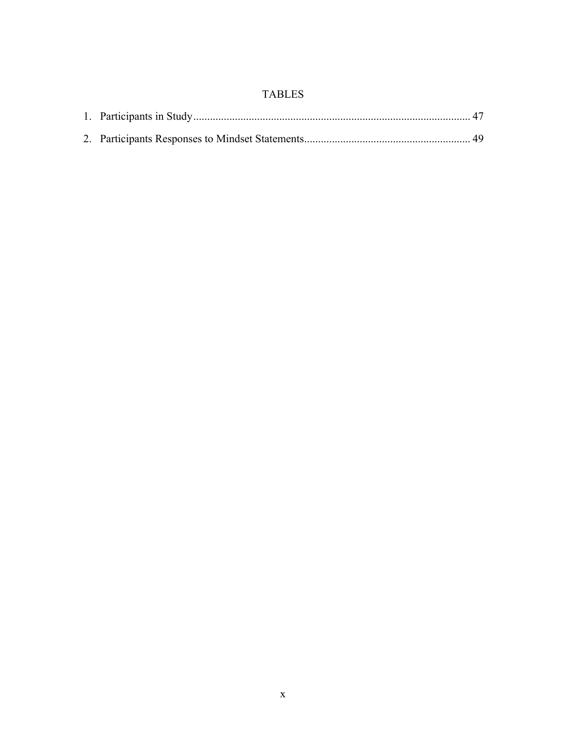# TABLES

1. Participants in Study .................................................................................................... 47
2. Participants Responses to Mindset Statements ........................................................... 49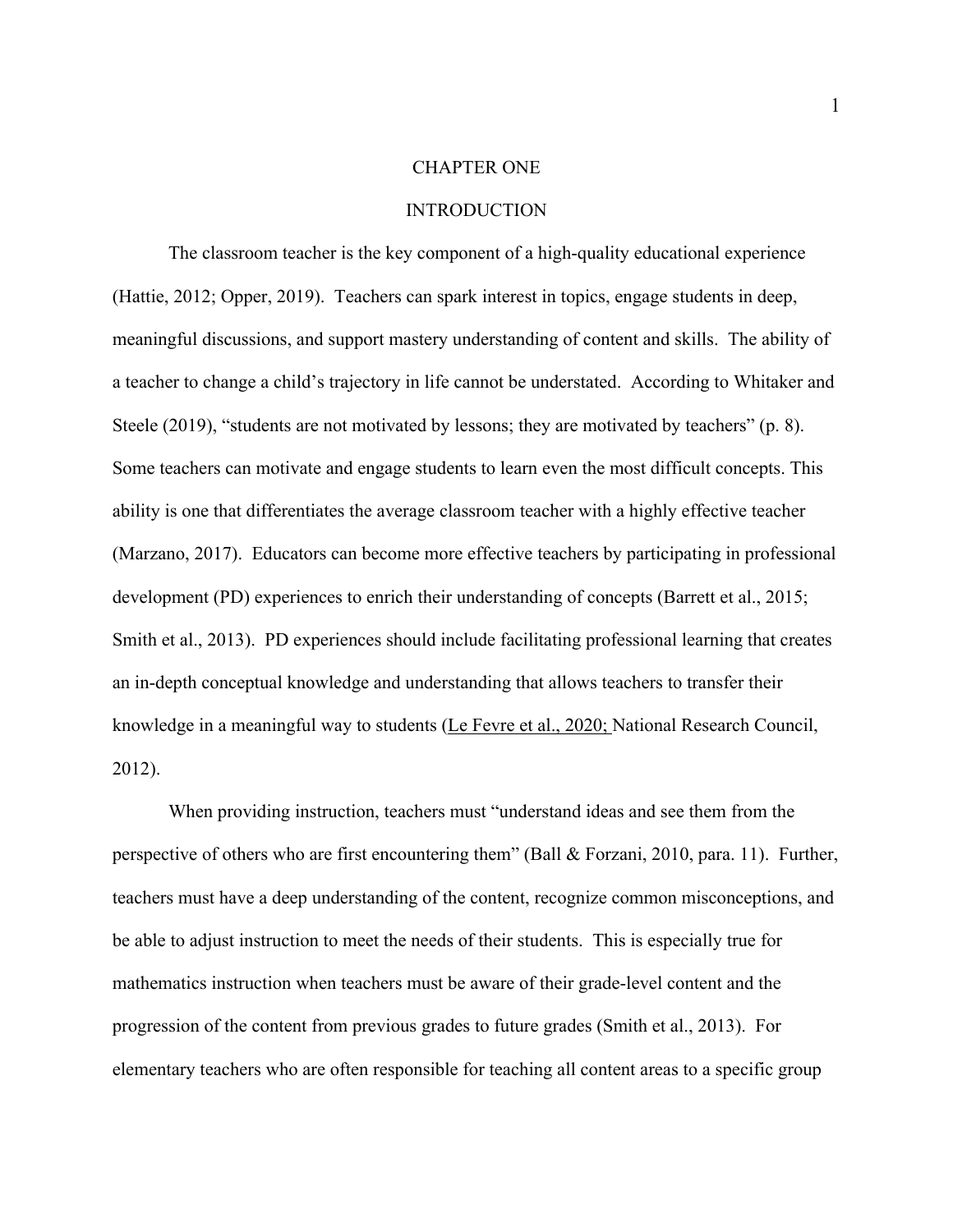# CHAPTER ONE

## INTRODUCTION

The classroom teacher is the key component of a high-quality educational experience (Hattie, 2012; Opper, 2019). Teachers can spark interest in topics, engage students in deep, meaningful discussions, and support mastery understanding of content and skills. The ability of a teacher to change a child's trajectory in life cannot be understated. According to Whitaker and Steele (2019), "students are not motivated by lessons; they are motivated by teachers" (p. 8). Some teachers can motivate and engage students to learn even the most difficult concepts. This ability is one that differentiates the average classroom teacher with a highly effective teacher (Marzano, 2017). Educators can become more effective teachers by participating in professional development (PD) experiences to enrich their understanding of concepts (Barrett et al., 2015; Smith et al., 2013). PD experiences should include facilitating professional learning that creates an in-depth conceptual knowledge and understanding that allows teachers to transfer their knowledge in a meaningful way to students (Le Fevre et al., 2020; National Research Council, 2012).

When providing instruction, teachers must "understand ideas and see them from the perspective of others who are first encountering them" (Ball & Forzani, 2010, para. 11). Further, teachers must have a deep understanding of the content, recognize common misconceptions, and be able to adjust instruction to meet the needs of their students. This is especially true for mathematics instruction when teachers must be aware of their grade-level content and the progression of the content from previous grades to future grades (Smith et al., 2013). For elementary teachers who are often responsible for teaching all content areas to a specific group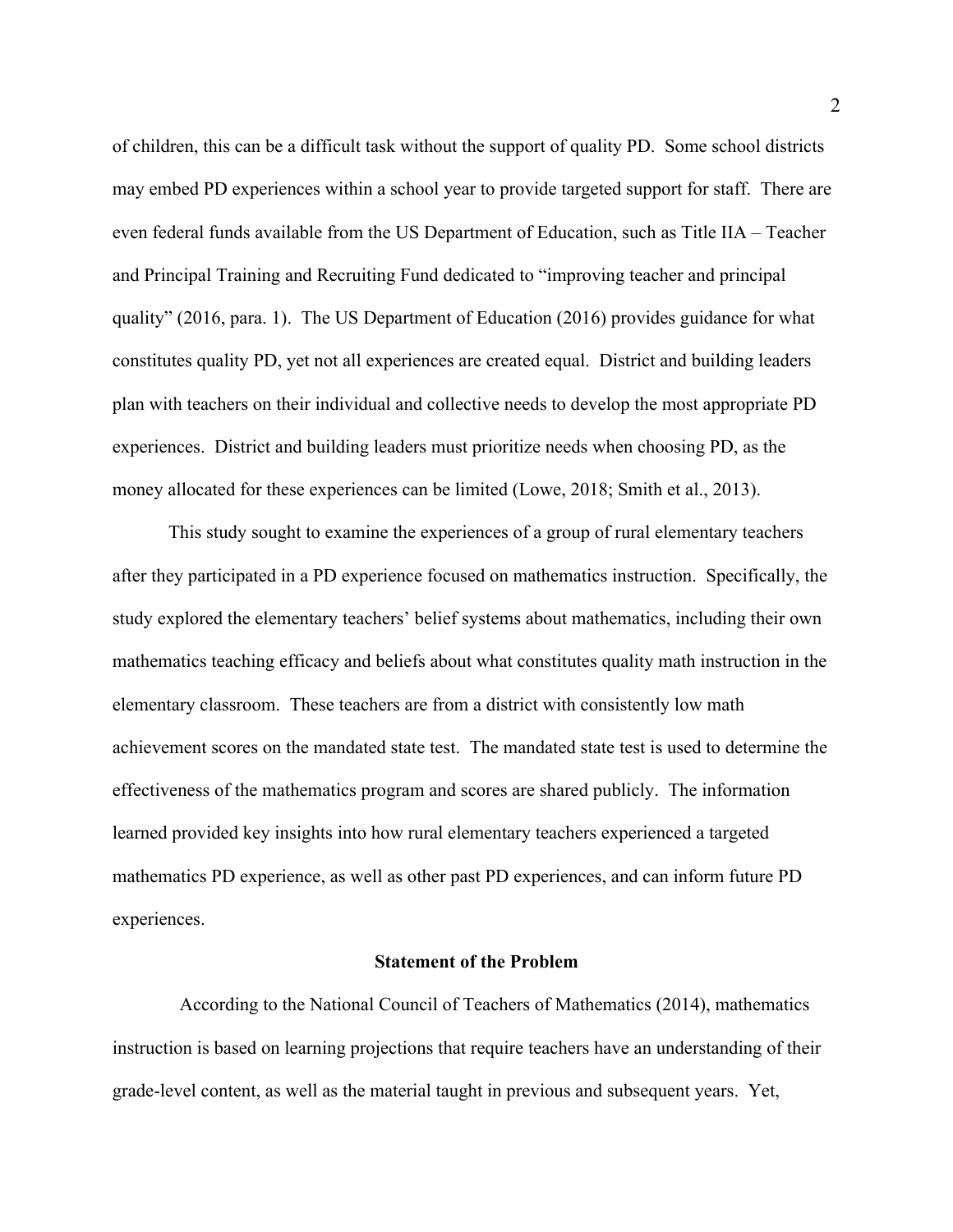of children, this can be a difficult task without the support of quality PD. Some school districts may embed PD experiences within a school year to provide targeted support for staff. There are even federal funds available from the US Department of Education, such as Title IIA – Teacher and Principal Training and Recruiting Fund dedicated to "improving teacher and principal quality" (2016, para. 1). The US Department of Education (2016) provides guidance for what constitutes quality PD, yet not all experiences are created equal. District and building leaders plan with teachers on their individual and collective needs to develop the most appropriate PD experiences. District and building leaders must prioritize needs when choosing PD, as the money allocated for these experiences can be limited (Lowe, 2018; Smith et al., 2013).

This study sought to examine the experiences of a group of rural elementary teachers after they participated in a PD experience focused on mathematics instruction. Specifically, the study explored the elementary teachers' belief systems about mathematics, including their own mathematics teaching efficacy and beliefs about what constitutes quality math instruction in the elementary classroom. These teachers are from a district with consistently low math achievement scores on the mandated state test. The mandated state test is used to determine the effectiveness of the mathematics program and scores are shared publicly. The information learned provided key insights into how rural elementary teachers experienced a targeted mathematics PD experience, as well as other past PD experiences, and can inform future PD experiences.

## Statement of the Problem

According to the National Council of Teachers of Mathematics (2014), mathematics instruction is based on learning projections that require teachers have an understanding of their grade-level content, as well as the material taught in previous and subsequent years. Yet,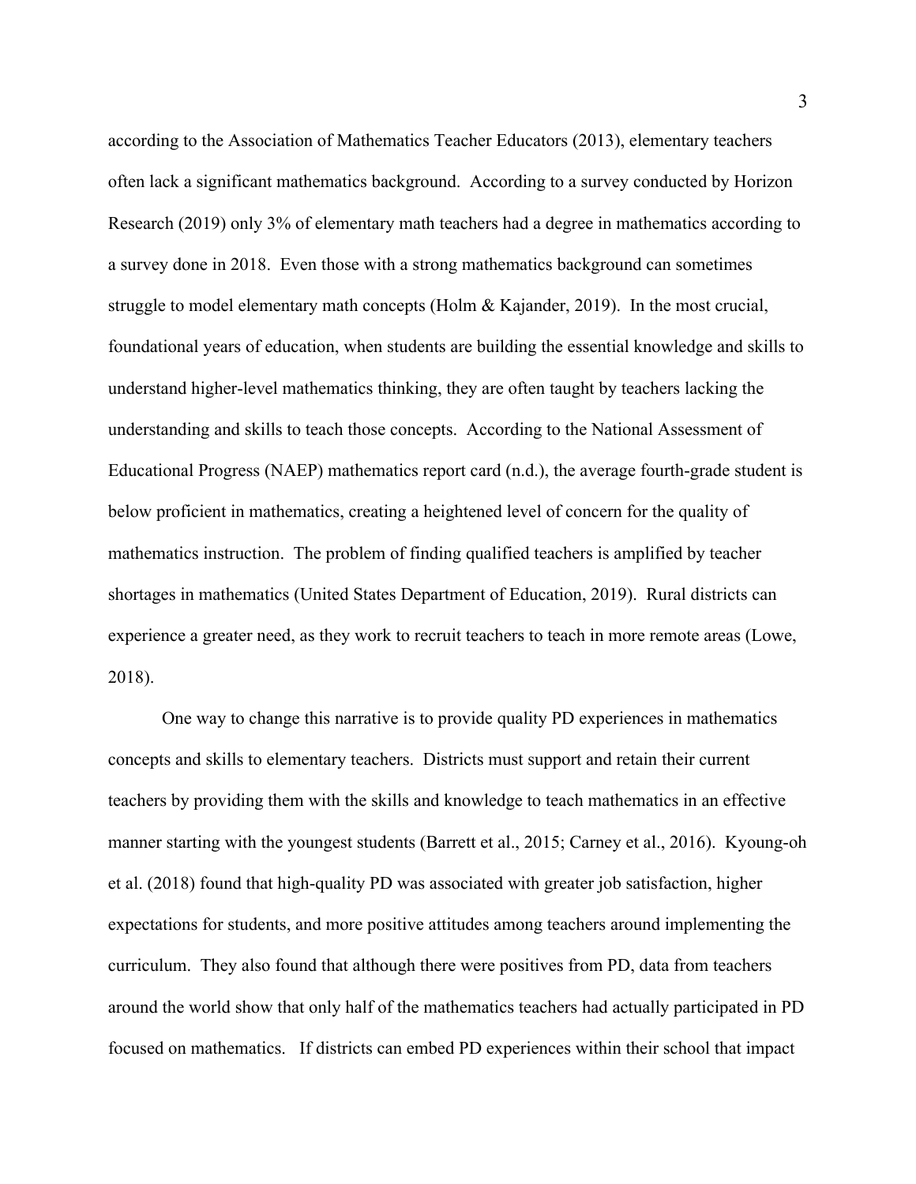according to the Association of Mathematics Teacher Educators (2013), elementary teachers often lack a significant mathematics background. According to a survey conducted by Horizon Research (2019) only 3% of elementary math teachers had a degree in mathematics according to a survey done in 2018. Even those with a strong mathematics background can sometimes struggle to model elementary math concepts (Holm & Kajander, 2019). In the most crucial, foundational years of education, when students are building the essential knowledge and skills to understand higher-level mathematics thinking, they are often taught by teachers lacking the understanding and skills to teach those concepts. According to the National Assessment of Educational Progress (NAEP) mathematics report card (n.d.), the average fourth-grade student is below proficient in mathematics, creating a heightened level of concern for the quality of mathematics instruction. The problem of finding qualified teachers is amplified by teacher shortages in mathematics (United States Department of Education, 2019). Rural districts can experience a greater need, as they work to recruit teachers to teach in more remote areas (Lowe, 2018).

One way to change this narrative is to provide quality PD experiences in mathematics concepts and skills to elementary teachers. Districts must support and retain their current teachers by providing them with the skills and knowledge to teach mathematics in an effective manner starting with the youngest students (Barrett et al., 2015; Carney et al., 2016). Kyoung-oh et al. (2018) found that high-quality PD was associated with greater job satisfaction, higher expectations for students, and more positive attitudes among teachers around implementing the curriculum. They also found that although there were positives from PD, data from teachers around the world show that only half of the mathematics teachers had actually participated in PD focused on mathematics. If districts can embed PD experiences within their school that impact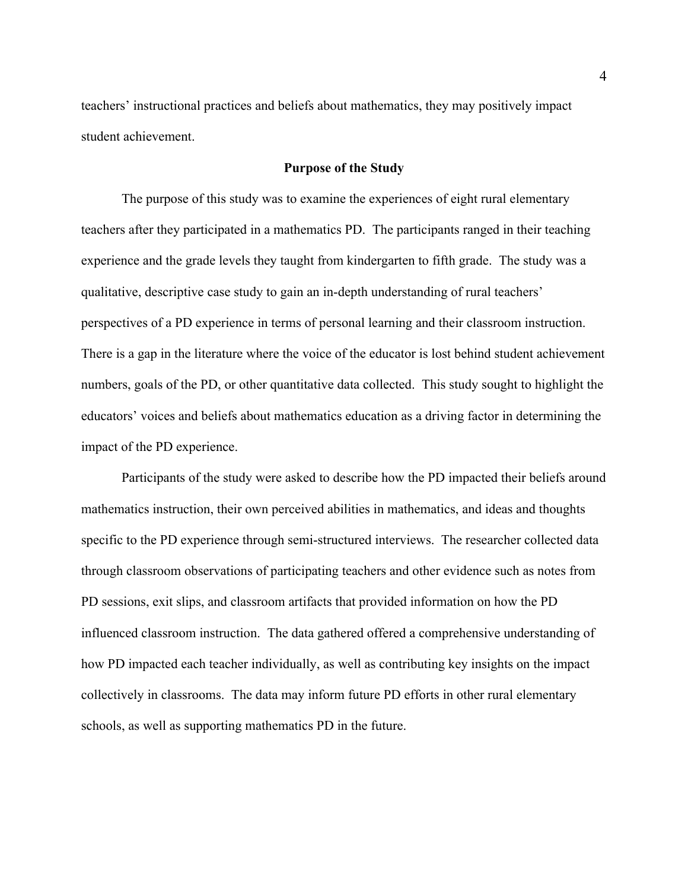teachers' instructional practices and beliefs about mathematics, they may positively impact student achievement.

## Purpose of the Study

The purpose of this study was to examine the experiences of eight rural elementary teachers after they participated in a mathematics PD. The participants ranged in their teaching experience and the grade levels they taught from kindergarten to fifth grade. The study was a qualitative, descriptive case study to gain an in-depth understanding of rural teachers' perspectives of a PD experience in terms of personal learning and their classroom instruction. There is a gap in the literature where the voice of the educator is lost behind student achievement numbers, goals of the PD, or other quantitative data collected. This study sought to highlight the educators' voices and beliefs about mathematics education as a driving factor in determining the impact of the PD experience.

Participants of the study were asked to describe how the PD impacted their beliefs around mathematics instruction, their own perceived abilities in mathematics, and ideas and thoughts specific to the PD experience through semi-structured interviews. The researcher collected data through classroom observations of participating teachers and other evidence such as notes from PD sessions, exit slips, and classroom artifacts that provided information on how the PD influenced classroom instruction. The data gathered offered a comprehensive understanding of how PD impacted each teacher individually, as well as contributing key insights on the impact collectively in classrooms. The data may inform future PD efforts in other rural elementary schools, as well as supporting mathematics PD in the future.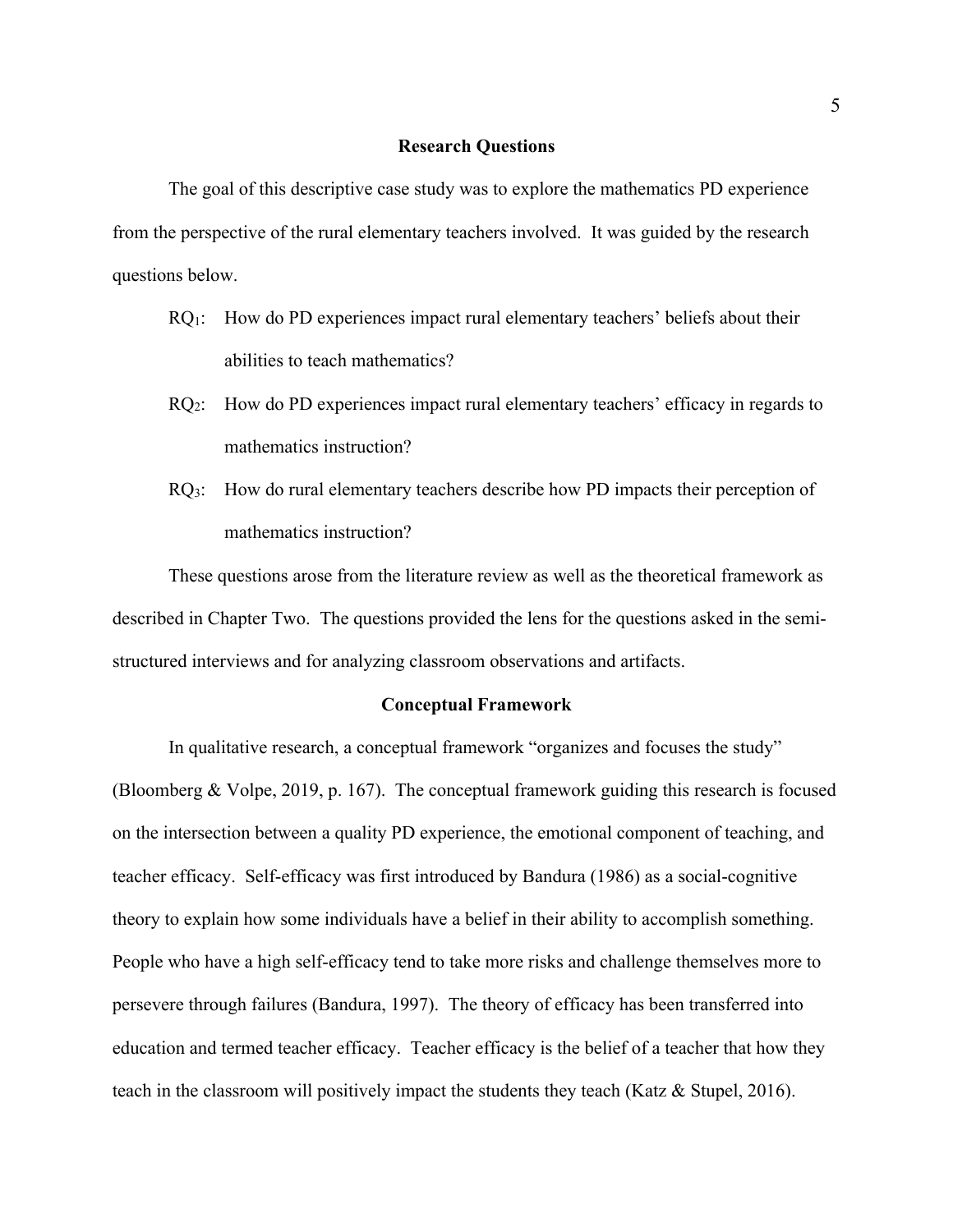## Research Questions

The goal of this descriptive case study was to explore the mathematics PD experience from the perspective of the rural elementary teachers involved. It was guided by the research questions below.

$RQ_1$: How do PD experiences impact rural elementary teachers' beliefs about their abilities to teach mathematics?

$RQ_2$: How do PD experiences impact rural elementary teachers' efficacy in regards to mathematics instruction?

$RQ_3$: How do rural elementary teachers describe how PD impacts their perception of mathematics instruction?

These questions arose from the literature review as well as the theoretical framework as described in Chapter Two. The questions provided the lens for the questions asked in the semi-structured interviews and for analyzing classroom observations and artifacts.

## Conceptual Framework

In qualitative research, a conceptual framework "organizes and focuses the study" (Bloomberg & Volpe, 2019, p. 167). The conceptual framework guiding this research is focused on the intersection between a quality PD experience, the emotional component of teaching, and teacher efficacy. Self-efficacy was first introduced by Bandura (1986) as a social-cognitive theory to explain how some individuals have a belief in their ability to accomplish something. People who have a high self-efficacy tend to take more risks and challenge themselves more to persevere through failures (Bandura, 1997). The theory of efficacy has been transferred into education and termed teacher efficacy. Teacher efficacy is the belief of a teacher that how they teach in the classroom will positively impact the students they teach (Katz & Stupel, 2016).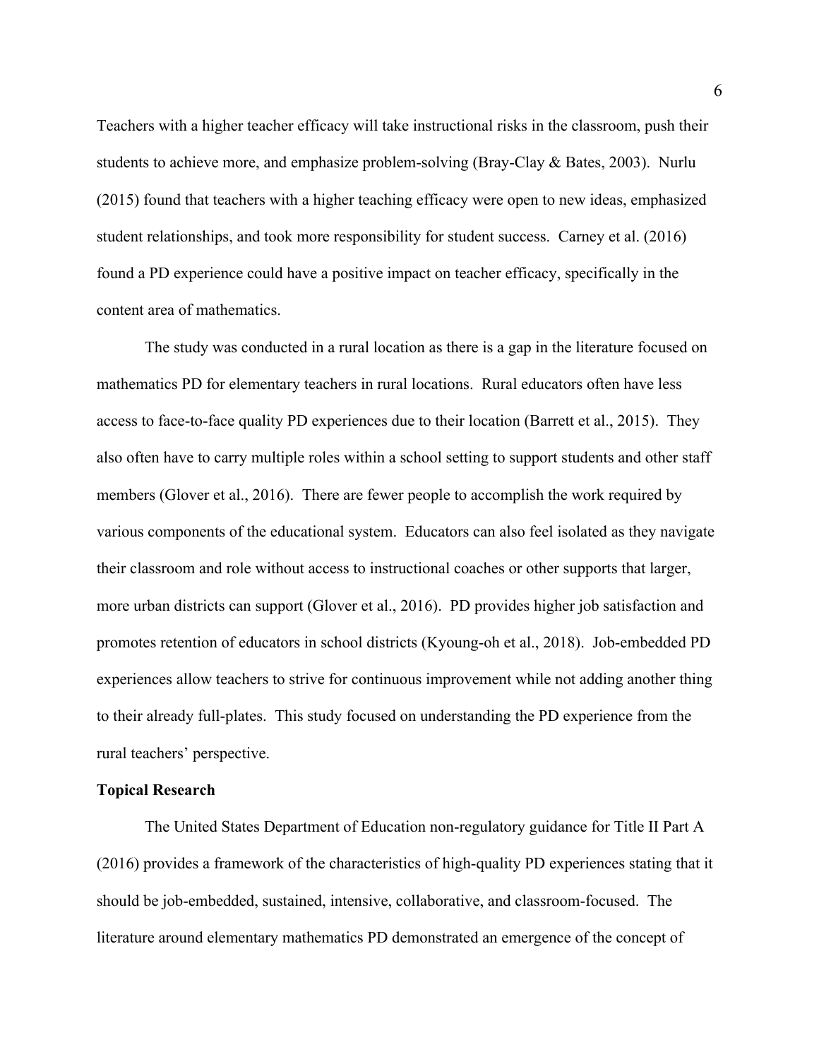Teachers with a higher teacher efficacy will take instructional risks in the classroom, push their students to achieve more, and emphasize problem-solving (Bray-Clay & Bates, 2003). Nurlu (2015) found that teachers with a higher teaching efficacy were open to new ideas, emphasized student relationships, and took more responsibility for student success. Carney et al. (2016) found a PD experience could have a positive impact on teacher efficacy, specifically in the content area of mathematics.

The study was conducted in a rural location as there is a gap in the literature focused on mathematics PD for elementary teachers in rural locations. Rural educators often have less access to face-to-face quality PD experiences due to their location (Barrett et al., 2015). They also often have to carry multiple roles within a school setting to support students and other staff members (Glover et al., 2016). There are fewer people to accomplish the work required by various components of the educational system. Educators can also feel isolated as they navigate their classroom and role without access to instructional coaches or other supports that larger, more urban districts can support (Glover et al., 2016). PD provides higher job satisfaction and promotes retention of educators in school districts (Kyoung-oh et al., 2018). Job-embedded PD experiences allow teachers to strive for continuous improvement while not adding another thing to their already full-plates. This study focused on understanding the PD experience from the rural teachers' perspective.

**Topical Research**

The United States Department of Education non-regulatory guidance for Title II Part A (2016) provides a framework of the characteristics of high-quality PD experiences stating that it should be job-embedded, sustained, intensive, collaborative, and classroom-focused. The literature around elementary mathematics PD demonstrated an emergence of the concept of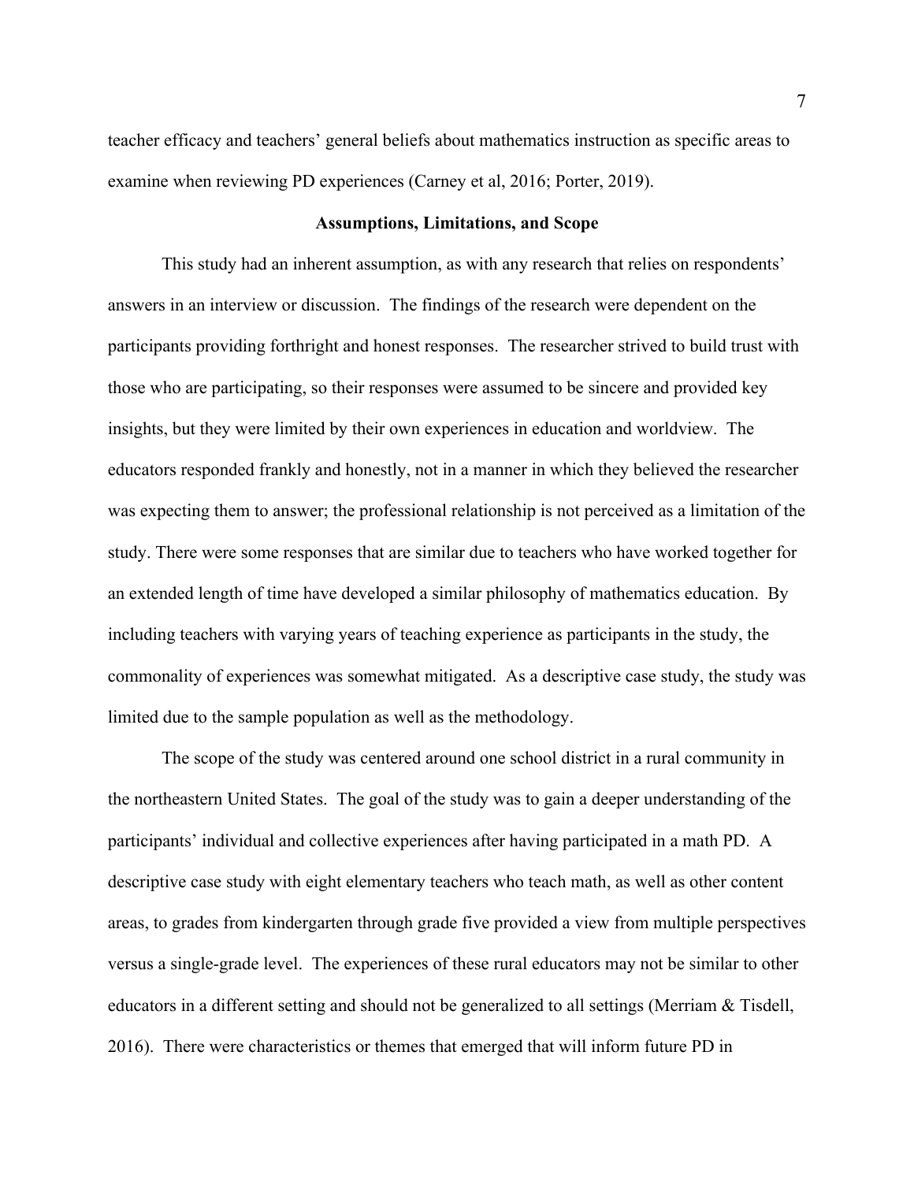teacher efficacy and teachers' general beliefs about mathematics instruction as specific areas to examine when reviewing PD experiences (Carney et al, 2016; Porter, 2019).

## Assumptions, Limitations, and Scope

This study had an inherent assumption, as with any research that relies on respondents' answers in an interview or discussion. The findings of the research were dependent on the participants providing forthright and honest responses. The researcher strived to build trust with those who are participating, so their responses were assumed to be sincere and provided key insights, but they were limited by their own experiences in education and worldview. The educators responded frankly and honestly, not in a manner in which they believed the researcher was expecting them to answer; the professional relationship is not perceived as a limitation of the study. There were some responses that are similar due to teachers who have worked together for an extended length of time have developed a similar philosophy of mathematics education. By including teachers with varying years of teaching experience as participants in the study, the commonality of experiences was somewhat mitigated. As a descriptive case study, the study was limited due to the sample population as well as the methodology.

The scope of the study was centered around one school district in a rural community in the northeastern United States. The goal of the study was to gain a deeper understanding of the participants' individual and collective experiences after having participated in a math PD. A descriptive case study with eight elementary teachers who teach math, as well as other content areas, to grades from kindergarten through grade five provided a view from multiple perspectives versus a single-grade level. The experiences of these rural educators may not be similar to other educators in a different setting and should not be generalized to all settings (Merriam & Tisdell, 2016). There were characteristics or themes that emerged that will inform future PD in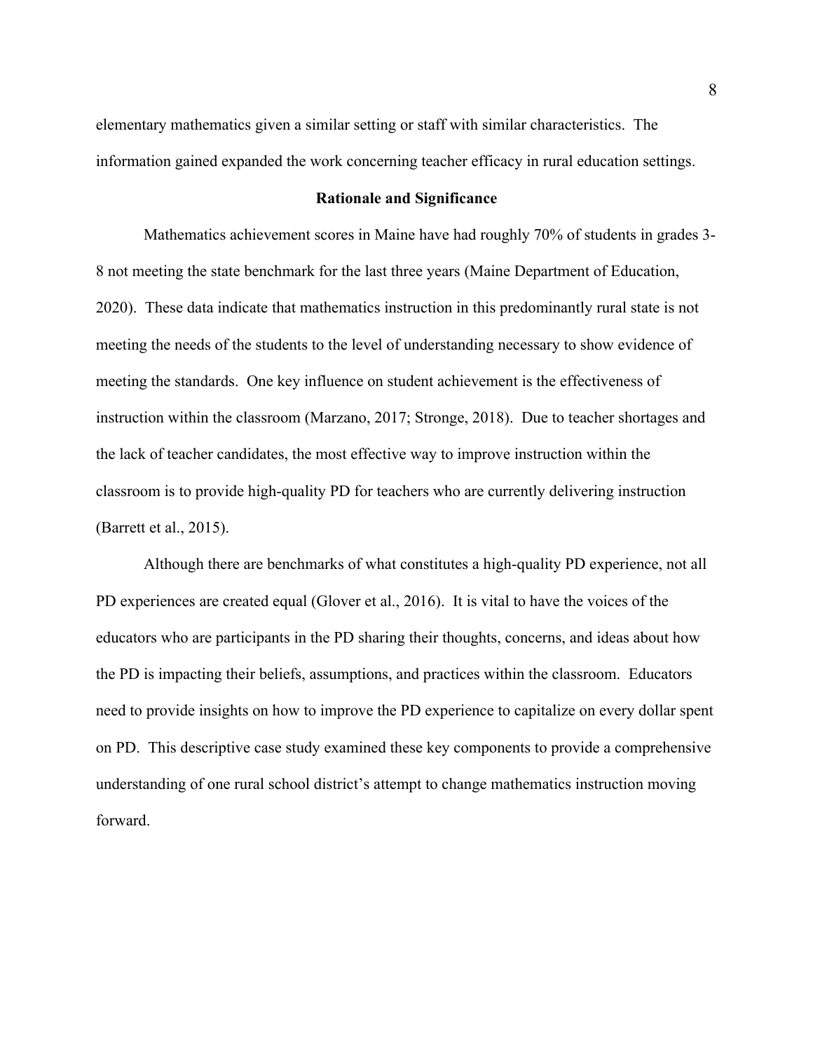elementary mathematics given a similar setting or staff with similar characteristics. The information gained expanded the work concerning teacher efficacy in rural education settings.

## Rationale and Significance

Mathematics achievement scores in Maine have had roughly 70% of students in grades 3-8 not meeting the state benchmark for the last three years (Maine Department of Education, 2020). These data indicate that mathematics instruction in this predominantly rural state is not meeting the needs of the students to the level of understanding necessary to show evidence of meeting the standards. One key influence on student achievement is the effectiveness of instruction within the classroom (Marzano, 2017; Stronge, 2018). Due to teacher shortages and the lack of teacher candidates, the most effective way to improve instruction within the classroom is to provide high-quality PD for teachers who are currently delivering instruction (Barrett et al., 2015).

Although there are benchmarks of what constitutes a high-quality PD experience, not all PD experiences are created equal (Glover et al., 2016). It is vital to have the voices of the educators who are participants in the PD sharing their thoughts, concerns, and ideas about how the PD is impacting their beliefs, assumptions, and practices within the classroom. Educators need to provide insights on how to improve the PD experience to capitalize on every dollar spent on PD. This descriptive case study examined these key components to provide a comprehensive understanding of one rural school district's attempt to change mathematics instruction moving forward.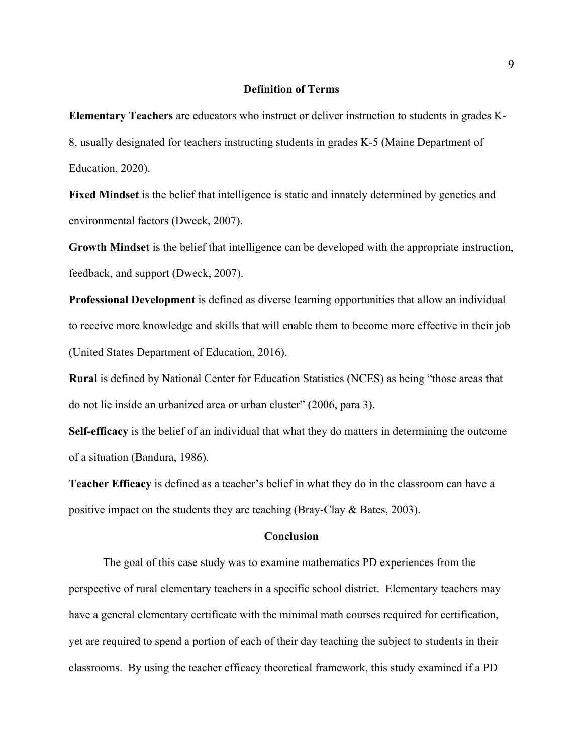## Definition of Terms

**Elementary Teachers** are educators who instruct or deliver instruction to students in grades K-8, usually designated for teachers instructing students in grades K-5 (Maine Department of Education, 2020).

**Fixed Mindset** is the belief that intelligence is static and innately determined by genetics and environmental factors (Dweck, 2007).

**Growth Mindset** is the belief that intelligence can be developed with the appropriate instruction, feedback, and support (Dweck, 2007).

**Professional Development** is defined as diverse learning opportunities that allow an individual to receive more knowledge and skills that will enable them to become more effective in their job (United States Department of Education, 2016).

**Rural** is defined by National Center for Education Statistics (NCES) as being "those areas that do not lie inside an urbanized area or urban cluster" (2006, para 3).

**Self-efficacy** is the belief of an individual that what they do matters in determining the outcome of a situation (Bandura, 1986).

**Teacher Efficacy** is defined as a teacher's belief in what they do in the classroom can have a positive impact on the students they are teaching (Bray-Clay & Bates, 2003).

## Conclusion

The goal of this case study was to examine mathematics PD experiences from the perspective of rural elementary teachers in a specific school district. Elementary teachers may have a general elementary certificate with the minimal math courses required for certification, yet are required to spend a portion of each of their day teaching the subject to students in their classrooms. By using the teacher efficacy theoretical framework, this study examined if a PD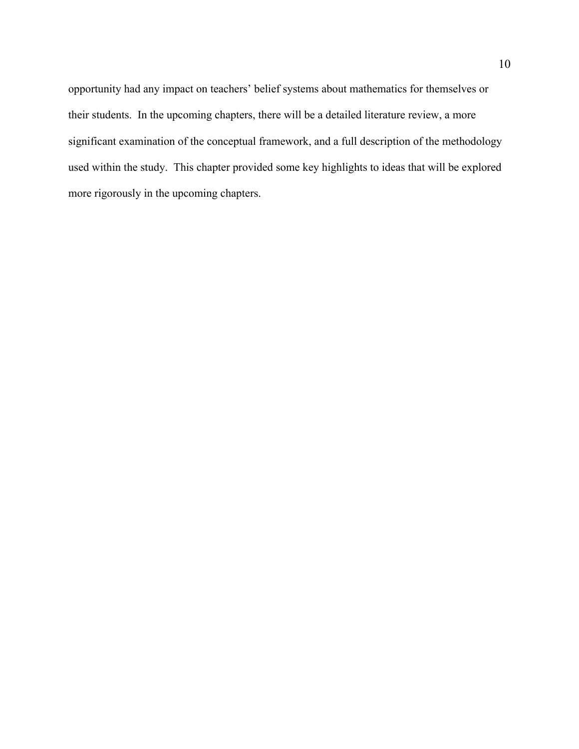opportunity had any impact on teachers' belief systems about mathematics for themselves or their students. In the upcoming chapters, there will be a detailed literature review, a more significant examination of the conceptual framework, and a full description of the methodology used within the study. This chapter provided some key highlights to ideas that will be explored more rigorously in the upcoming chapters.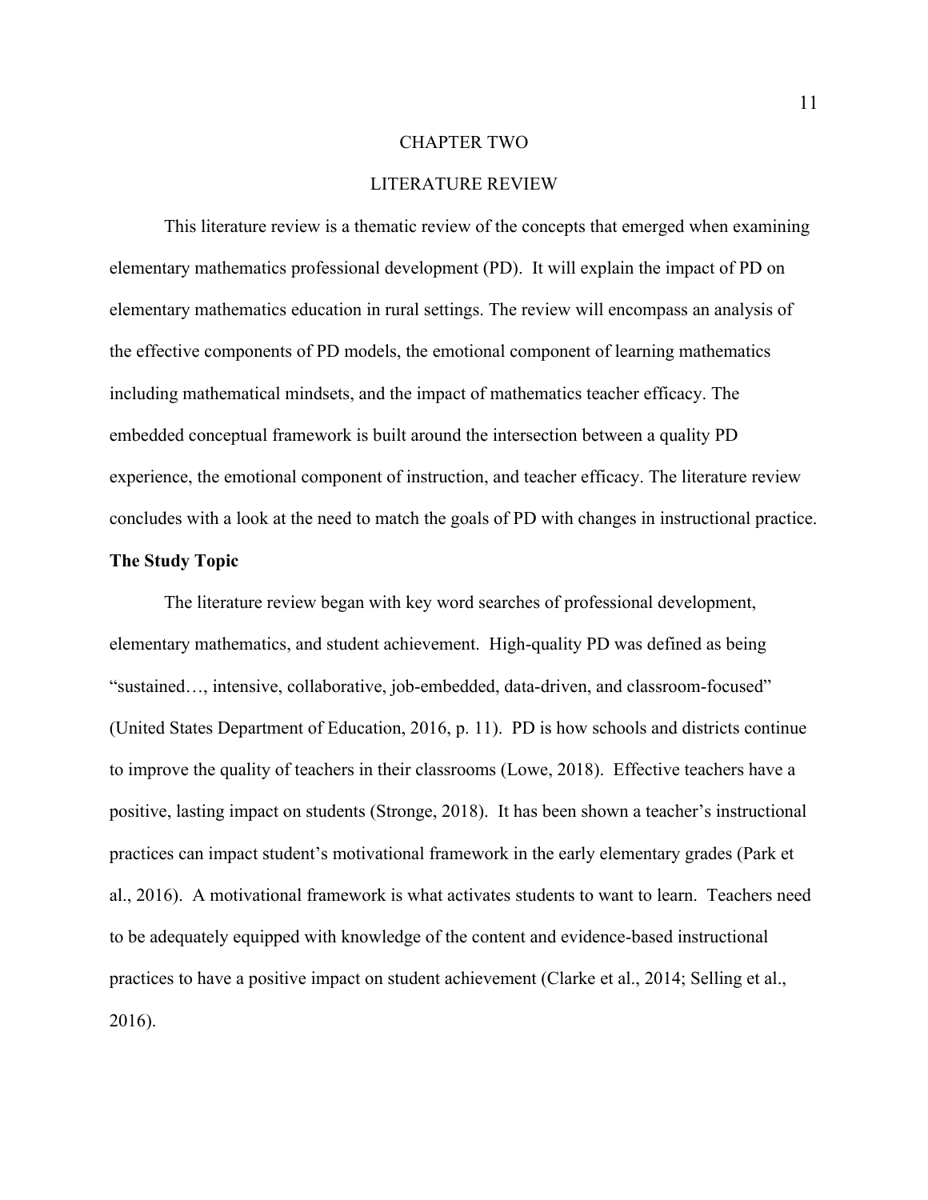# CHAPTER TWO

# LITERATURE REVIEW

This literature review is a thematic review of the concepts that emerged when examining elementary mathematics professional development (PD). It will explain the impact of PD on elementary mathematics education in rural settings. The review will encompass an analysis of the effective components of PD models, the emotional component of learning mathematics including mathematical mindsets, and the impact of mathematics teacher efficacy. The embedded conceptual framework is built around the intersection between a quality PD experience, the emotional component of instruction, and teacher efficacy. The literature review concludes with a look at the need to match the goals of PD with changes in instructional practice.

## The Study Topic

The literature review began with key word searches of professional development, elementary mathematics, and student achievement. High-quality PD was defined as being "sustained…, intensive, collaborative, job-embedded, data-driven, and classroom-focused" (United States Department of Education, 2016, p. 11). PD is how schools and districts continue to improve the quality of teachers in their classrooms (Lowe, 2018). Effective teachers have a positive, lasting impact on students (Stronge, 2018). It has been shown a teacher's instructional practices can impact student's motivational framework in the early elementary grades (Park et al., 2016). A motivational framework is what activates students to want to learn. Teachers need to be adequately equipped with knowledge of the content and evidence-based instructional practices to have a positive impact on student achievement (Clarke et al., 2014; Selling et al., 2016).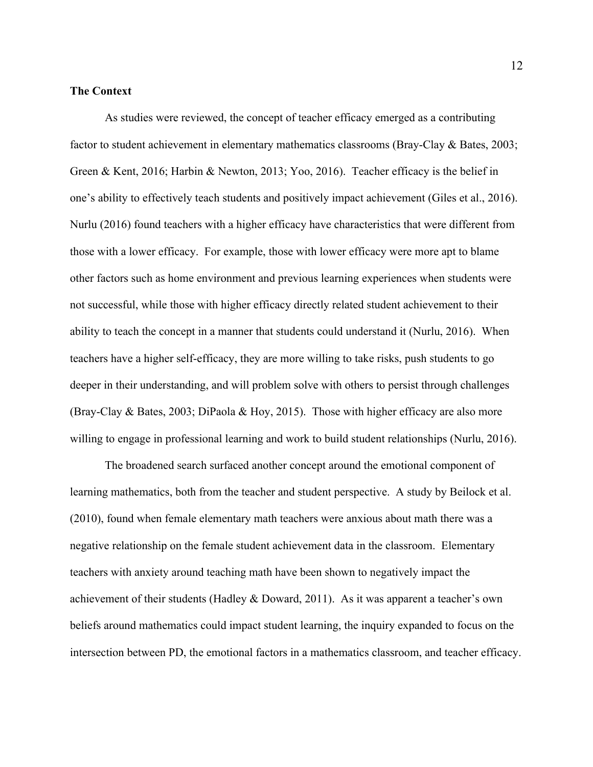**The Context**

As studies were reviewed, the concept of teacher efficacy emerged as a contributing factor to student achievement in elementary mathematics classrooms (Bray-Clay & Bates, 2003; Green & Kent, 2016; Harbin & Newton, 2013; Yoo, 2016). Teacher efficacy is the belief in one's ability to effectively teach students and positively impact achievement (Giles et al., 2016). Nurlu (2016) found teachers with a higher efficacy have characteristics that were different from those with a lower efficacy. For example, those with lower efficacy were more apt to blame other factors such as home environment and previous learning experiences when students were not successful, while those with higher efficacy directly related student achievement to their ability to teach the concept in a manner that students could understand it (Nurlu, 2016). When teachers have a higher self-efficacy, they are more willing to take risks, push students to go deeper in their understanding, and will problem solve with others to persist through challenges (Bray-Clay & Bates, 2003; DiPaola & Hoy, 2015). Those with higher efficacy are also more willing to engage in professional learning and work to build student relationships (Nurlu, 2016).

The broadened search surfaced another concept around the emotional component of learning mathematics, both from the teacher and student perspective. A study by Beilock et al. (2010), found when female elementary math teachers were anxious about math there was a negative relationship on the female student achievement data in the classroom. Elementary teachers with anxiety around teaching math have been shown to negatively impact the achievement of their students (Hadley & Doward, 2011). As it was apparent a teacher's own beliefs around mathematics could impact student learning, the inquiry expanded to focus on the intersection between PD, the emotional factors in a mathematics classroom, and teacher efficacy.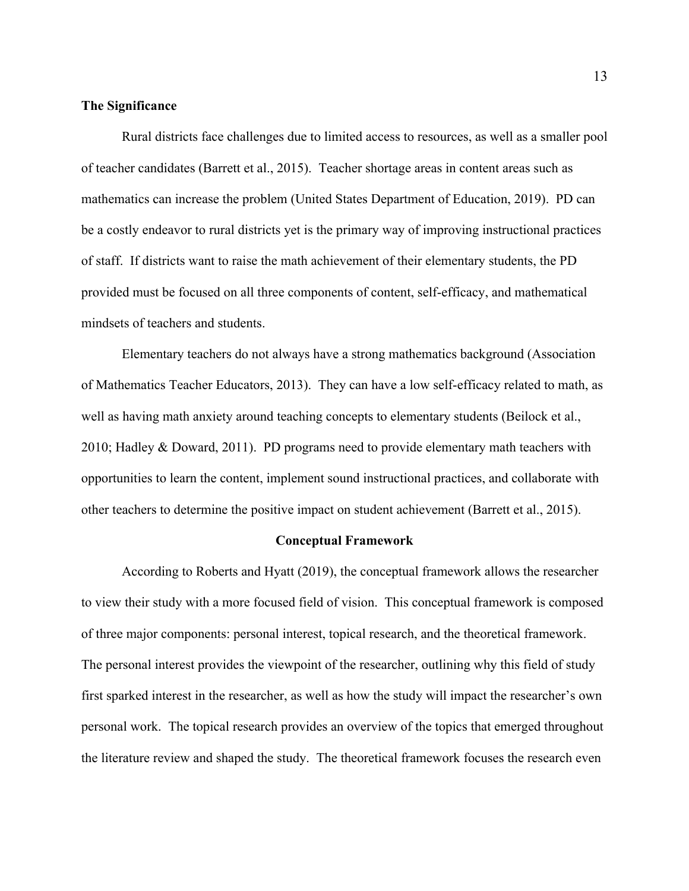### The Significance

Rural districts face challenges due to limited access to resources, as well as a smaller pool of teacher candidates (Barrett et al., 2015). Teacher shortage areas in content areas such as mathematics can increase the problem (United States Department of Education, 2019). PD can be a costly endeavor to rural districts yet is the primary way of improving instructional practices of staff. If districts want to raise the math achievement of their elementary students, the PD provided must be focused on all three components of content, self-efficacy, and mathematical mindsets of teachers and students.

Elementary teachers do not always have a strong mathematics background (Association of Mathematics Teacher Educators, 2013). They can have a low self-efficacy related to math, as well as having math anxiety around teaching concepts to elementary students (Beilock et al., 2010; Hadley & Doward, 2011). PD programs need to provide elementary math teachers with opportunities to learn the content, implement sound instructional practices, and collaborate with other teachers to determine the positive impact on student achievement (Barrett et al., 2015).

## Conceptual Framework

According to Roberts and Hyatt (2019), the conceptual framework allows the researcher to view their study with a more focused field of vision. This conceptual framework is composed of three major components: personal interest, topical research, and the theoretical framework. The personal interest provides the viewpoint of the researcher, outlining why this field of study first sparked interest in the researcher, as well as how the study will impact the researcher's own personal work. The topical research provides an overview of the topics that emerged throughout the literature review and shaped the study. The theoretical framework focuses the research even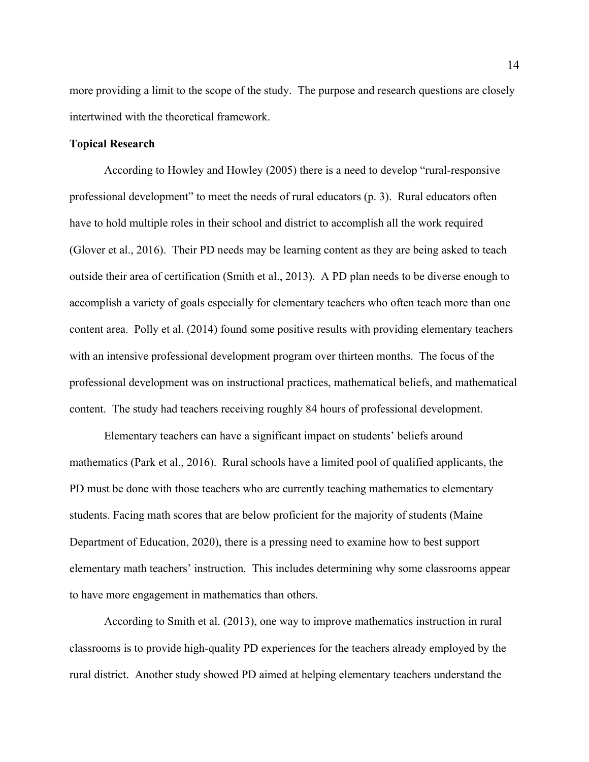more providing a limit to the scope of the study. The purpose and research questions are closely intertwined with the theoretical framework.

**Topical Research**

According to Howley and Howley (2005) there is a need to develop "rural-responsive professional development" to meet the needs of rural educators (p. 3). Rural educators often have to hold multiple roles in their school and district to accomplish all the work required (Glover et al., 2016). Their PD needs may be learning content as they are being asked to teach outside their area of certification (Smith et al., 2013). A PD plan needs to be diverse enough to accomplish a variety of goals especially for elementary teachers who often teach more than one content area. Polly et al. (2014) found some positive results with providing elementary teachers with an intensive professional development program over thirteen months. The focus of the professional development was on instructional practices, mathematical beliefs, and mathematical content. The study had teachers receiving roughly 84 hours of professional development.

Elementary teachers can have a significant impact on students' beliefs around mathematics (Park et al., 2016). Rural schools have a limited pool of qualified applicants, the PD must be done with those teachers who are currently teaching mathematics to elementary students. Facing math scores that are below proficient for the majority of students (Maine Department of Education, 2020), there is a pressing need to examine how to best support elementary math teachers' instruction. This includes determining why some classrooms appear to have more engagement in mathematics than others.

According to Smith et al. (2013), one way to improve mathematics instruction in rural classrooms is to provide high-quality PD experiences for the teachers already employed by the rural district. Another study showed PD aimed at helping elementary teachers understand the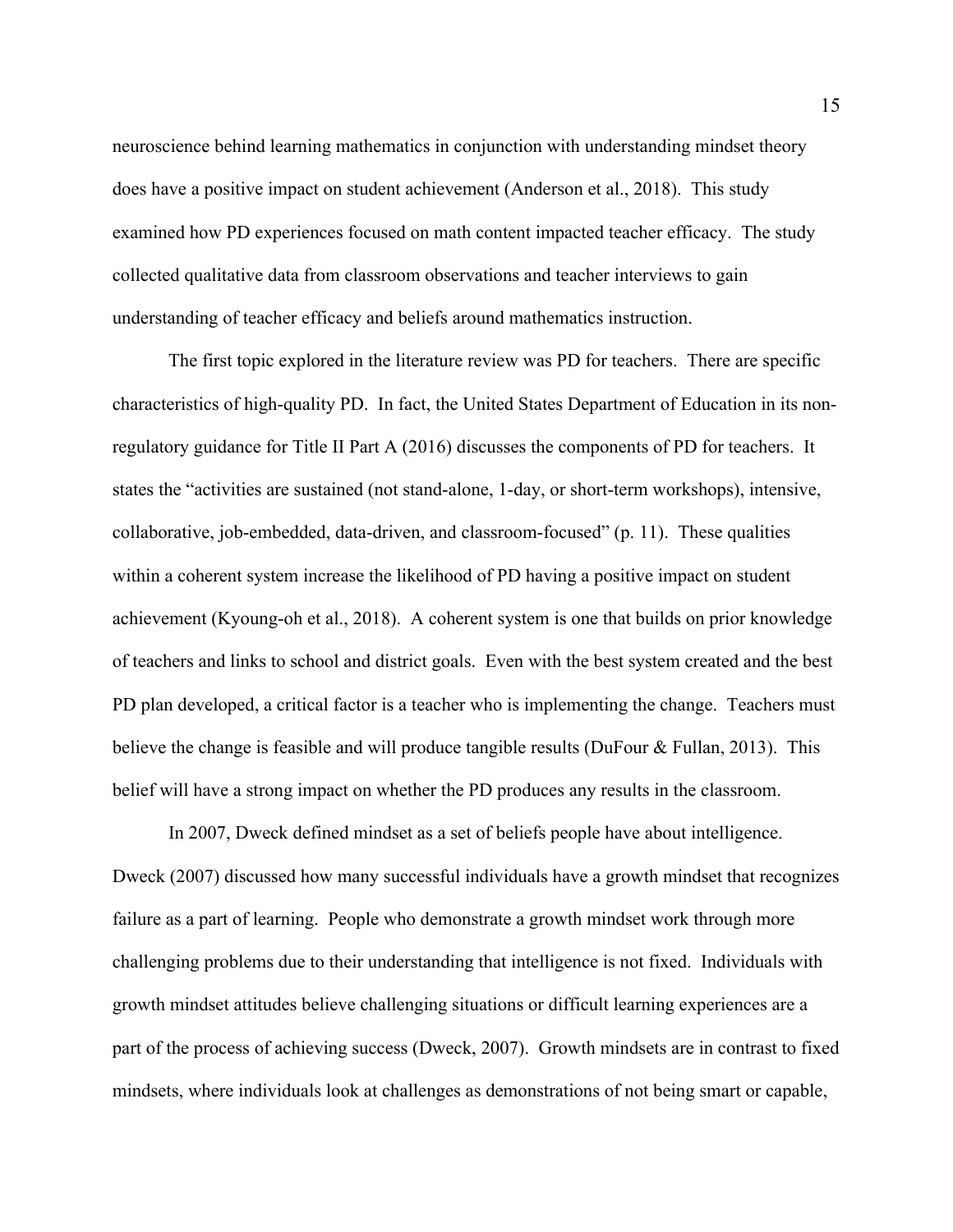neuroscience behind learning mathematics in conjunction with understanding mindset theory does have a positive impact on student achievement (Anderson et al., 2018). This study examined how PD experiences focused on math content impacted teacher efficacy. The study collected qualitative data from classroom observations and teacher interviews to gain understanding of teacher efficacy and beliefs around mathematics instruction.

The first topic explored in the literature review was PD for teachers. There are specific characteristics of high-quality PD. In fact, the United States Department of Education in its non-regulatory guidance for Title II Part A (2016) discusses the components of PD for teachers. It states the "activities are sustained (not stand-alone, 1-day, or short-term workshops), intensive, collaborative, job-embedded, data-driven, and classroom-focused" (p. 11). These qualities within a coherent system increase the likelihood of PD having a positive impact on student achievement (Kyoung-oh et al., 2018). A coherent system is one that builds on prior knowledge of teachers and links to school and district goals. Even with the best system created and the best PD plan developed, a critical factor is a teacher who is implementing the change. Teachers must believe the change is feasible and will produce tangible results (DuFour & Fullan, 2013). This belief will have a strong impact on whether the PD produces any results in the classroom.

In 2007, Dweck defined mindset as a set of beliefs people have about intelligence. Dweck (2007) discussed how many successful individuals have a growth mindset that recognizes failure as a part of learning. People who demonstrate a growth mindset work through more challenging problems due to their understanding that intelligence is not fixed. Individuals with growth mindset attitudes believe challenging situations or difficult learning experiences are a part of the process of achieving success (Dweck, 2007). Growth mindsets are in contrast to fixed mindsets, where individuals look at challenges as demonstrations of not being smart or capable,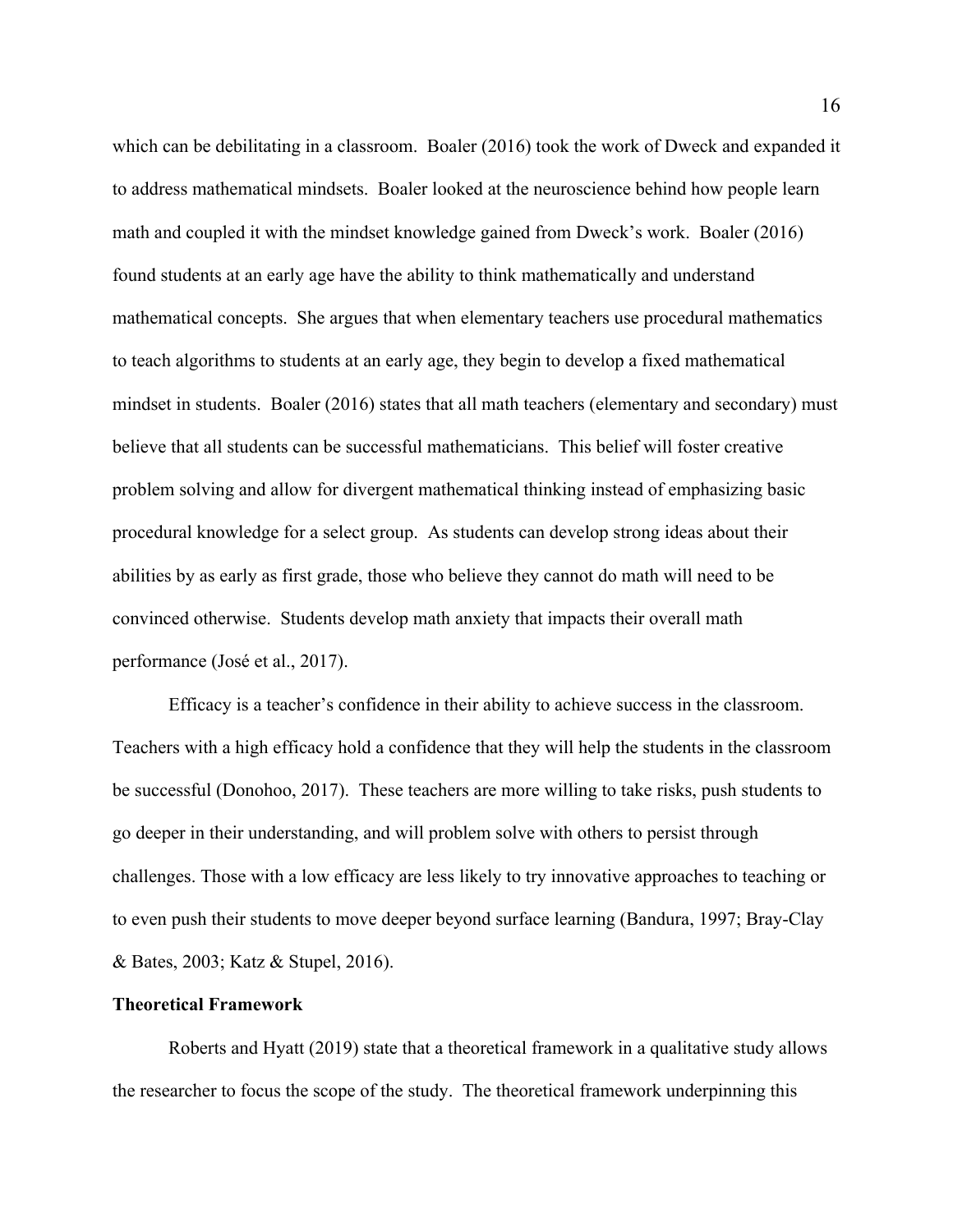which can be debilitating in a classroom. Boaler (2016) took the work of Dweck and expanded it to address mathematical mindsets. Boaler looked at the neuroscience behind how people learn math and coupled it with the mindset knowledge gained from Dweck's work. Boaler (2016) found students at an early age have the ability to think mathematically and understand mathematical concepts. She argues that when elementary teachers use procedural mathematics to teach algorithms to students at an early age, they begin to develop a fixed mathematical mindset in students. Boaler (2016) states that all math teachers (elementary and secondary) must believe that all students can be successful mathematicians. This belief will foster creative problem solving and allow for divergent mathematical thinking instead of emphasizing basic procedural knowledge for a select group. As students can develop strong ideas about their abilities by as early as first grade, those who believe they cannot do math will need to be convinced otherwise. Students develop math anxiety that impacts their overall math performance (José et al., 2017).

Efficacy is a teacher's confidence in their ability to achieve success in the classroom. Teachers with a high efficacy hold a confidence that they will help the students in the classroom be successful (Donohoo, 2017). These teachers are more willing to take risks, push students to go deeper in their understanding, and will problem solve with others to persist through challenges. Those with a low efficacy are less likely to try innovative approaches to teaching or to even push their students to move deeper beyond surface learning (Bandura, 1997; Bray-Clay & Bates, 2003; Katz & Stupel, 2016).

**Theoretical Framework**

Roberts and Hyatt (2019) state that a theoretical framework in a qualitative study allows the researcher to focus the scope of the study. The theoretical framework underpinning this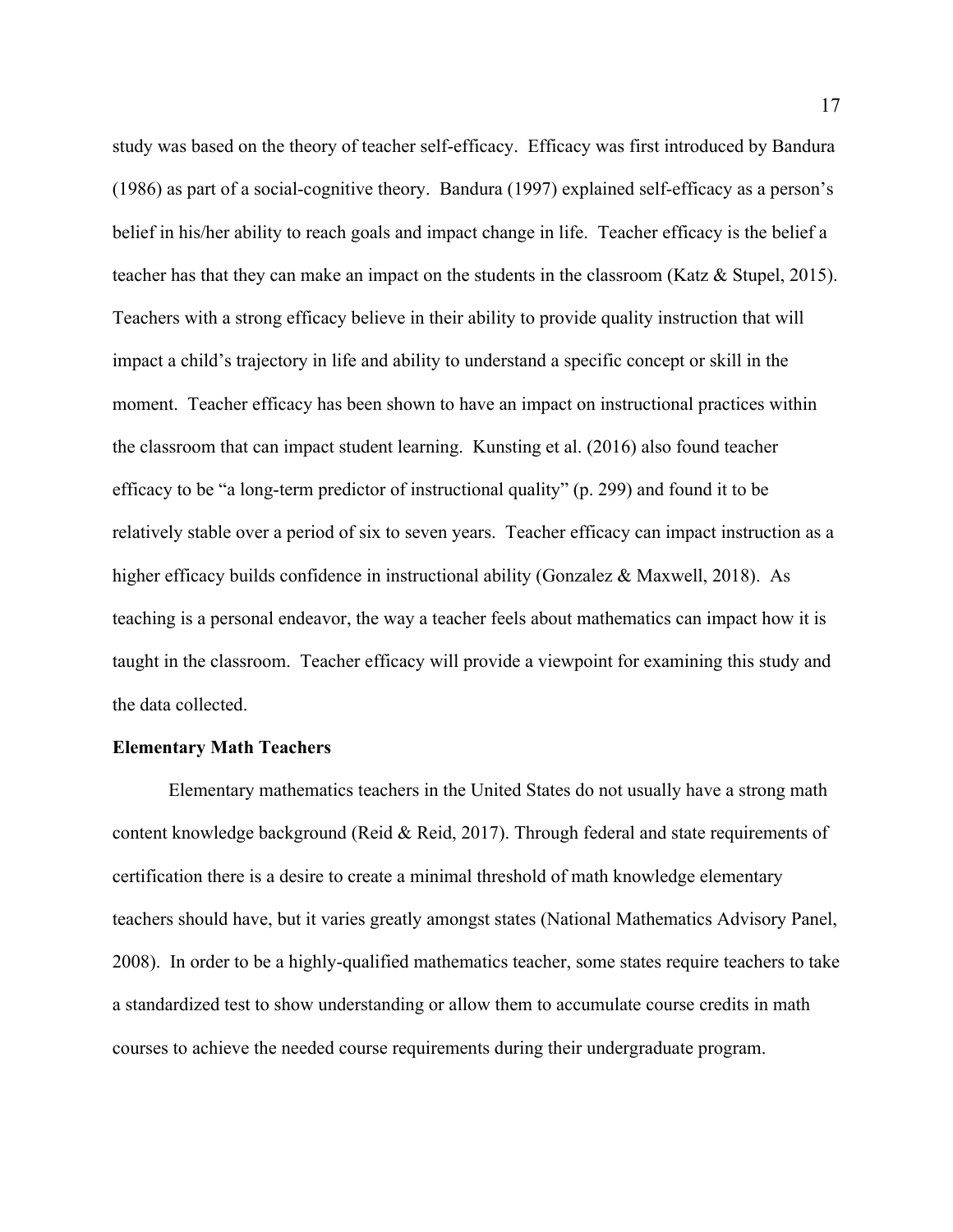study was based on the theory of teacher self-efficacy. Efficacy was first introduced by Bandura (1986) as part of a social-cognitive theory. Bandura (1997) explained self-efficacy as a person's belief in his/her ability to reach goals and impact change in life. Teacher efficacy is the belief a teacher has that they can make an impact on the students in the classroom (Katz & Stupel, 2015). Teachers with a strong efficacy believe in their ability to provide quality instruction that will impact a child's trajectory in life and ability to understand a specific concept or skill in the moment. Teacher efficacy has been shown to have an impact on instructional practices within the classroom that can impact student learning. Kunsting et al. (2016) also found teacher efficacy to be "a long-term predictor of instructional quality" (p. 299) and found it to be relatively stable over a period of six to seven years. Teacher efficacy can impact instruction as a higher efficacy builds confidence in instructional ability (Gonzalez & Maxwell, 2018). As teaching is a personal endeavor, the way a teacher feels about mathematics can impact how it is taught in the classroom. Teacher efficacy will provide a viewpoint for examining this study and the data collected.

**Elementary Math Teachers**

Elementary mathematics teachers in the United States do not usually have a strong math content knowledge background (Reid & Reid, 2017). Through federal and state requirements of certification there is a desire to create a minimal threshold of math knowledge elementary teachers should have, but it varies greatly amongst states (National Mathematics Advisory Panel, 2008). In order to be a highly-qualified mathematics teacher, some states require teachers to take a standardized test to show understanding or allow them to accumulate course credits in math courses to achieve the needed course requirements during their undergraduate program.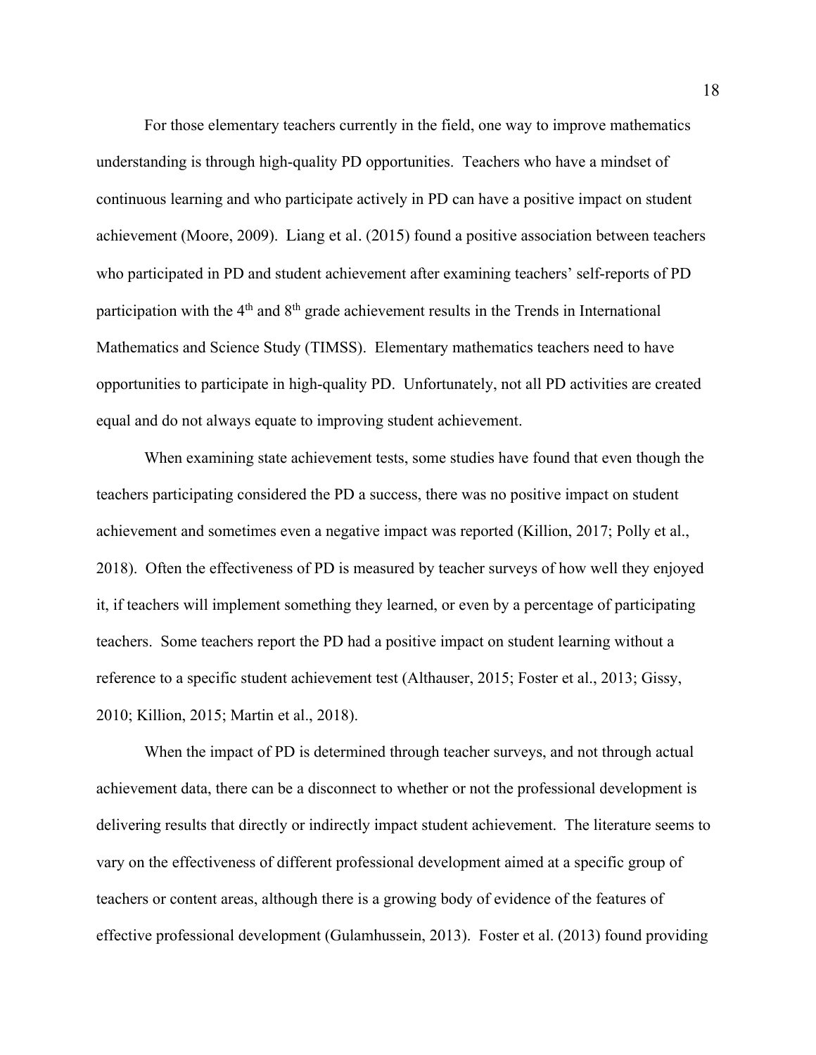For those elementary teachers currently in the field, one way to improve mathematics understanding is through high-quality PD opportunities. Teachers who have a mindset of continuous learning and who participate actively in PD can have a positive impact on student achievement (Moore, 2009). Liang et al. (2015) found a positive association between teachers who participated in PD and student achievement after examining teachers' self-reports of PD participation with the 4th and 8th grade achievement results in the Trends in International Mathematics and Science Study (TIMSS). Elementary mathematics teachers need to have opportunities to participate in high-quality PD. Unfortunately, not all PD activities are created equal and do not always equate to improving student achievement.

When examining state achievement tests, some studies have found that even though the teachers participating considered the PD a success, there was no positive impact on student achievement and sometimes even a negative impact was reported (Killion, 2017; Polly et al., 2018). Often the effectiveness of PD is measured by teacher surveys of how well they enjoyed it, if teachers will implement something they learned, or even by a percentage of participating teachers. Some teachers report the PD had a positive impact on student learning without a reference to a specific student achievement test (Althauser, 2015; Foster et al., 2013; Gissy, 2010; Killion, 2015; Martin et al., 2018).

When the impact of PD is determined through teacher surveys, and not through actual achievement data, there can be a disconnect to whether or not the professional development is delivering results that directly or indirectly impact student achievement. The literature seems to vary on the effectiveness of different professional development aimed at a specific group of teachers or content areas, although there is a growing body of evidence of the features of effective professional development (Gulamhussein, 2013). Foster et al. (2013) found providing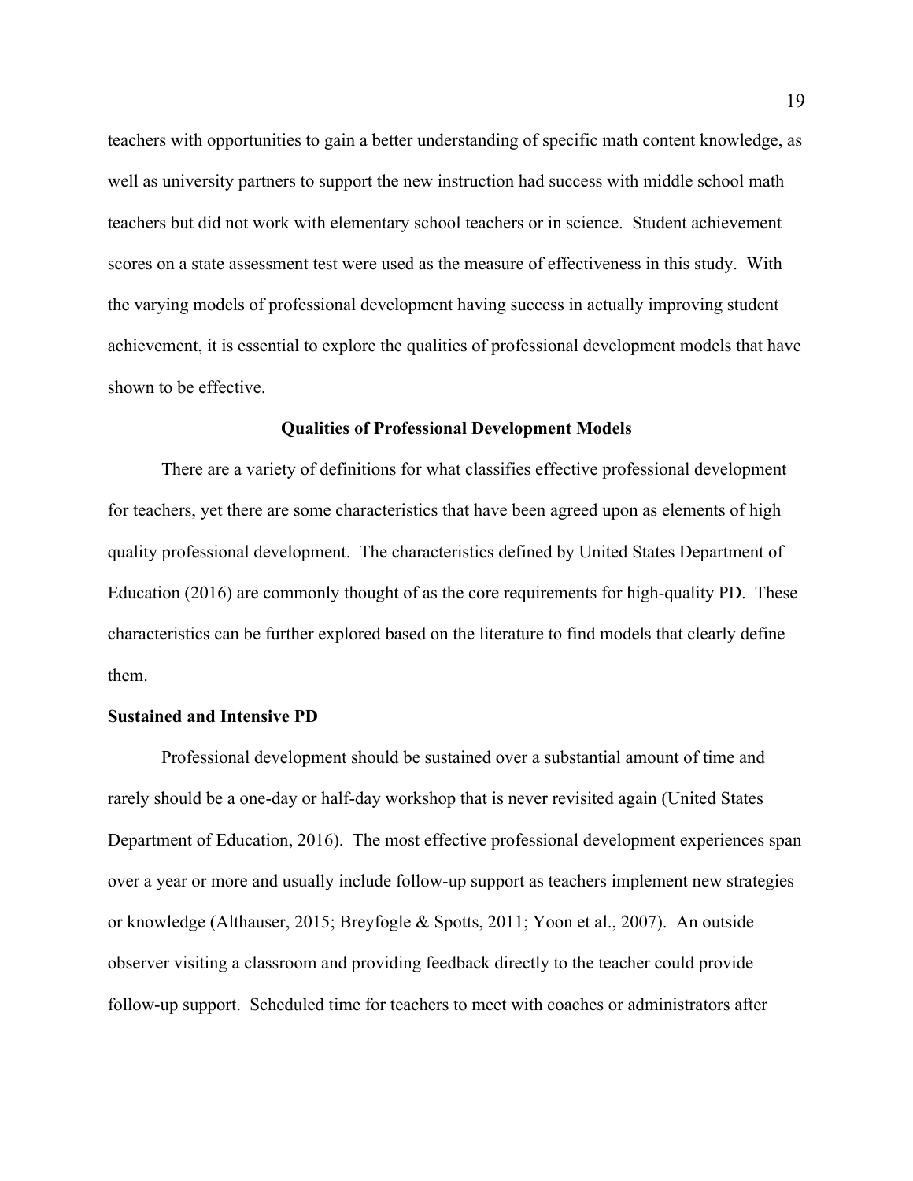teachers with opportunities to gain a better understanding of specific math content knowledge, as well as university partners to support the new instruction had success with middle school math teachers but did not work with elementary school teachers or in science. Student achievement scores on a state assessment test were used as the measure of effectiveness in this study. With the varying models of professional development having success in actually improving student achievement, it is essential to explore the qualities of professional development models that have shown to be effective.

## Qualities of Professional Development Models

There are a variety of definitions for what classifies effective professional development for teachers, yet there are some characteristics that have been agreed upon as elements of high quality professional development. The characteristics defined by United States Department of Education (2016) are commonly thought of as the core requirements for high-quality PD. These characteristics can be further explored based on the literature to find models that clearly define them.

### Sustained and Intensive PD

Professional development should be sustained over a substantial amount of time and rarely should be a one-day or half-day workshop that is never revisited again (United States Department of Education, 2016). The most effective professional development experiences span over a year or more and usually include follow-up support as teachers implement new strategies or knowledge (Althauser, 2015; Breyfogle & Spotts, 2011; Yoon et al., 2007). An outside observer visiting a classroom and providing feedback directly to the teacher could provide follow-up support. Scheduled time for teachers to meet with coaches or administrators after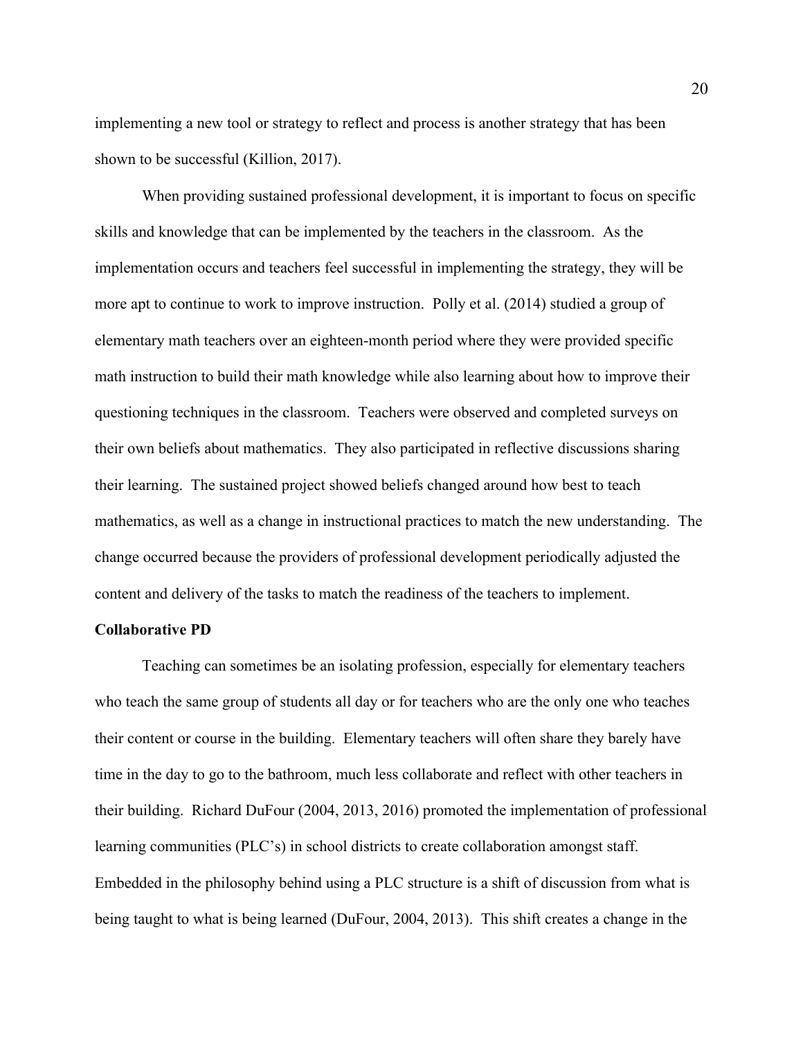implementing a new tool or strategy to reflect and process is another strategy that has been shown to be successful (Killion, 2017).

When providing sustained professional development, it is important to focus on specific skills and knowledge that can be implemented by the teachers in the classroom. As the implementation occurs and teachers feel successful in implementing the strategy, they will be more apt to continue to work to improve instruction. Polly et al. (2014) studied a group of elementary math teachers over an eighteen-month period where they were provided specific math instruction to build their math knowledge while also learning about how to improve their questioning techniques in the classroom. Teachers were observed and completed surveys on their own beliefs about mathematics. They also participated in reflective discussions sharing their learning. The sustained project showed beliefs changed around how best to teach mathematics, as well as a change in instructional practices to match the new understanding. The change occurred because the providers of professional development periodically adjusted the content and delivery of the tasks to match the readiness of the teachers to implement.

**Collaborative PD**

Teaching can sometimes be an isolating profession, especially for elementary teachers who teach the same group of students all day or for teachers who are the only one who teaches their content or course in the building. Elementary teachers will often share they barely have time in the day to go to the bathroom, much less collaborate and reflect with other teachers in their building. Richard DuFour (2004, 2013, 2016) promoted the implementation of professional learning communities (PLC's) in school districts to create collaboration amongst staff. Embedded in the philosophy behind using a PLC structure is a shift of discussion from what is being taught to what is being learned (DuFour, 2004, 2013). This shift creates a change in the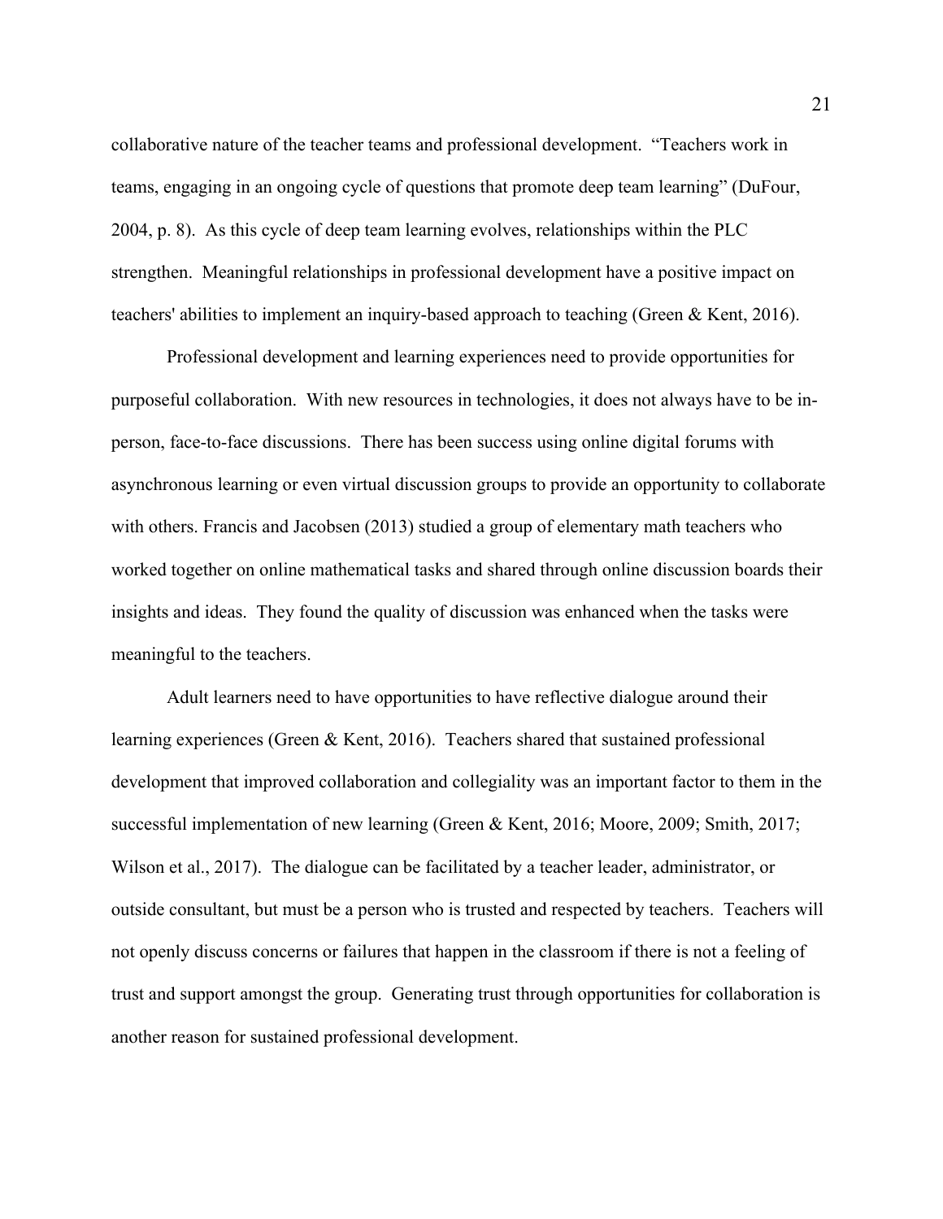collaborative nature of the teacher teams and professional development. "Teachers work in teams, engaging in an ongoing cycle of questions that promote deep team learning" (DuFour, 2004, p. 8). As this cycle of deep team learning evolves, relationships within the PLC strengthen. Meaningful relationships in professional development have a positive impact on teachers' abilities to implement an inquiry-based approach to teaching (Green & Kent, 2016).

Professional development and learning experiences need to provide opportunities for purposeful collaboration. With new resources in technologies, it does not always have to be in-person, face-to-face discussions. There has been success using online digital forums with asynchronous learning or even virtual discussion groups to provide an opportunity to collaborate with others. Francis and Jacobsen (2013) studied a group of elementary math teachers who worked together on online mathematical tasks and shared through online discussion boards their insights and ideas. They found the quality of discussion was enhanced when the tasks were meaningful to the teachers.

Adult learners need to have opportunities to have reflective dialogue around their learning experiences (Green & Kent, 2016). Teachers shared that sustained professional development that improved collaboration and collegiality was an important factor to them in the successful implementation of new learning (Green & Kent, 2016; Moore, 2009; Smith, 2017; Wilson et al., 2017). The dialogue can be facilitated by a teacher leader, administrator, or outside consultant, but must be a person who is trusted and respected by teachers. Teachers will not openly discuss concerns or failures that happen in the classroom if there is not a feeling of trust and support amongst the group. Generating trust through opportunities for collaboration is another reason for sustained professional development.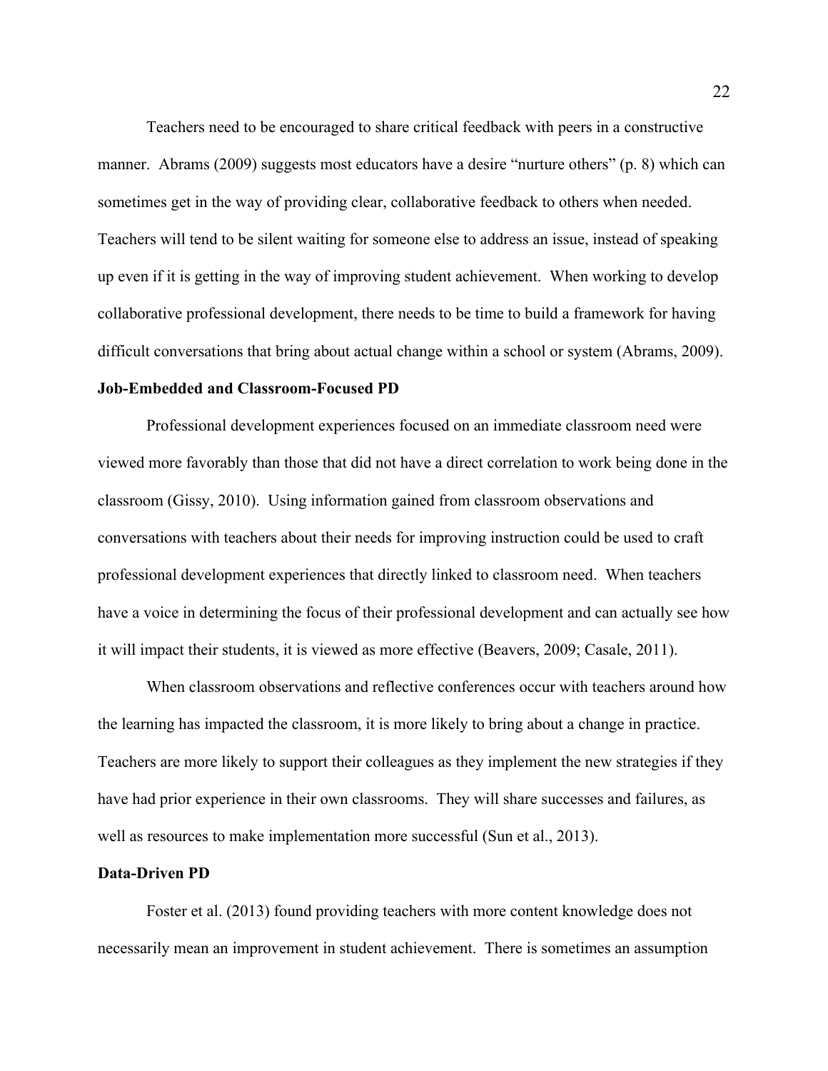Teachers need to be encouraged to share critical feedback with peers in a constructive manner. Abrams (2009) suggests most educators have a desire "nurture others" (p. 8) which can sometimes get in the way of providing clear, collaborative feedback to others when needed. Teachers will tend to be silent waiting for someone else to address an issue, instead of speaking up even if it is getting in the way of improving student achievement. When working to develop collaborative professional development, there needs to be time to build a framework for having difficult conversations that bring about actual change within a school or system (Abrams, 2009).

**Job-Embedded and Classroom-Focused PD**

Professional development experiences focused on an immediate classroom need were viewed more favorably than those that did not have a direct correlation to work being done in the classroom (Gissy, 2010). Using information gained from classroom observations and conversations with teachers about their needs for improving instruction could be used to craft professional development experiences that directly linked to classroom need. When teachers have a voice in determining the focus of their professional development and can actually see how it will impact their students, it is viewed as more effective (Beavers, 2009; Casale, 2011).

When classroom observations and reflective conferences occur with teachers around how the learning has impacted the classroom, it is more likely to bring about a change in practice. Teachers are more likely to support their colleagues as they implement the new strategies if they have had prior experience in their own classrooms. They will share successes and failures, as well as resources to make implementation more successful (Sun et al., 2013).

**Data-Driven PD**

Foster et al. (2013) found providing teachers with more content knowledge does not necessarily mean an improvement in student achievement. There is sometimes an assumption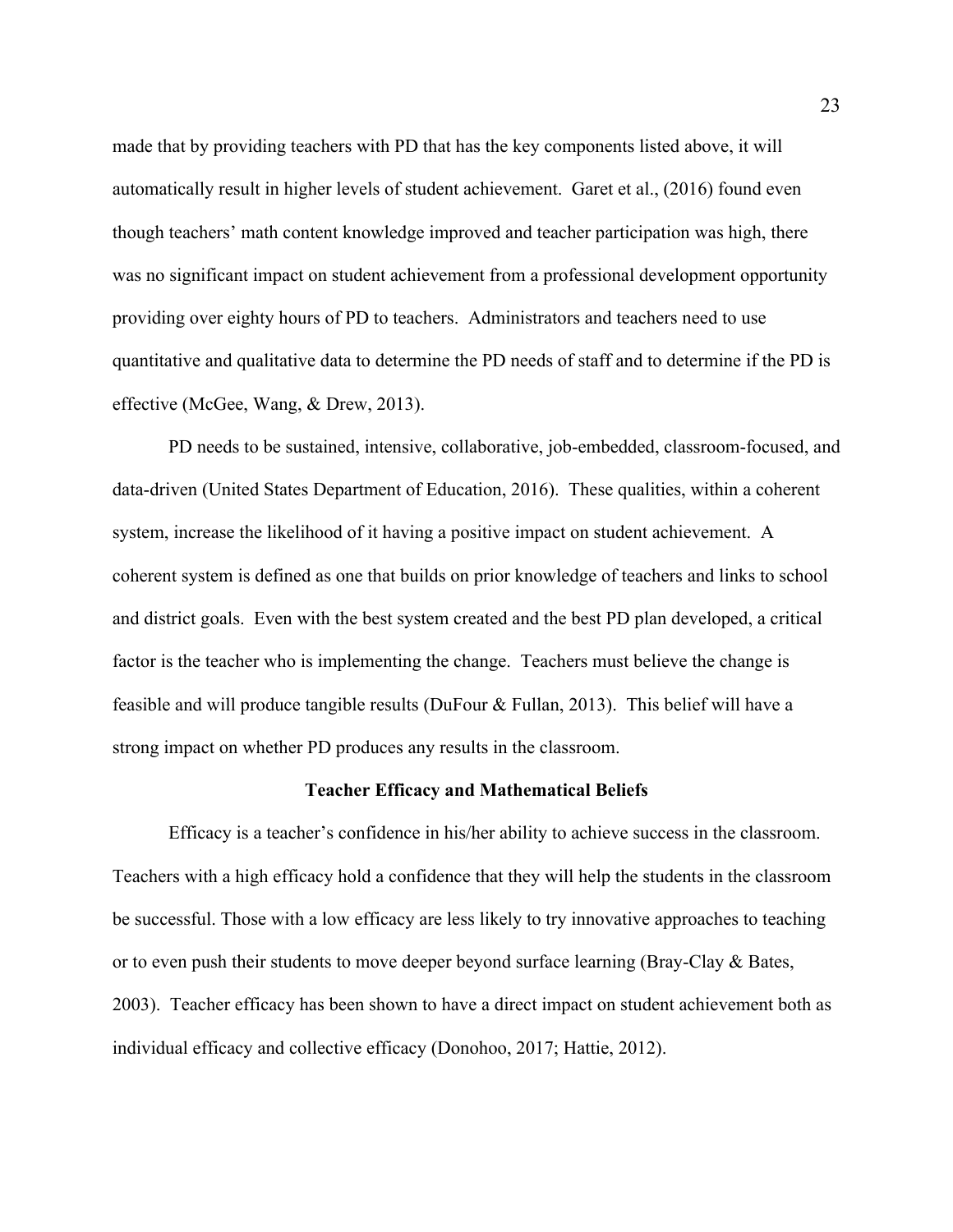made that by providing teachers with PD that has the key components listed above, it will automatically result in higher levels of student achievement. Garet et al., (2016) found even though teachers' math content knowledge improved and teacher participation was high, there was no significant impact on student achievement from a professional development opportunity providing over eighty hours of PD to teachers. Administrators and teachers need to use quantitative and qualitative data to determine the PD needs of staff and to determine if the PD is effective (McGee, Wang, & Drew, 2013).

PD needs to be sustained, intensive, collaborative, job-embedded, classroom-focused, and data-driven (United States Department of Education, 2016). These qualities, within a coherent system, increase the likelihood of it having a positive impact on student achievement. A coherent system is defined as one that builds on prior knowledge of teachers and links to school and district goals. Even with the best system created and the best PD plan developed, a critical factor is the teacher who is implementing the change. Teachers must believe the change is feasible and will produce tangible results (DuFour & Fullan, 2013). This belief will have a strong impact on whether PD produces any results in the classroom.

## Teacher Efficacy and Mathematical Beliefs

Efficacy is a teacher's confidence in his/her ability to achieve success in the classroom. Teachers with a high efficacy hold a confidence that they will help the students in the classroom be successful. Those with a low efficacy are less likely to try innovative approaches to teaching or to even push their students to move deeper beyond surface learning (Bray-Clay & Bates, 2003). Teacher efficacy has been shown to have a direct impact on student achievement both as individual efficacy and collective efficacy (Donohoo, 2017; Hattie, 2012).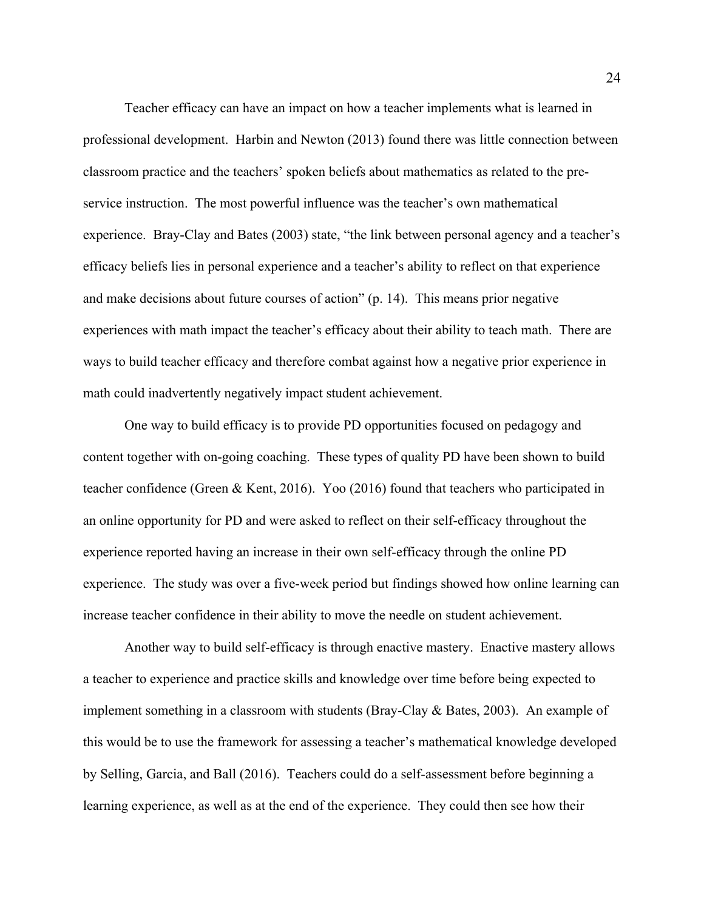Teacher efficacy can have an impact on how a teacher implements what is learned in professional development. Harbin and Newton (2013) found there was little connection between classroom practice and the teachers' spoken beliefs about mathematics as related to the pre-service instruction. The most powerful influence was the teacher's own mathematical experience. Bray-Clay and Bates (2003) state, "the link between personal agency and a teacher's efficacy beliefs lies in personal experience and a teacher's ability to reflect on that experience and make decisions about future courses of action" (p. 14). This means prior negative experiences with math impact the teacher's efficacy about their ability to teach math. There are ways to build teacher efficacy and therefore combat against how a negative prior experience in math could inadvertently negatively impact student achievement.

One way to build efficacy is to provide PD opportunities focused on pedagogy and content together with on-going coaching. These types of quality PD have been shown to build teacher confidence (Green & Kent, 2016). Yoo (2016) found that teachers who participated in an online opportunity for PD and were asked to reflect on their self-efficacy throughout the experience reported having an increase in their own self-efficacy through the online PD experience. The study was over a five-week period but findings showed how online learning can increase teacher confidence in their ability to move the needle on student achievement.

Another way to build self-efficacy is through enactive mastery. Enactive mastery allows a teacher to experience and practice skills and knowledge over time before being expected to implement something in a classroom with students (Bray-Clay & Bates, 2003). An example of this would be to use the framework for assessing a teacher's mathematical knowledge developed by Selling, Garcia, and Ball (2016). Teachers could do a self-assessment before beginning a learning experience, as well as at the end of the experience. They could then see how their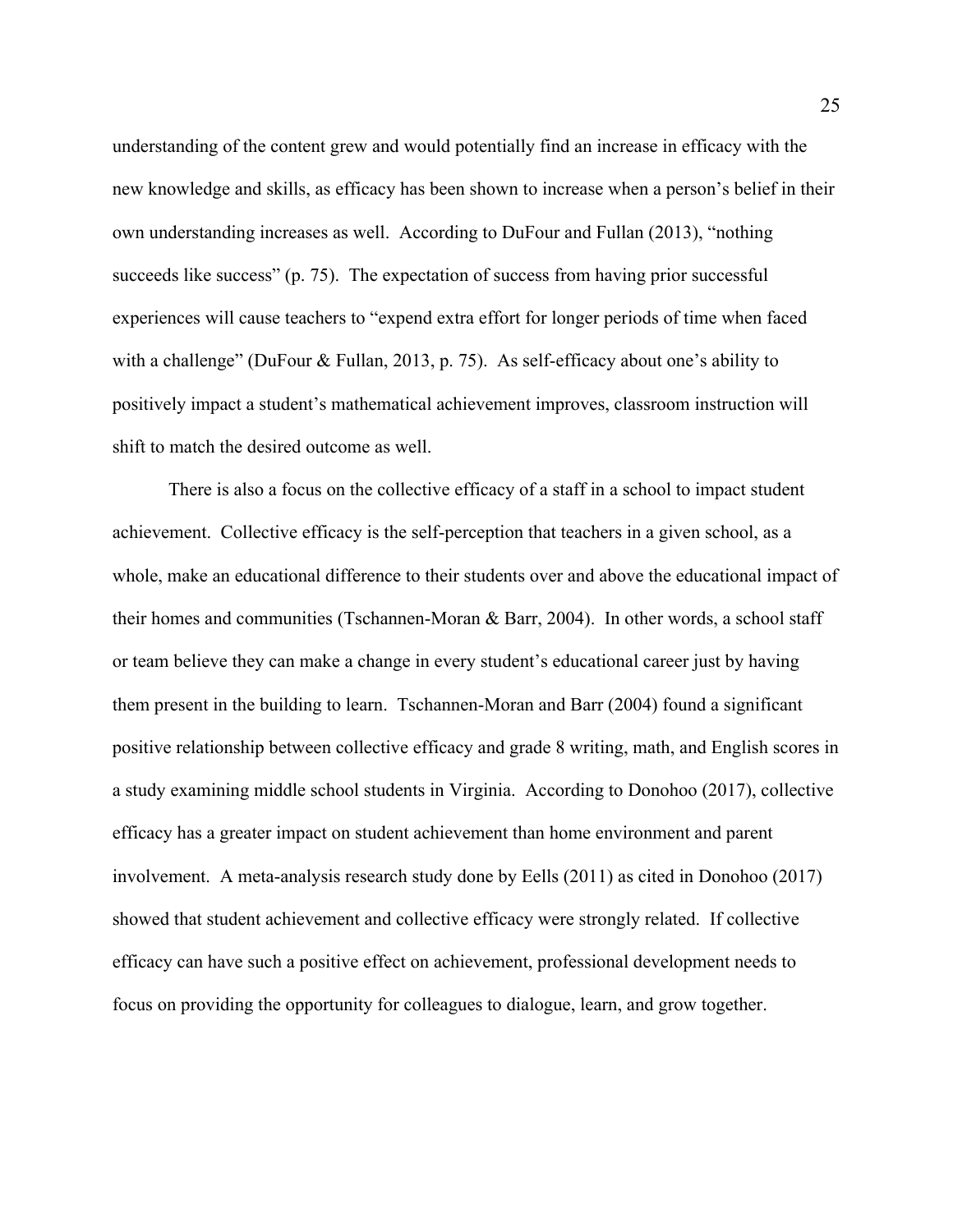understanding of the content grew and would potentially find an increase in efficacy with the new knowledge and skills, as efficacy has been shown to increase when a person's belief in their own understanding increases as well. According to DuFour and Fullan (2013), "nothing succeeds like success" (p. 75). The expectation of success from having prior successful experiences will cause teachers to "expend extra effort for longer periods of time when faced with a challenge" (DuFour & Fullan, 2013, p. 75). As self-efficacy about one's ability to positively impact a student's mathematical achievement improves, classroom instruction will shift to match the desired outcome as well.

There is also a focus on the collective efficacy of a staff in a school to impact student achievement. Collective efficacy is the self-perception that teachers in a given school, as a whole, make an educational difference to their students over and above the educational impact of their homes and communities (Tschannen-Moran & Barr, 2004). In other words, a school staff or team believe they can make a change in every student's educational career just by having them present in the building to learn. Tschannen-Moran and Barr (2004) found a significant positive relationship between collective efficacy and grade 8 writing, math, and English scores in a study examining middle school students in Virginia. According to Donohoo (2017), collective efficacy has a greater impact on student achievement than home environment and parent involvement. A meta-analysis research study done by Eells (2011) as cited in Donohoo (2017) showed that student achievement and collective efficacy were strongly related. If collective efficacy can have such a positive effect on achievement, professional development needs to focus on providing the opportunity for colleagues to dialogue, learn, and grow together.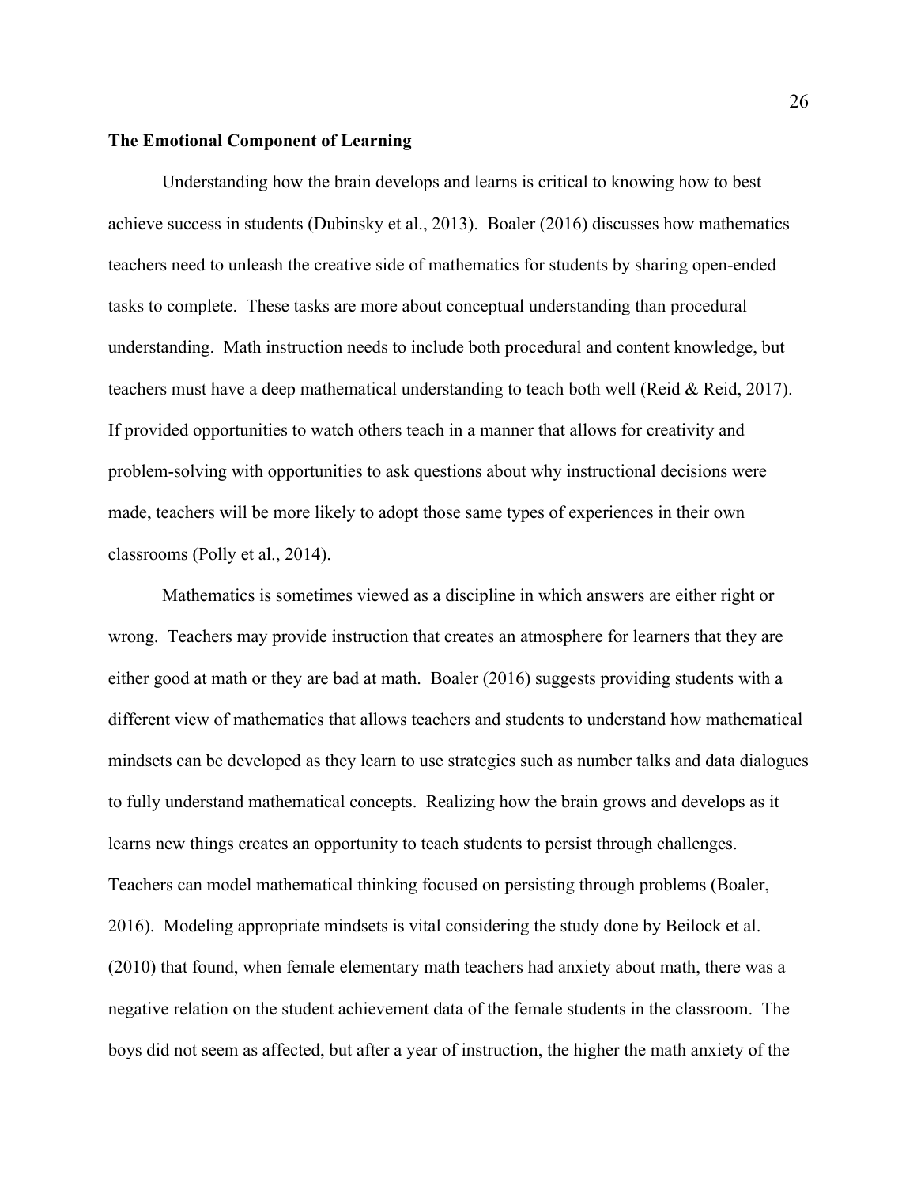**The Emotional Component of Learning**

Understanding how the brain develops and learns is critical to knowing how to best achieve success in students (Dubinsky et al., 2013). Boaler (2016) discusses how mathematics teachers need to unleash the creative side of mathematics for students by sharing open-ended tasks to complete. These tasks are more about conceptual understanding than procedural understanding. Math instruction needs to include both procedural and content knowledge, but teachers must have a deep mathematical understanding to teach both well (Reid & Reid, 2017). If provided opportunities to watch others teach in a manner that allows for creativity and problem-solving with opportunities to ask questions about why instructional decisions were made, teachers will be more likely to adopt those same types of experiences in their own classrooms (Polly et al., 2014).

Mathematics is sometimes viewed as a discipline in which answers are either right or wrong. Teachers may provide instruction that creates an atmosphere for learners that they are either good at math or they are bad at math. Boaler (2016) suggests providing students with a different view of mathematics that allows teachers and students to understand how mathematical mindsets can be developed as they learn to use strategies such as number talks and data dialogues to fully understand mathematical concepts. Realizing how the brain grows and develops as it learns new things creates an opportunity to teach students to persist through challenges. Teachers can model mathematical thinking focused on persisting through problems (Boaler, 2016). Modeling appropriate mindsets is vital considering the study done by Beilock et al. (2010) that found, when female elementary math teachers had anxiety about math, there was a negative relation on the student achievement data of the female students in the classroom. The boys did not seem as affected, but after a year of instruction, the higher the math anxiety of the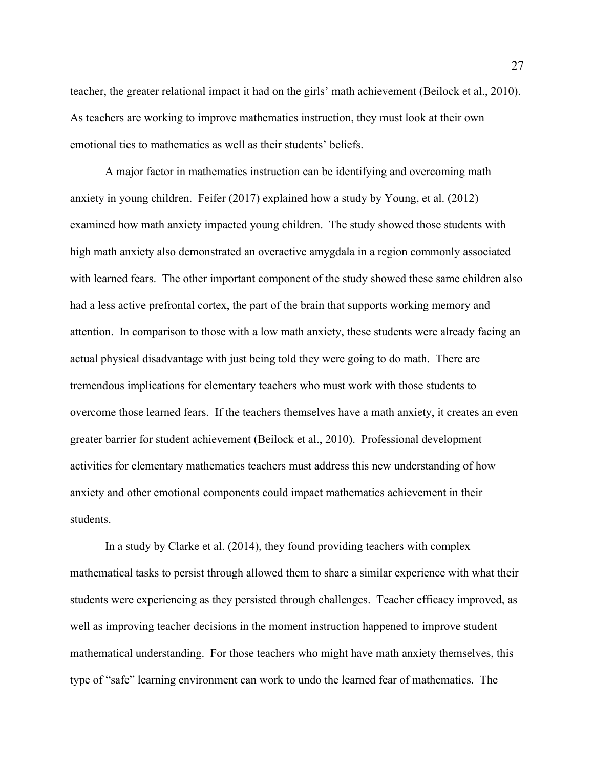teacher, the greater relational impact it had on the girls' math achievement (Beilock et al., 2010). As teachers are working to improve mathematics instruction, they must look at their own emotional ties to mathematics as well as their students' beliefs.

A major factor in mathematics instruction can be identifying and overcoming math anxiety in young children. Feifer (2017) explained how a study by Young, et al. (2012) examined how math anxiety impacted young children. The study showed those students with high math anxiety also demonstrated an overactive amygdala in a region commonly associated with learned fears. The other important component of the study showed these same children also had a less active prefrontal cortex, the part of the brain that supports working memory and attention. In comparison to those with a low math anxiety, these students were already facing an actual physical disadvantage with just being told they were going to do math. There are tremendous implications for elementary teachers who must work with those students to overcome those learned fears. If the teachers themselves have a math anxiety, it creates an even greater barrier for student achievement (Beilock et al., 2010). Professional development activities for elementary mathematics teachers must address this new understanding of how anxiety and other emotional components could impact mathematics achievement in their students.

In a study by Clarke et al. (2014), they found providing teachers with complex mathematical tasks to persist through allowed them to share a similar experience with what their students were experiencing as they persisted through challenges. Teacher efficacy improved, as well as improving teacher decisions in the moment instruction happened to improve student mathematical understanding. For those teachers who might have math anxiety themselves, this type of "safe" learning environment can work to undo the learned fear of mathematics. The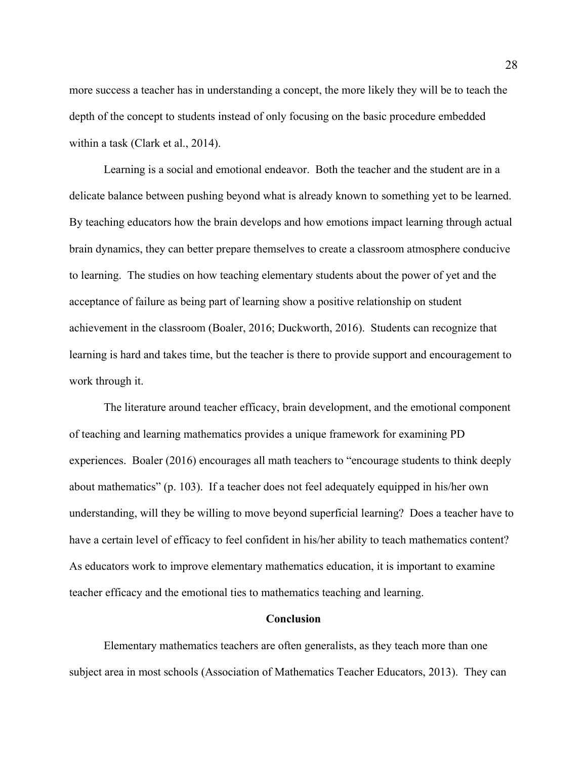more success a teacher has in understanding a concept, the more likely they will be to teach the depth of the concept to students instead of only focusing on the basic procedure embedded within a task (Clark et al., 2014).

Learning is a social and emotional endeavor. Both the teacher and the student are in a delicate balance between pushing beyond what is already known to something yet to be learned. By teaching educators how the brain develops and how emotions impact learning through actual brain dynamics, they can better prepare themselves to create a classroom atmosphere conducive to learning. The studies on how teaching elementary students about the power of yet and the acceptance of failure as being part of learning show a positive relationship on student achievement in the classroom (Boaler, 2016; Duckworth, 2016). Students can recognize that learning is hard and takes time, but the teacher is there to provide support and encouragement to work through it.

The literature around teacher efficacy, brain development, and the emotional component of teaching and learning mathematics provides a unique framework for examining PD experiences. Boaler (2016) encourages all math teachers to "encourage students to think deeply about mathematics" (p. 103). If a teacher does not feel adequately equipped in his/her own understanding, will they be willing to move beyond superficial learning? Does a teacher have to have a certain level of efficacy to feel confident in his/her ability to teach mathematics content? As educators work to improve elementary mathematics education, it is important to examine teacher efficacy and the emotional ties to mathematics teaching and learning.

## Conclusion

Elementary mathematics teachers are often generalists, as they teach more than one subject area in most schools (Association of Mathematics Teacher Educators, 2013). They can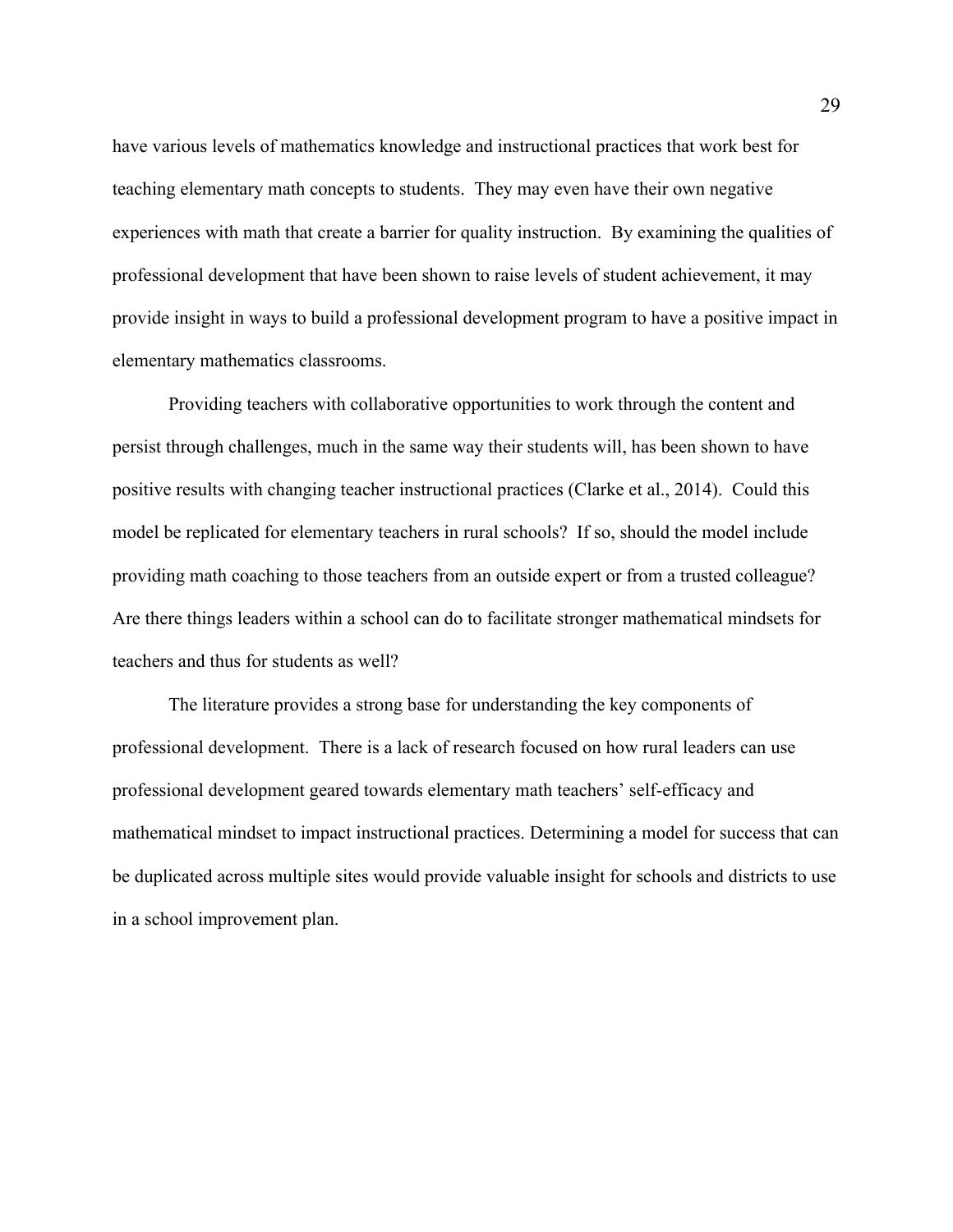have various levels of mathematics knowledge and instructional practices that work best for teaching elementary math concepts to students. They may even have their own negative experiences with math that create a barrier for quality instruction. By examining the qualities of professional development that have been shown to raise levels of student achievement, it may provide insight in ways to build a professional development program to have a positive impact in elementary mathematics classrooms.

Providing teachers with collaborative opportunities to work through the content and persist through challenges, much in the same way their students will, has been shown to have positive results with changing teacher instructional practices (Clarke et al., 2014). Could this model be replicated for elementary teachers in rural schools? If so, should the model include providing math coaching to those teachers from an outside expert or from a trusted colleague? Are there things leaders within a school can do to facilitate stronger mathematical mindsets for teachers and thus for students as well?

The literature provides a strong base for understanding the key components of professional development. There is a lack of research focused on how rural leaders can use professional development geared towards elementary math teachers' self-efficacy and mathematical mindset to impact instructional practices. Determining a model for success that can be duplicated across multiple sites would provide valuable insight for schools and districts to use in a school improvement plan.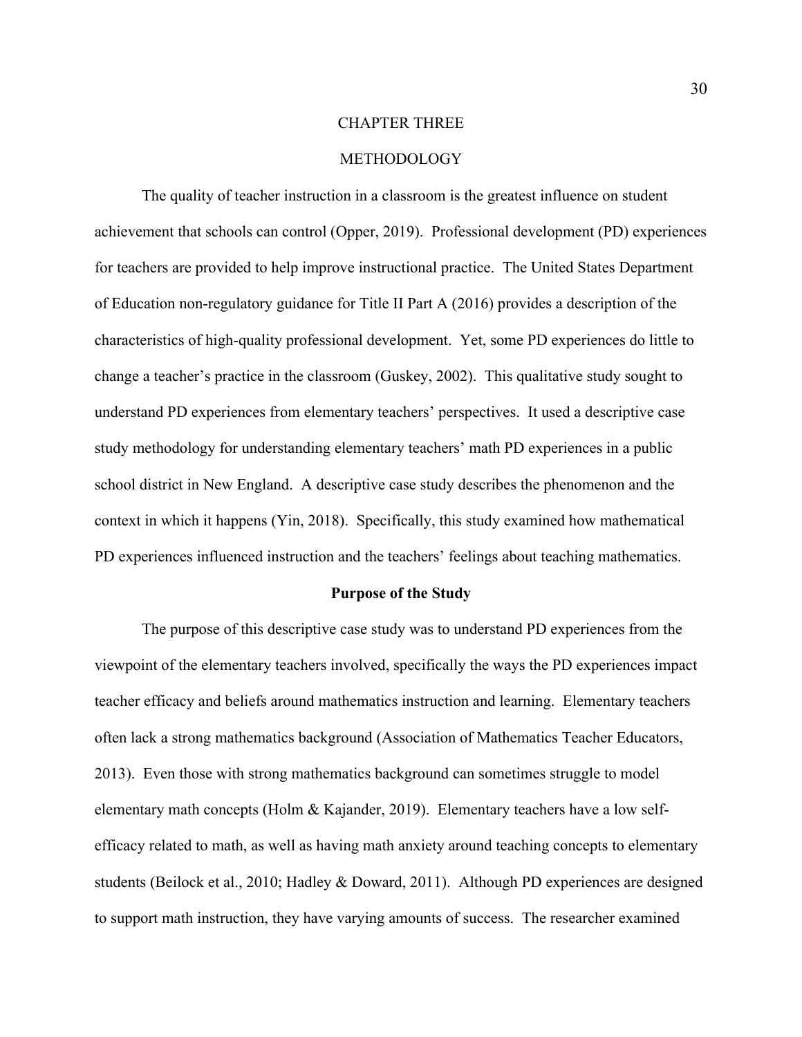# CHAPTER THREE

# METHODOLOGY

The quality of teacher instruction in a classroom is the greatest influence on student achievement that schools can control (Opper, 2019). Professional development (PD) experiences for teachers are provided to help improve instructional practice. The United States Department of Education non-regulatory guidance for Title II Part A (2016) provides a description of the characteristics of high-quality professional development. Yet, some PD experiences do little to change a teacher's practice in the classroom (Guskey, 2002). This qualitative study sought to understand PD experiences from elementary teachers' perspectives. It used a descriptive case study methodology for understanding elementary teachers' math PD experiences in a public school district in New England. A descriptive case study describes the phenomenon and the context in which it happens (Yin, 2018). Specifically, this study examined how mathematical PD experiences influenced instruction and the teachers' feelings about teaching mathematics.

## Purpose of the Study

The purpose of this descriptive case study was to understand PD experiences from the viewpoint of the elementary teachers involved, specifically the ways the PD experiences impact teacher efficacy and beliefs around mathematics instruction and learning. Elementary teachers often lack a strong mathematics background (Association of Mathematics Teacher Educators, 2013). Even those with strong mathematics background can sometimes struggle to model elementary math concepts (Holm & Kajander, 2019). Elementary teachers have a low self-efficacy related to math, as well as having math anxiety around teaching concepts to elementary students (Beilock et al., 2010; Hadley & Doward, 2011). Although PD experiences are designed to support math instruction, they have varying amounts of success. The researcher examined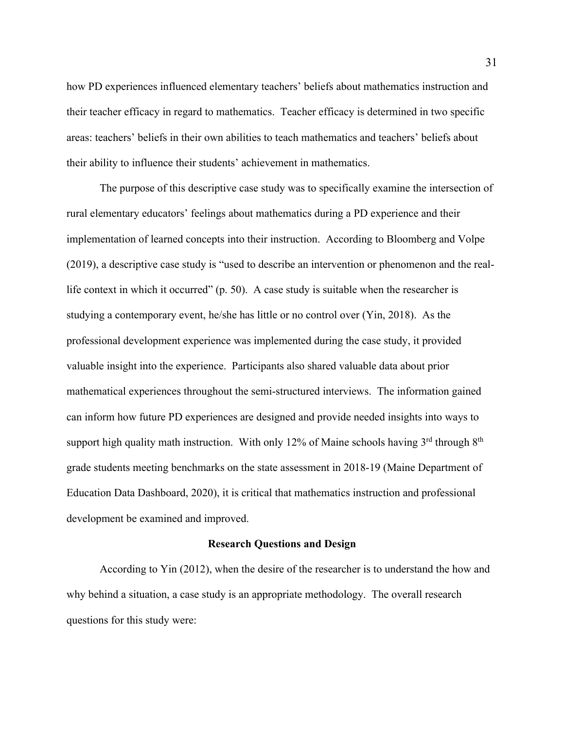how PD experiences influenced elementary teachers' beliefs about mathematics instruction and their teacher efficacy in regard to mathematics. Teacher efficacy is determined in two specific areas: teachers' beliefs in their own abilities to teach mathematics and teachers' beliefs about their ability to influence their students' achievement in mathematics.

The purpose of this descriptive case study was to specifically examine the intersection of rural elementary educators' feelings about mathematics during a PD experience and their implementation of learned concepts into their instruction. According to Bloomberg and Volpe (2019), a descriptive case study is "used to describe an intervention or phenomenon and the real-life context in which it occurred" (p. 50). A case study is suitable when the researcher is studying a contemporary event, he/she has little or no control over (Yin, 2018). As the professional development experience was implemented during the case study, it provided valuable insight into the experience. Participants also shared valuable data about prior mathematical experiences throughout the semi-structured interviews. The information gained can inform how future PD experiences are designed and provide needed insights into ways to support high quality math instruction. With only 12% of Maine schools having 3rd through 8th grade students meeting benchmarks on the state assessment in 2018-19 (Maine Department of Education Data Dashboard, 2020), it is critical that mathematics instruction and professional development be examined and improved.

## Research Questions and Design

According to Yin (2012), when the desire of the researcher is to understand the how and why behind a situation, a case study is an appropriate methodology. The overall research questions for this study were: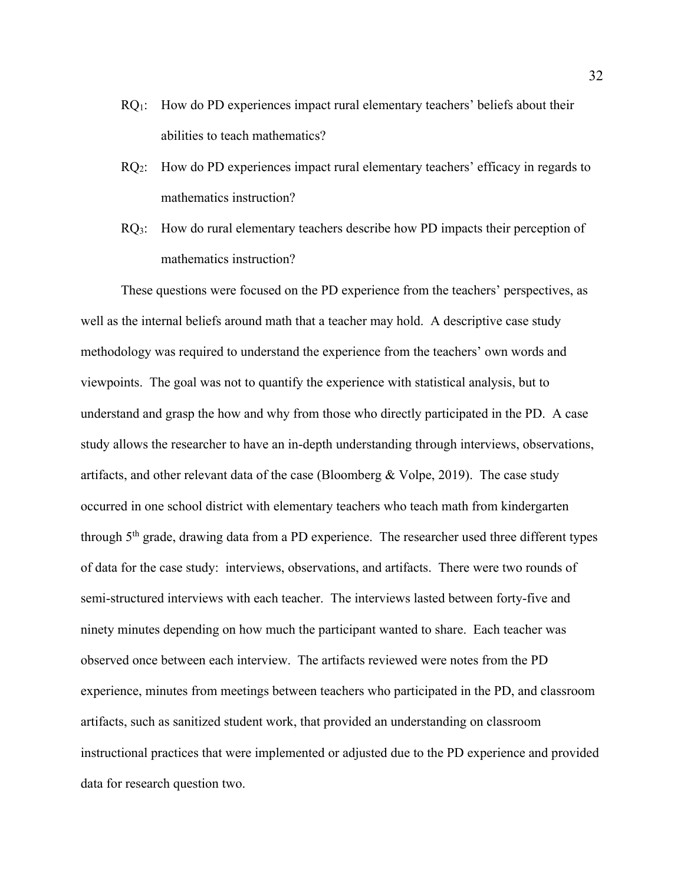$RQ_1$: How do PD experiences impact rural elementary teachers' beliefs about their abilities to teach mathematics?

$RQ_2$: How do PD experiences impact rural elementary teachers' efficacy in regards to mathematics instruction?

$RQ_3$: How do rural elementary teachers describe how PD impacts their perception of mathematics instruction?

These questions were focused on the PD experience from the teachers' perspectives, as well as the internal beliefs around math that a teacher may hold. A descriptive case study methodology was required to understand the experience from the teachers' own words and viewpoints. The goal was not to quantify the experience with statistical analysis, but to understand and grasp the how and why from those who directly participated in the PD. A case study allows the researcher to have an in-depth understanding through interviews, observations, artifacts, and other relevant data of the case (Bloomberg & Volpe, 2019). The case study occurred in one school district with elementary teachers who teach math from kindergarten through 5th grade, drawing data from a PD experience. The researcher used three different types of data for the case study: interviews, observations, and artifacts. There were two rounds of semi-structured interviews with each teacher. The interviews lasted between forty-five and ninety minutes depending on how much the participant wanted to share. Each teacher was observed once between each interview. The artifacts reviewed were notes from the PD experience, minutes from meetings between teachers who participated in the PD, and classroom artifacts, such as sanitized student work, that provided an understanding on classroom instructional practices that were implemented or adjusted due to the PD experience and provided data for research question two.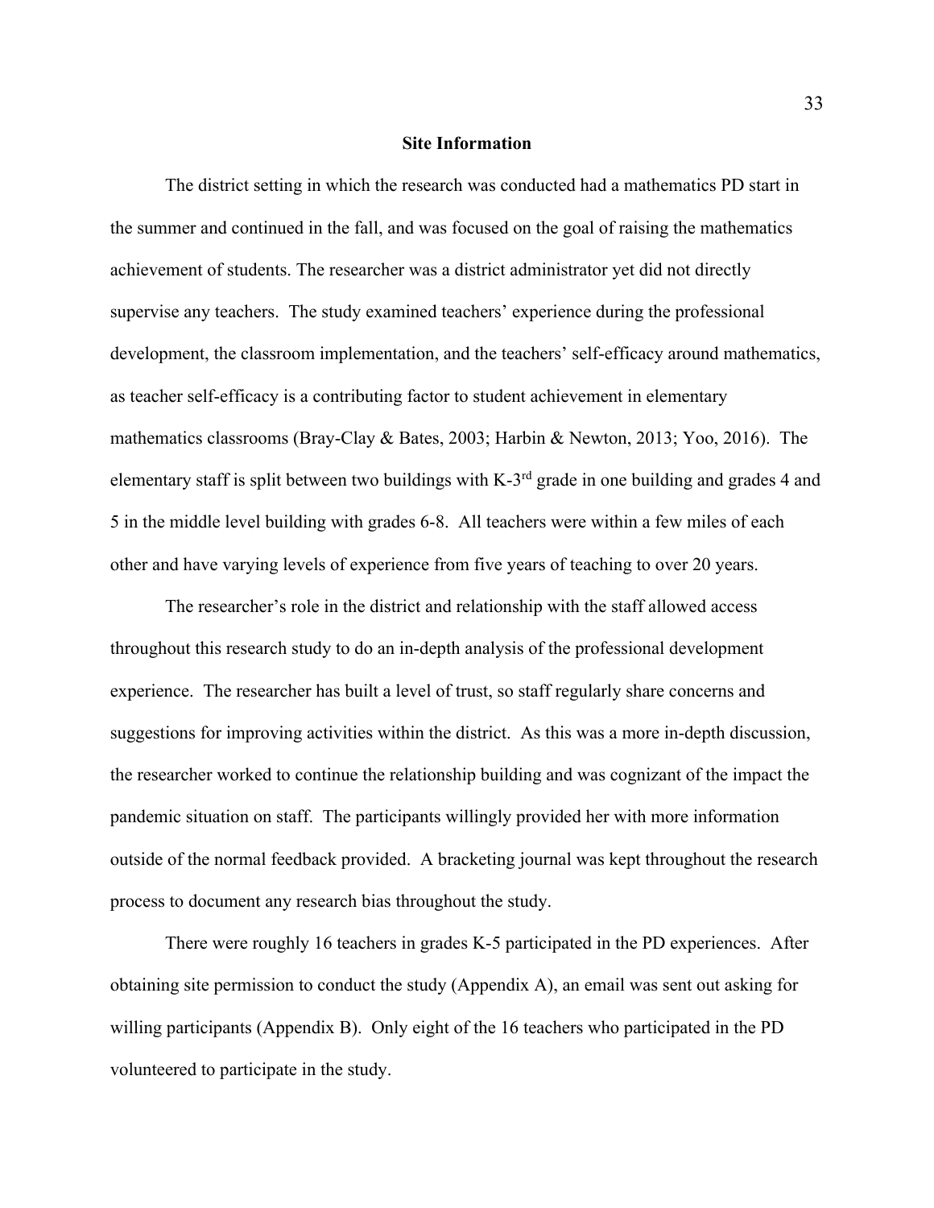## Site Information

The district setting in which the research was conducted had a mathematics PD start in the summer and continued in the fall, and was focused on the goal of raising the mathematics achievement of students. The researcher was a district administrator yet did not directly supervise any teachers. The study examined teachers' experience during the professional development, the classroom implementation, and the teachers' self-efficacy around mathematics, as teacher self-efficacy is a contributing factor to student achievement in elementary mathematics classrooms (Bray-Clay & Bates, 2003; Harbin & Newton, 2013; Yoo, 2016). The elementary staff is split between two buildings with K-3rd grade in one building and grades 4 and 5 in the middle level building with grades 6-8. All teachers were within a few miles of each other and have varying levels of experience from five years of teaching to over 20 years.

The researcher's role in the district and relationship with the staff allowed access throughout this research study to do an in-depth analysis of the professional development experience. The researcher has built a level of trust, so staff regularly share concerns and suggestions for improving activities within the district. As this was a more in-depth discussion, the researcher worked to continue the relationship building and was cognizant of the impact the pandemic situation on staff. The participants willingly provided her with more information outside of the normal feedback provided. A bracketing journal was kept throughout the research process to document any research bias throughout the study.

There were roughly 16 teachers in grades K-5 participated in the PD experiences. After obtaining site permission to conduct the study (Appendix A), an email was sent out asking for willing participants (Appendix B). Only eight of the 16 teachers who participated in the PD volunteered to participate in the study.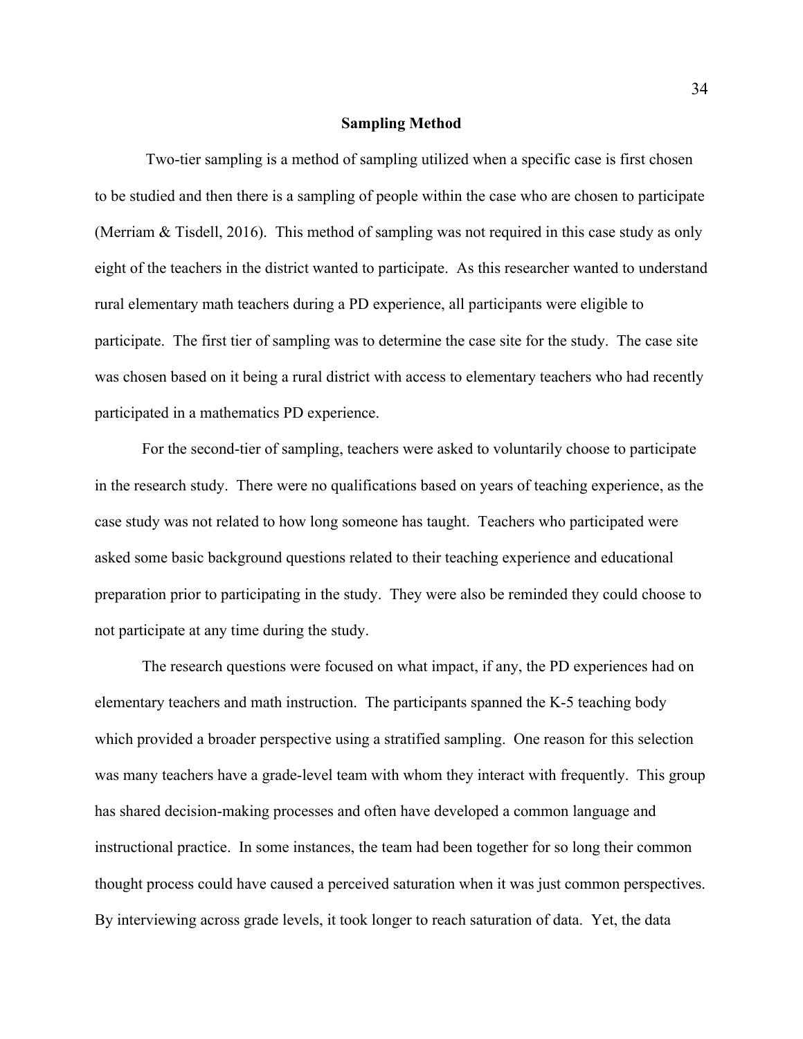## Sampling Method

Two-tier sampling is a method of sampling utilized when a specific case is first chosen to be studied and then there is a sampling of people within the case who are chosen to participate (Merriam & Tisdell, 2016). This method of sampling was not required in this case study as only eight of the teachers in the district wanted to participate. As this researcher wanted to understand rural elementary math teachers during a PD experience, all participants were eligible to participate. The first tier of sampling was to determine the case site for the study. The case site was chosen based on it being a rural district with access to elementary teachers who had recently participated in a mathematics PD experience.

For the second-tier of sampling, teachers were asked to voluntarily choose to participate in the research study. There were no qualifications based on years of teaching experience, as the case study was not related to how long someone has taught. Teachers who participated were asked some basic background questions related to their teaching experience and educational preparation prior to participating in the study. They were also be reminded they could choose to not participate at any time during the study.

The research questions were focused on what impact, if any, the PD experiences had on elementary teachers and math instruction. The participants spanned the K-5 teaching body which provided a broader perspective using a stratified sampling. One reason for this selection was many teachers have a grade-level team with whom they interact with frequently. This group has shared decision-making processes and often have developed a common language and instructional practice. In some instances, the team had been together for so long their common thought process could have caused a perceived saturation when it was just common perspectives. By interviewing across grade levels, it took longer to reach saturation of data. Yet, the data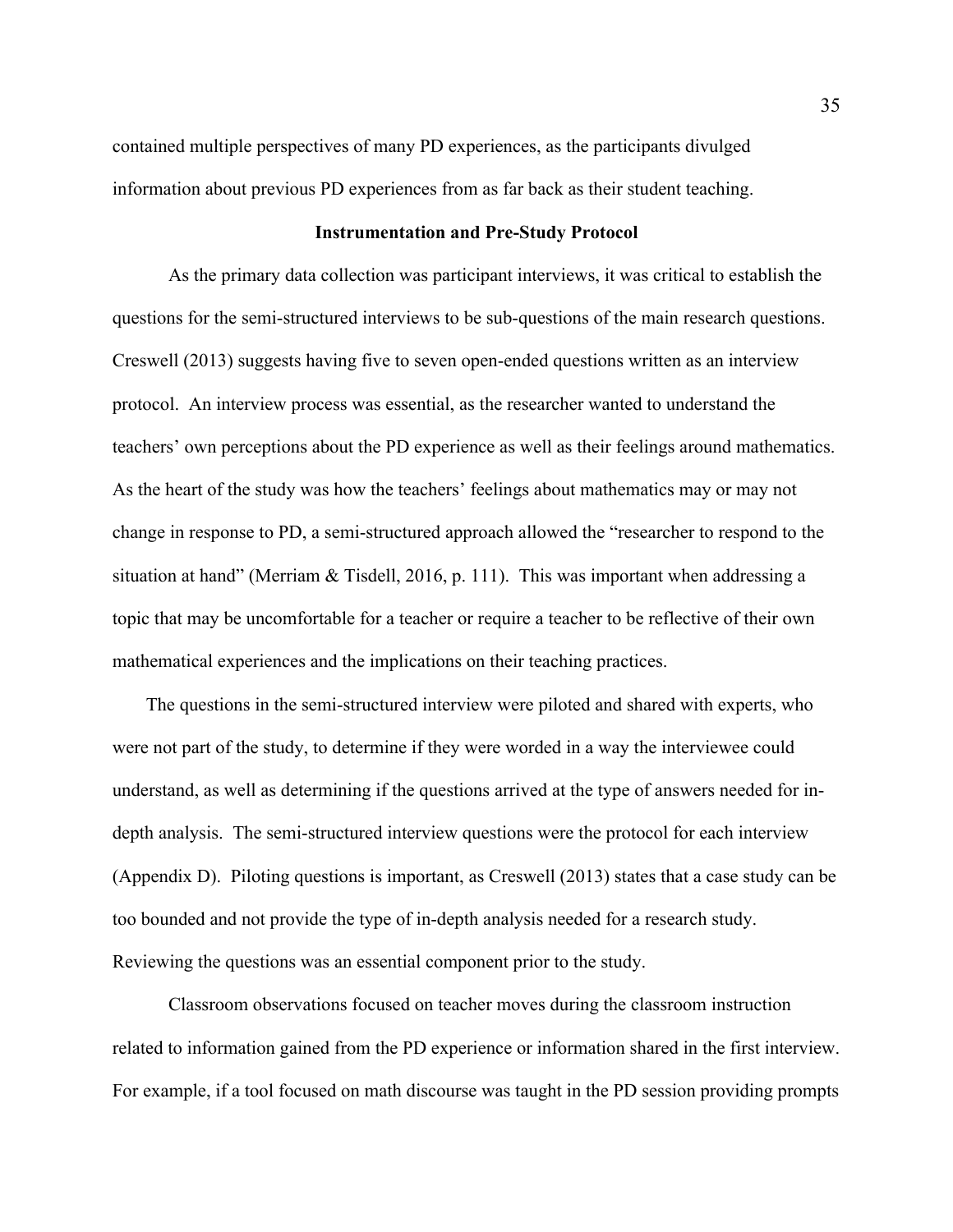contained multiple perspectives of many PD experiences, as the participants divulged information about previous PD experiences from as far back as their student teaching.

## Instrumentation and Pre-Study Protocol

As the primary data collection was participant interviews, it was critical to establish the questions for the semi-structured interviews to be sub-questions of the main research questions. Creswell (2013) suggests having five to seven open-ended questions written as an interview protocol. An interview process was essential, as the researcher wanted to understand the teachers' own perceptions about the PD experience as well as their feelings around mathematics. As the heart of the study was how the teachers' feelings about mathematics may or may not change in response to PD, a semi-structured approach allowed the "researcher to respond to the situation at hand" (Merriam & Tisdell, 2016, p. 111). This was important when addressing a topic that may be uncomfortable for a teacher or require a teacher to be reflective of their own mathematical experiences and the implications on their teaching practices.

The questions in the semi-structured interview were piloted and shared with experts, who were not part of the study, to determine if they were worded in a way the interviewee could understand, as well as determining if the questions arrived at the type of answers needed for in-depth analysis. The semi-structured interview questions were the protocol for each interview (Appendix D). Piloting questions is important, as Creswell (2013) states that a case study can be too bounded and not provide the type of in-depth analysis needed for a research study. Reviewing the questions was an essential component prior to the study.

Classroom observations focused on teacher moves during the classroom instruction related to information gained from the PD experience or information shared in the first interview. For example, if a tool focused on math discourse was taught in the PD session providing prompts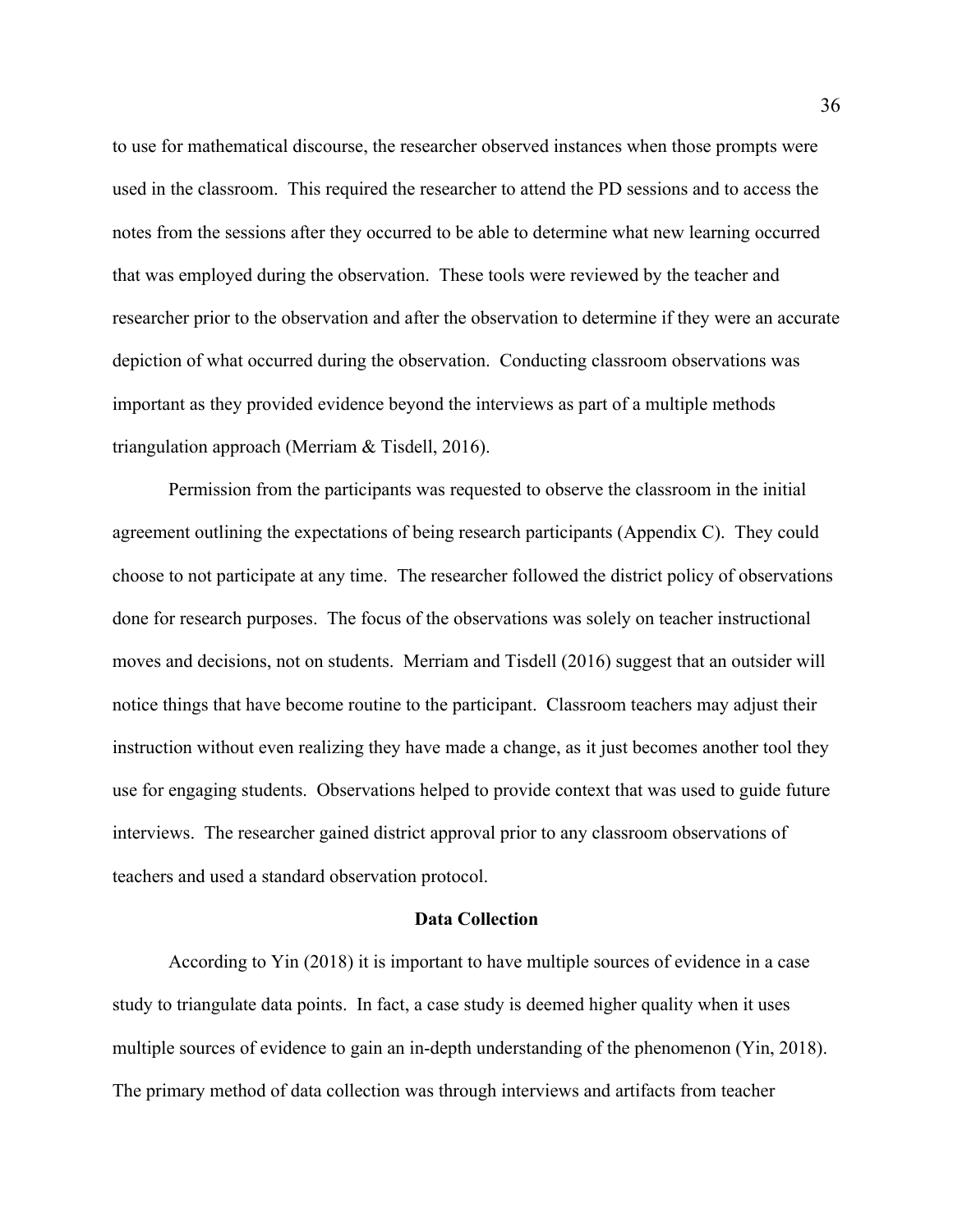to use for mathematical discourse, the researcher observed instances when those prompts were used in the classroom. This required the researcher to attend the PD sessions and to access the notes from the sessions after they occurred to be able to determine what new learning occurred that was employed during the observation. These tools were reviewed by the teacher and researcher prior to the observation and after the observation to determine if they were an accurate depiction of what occurred during the observation. Conducting classroom observations was important as they provided evidence beyond the interviews as part of a multiple methods triangulation approach (Merriam & Tisdell, 2016).

Permission from the participants was requested to observe the classroom in the initial agreement outlining the expectations of being research participants (Appendix C). They could choose to not participate at any time. The researcher followed the district policy of observations done for research purposes. The focus of the observations was solely on teacher instructional moves and decisions, not on students. Merriam and Tisdell (2016) suggest that an outsider will notice things that have become routine to the participant. Classroom teachers may adjust their instruction without even realizing they have made a change, as it just becomes another tool they use for engaging students. Observations helped to provide context that was used to guide future interviews. The researcher gained district approval prior to any classroom observations of teachers and used a standard observation protocol.

## Data Collection

According to Yin (2018) it is important to have multiple sources of evidence in a case study to triangulate data points. In fact, a case study is deemed higher quality when it uses multiple sources of evidence to gain an in-depth understanding of the phenomenon (Yin, 2018). The primary method of data collection was through interviews and artifacts from teacher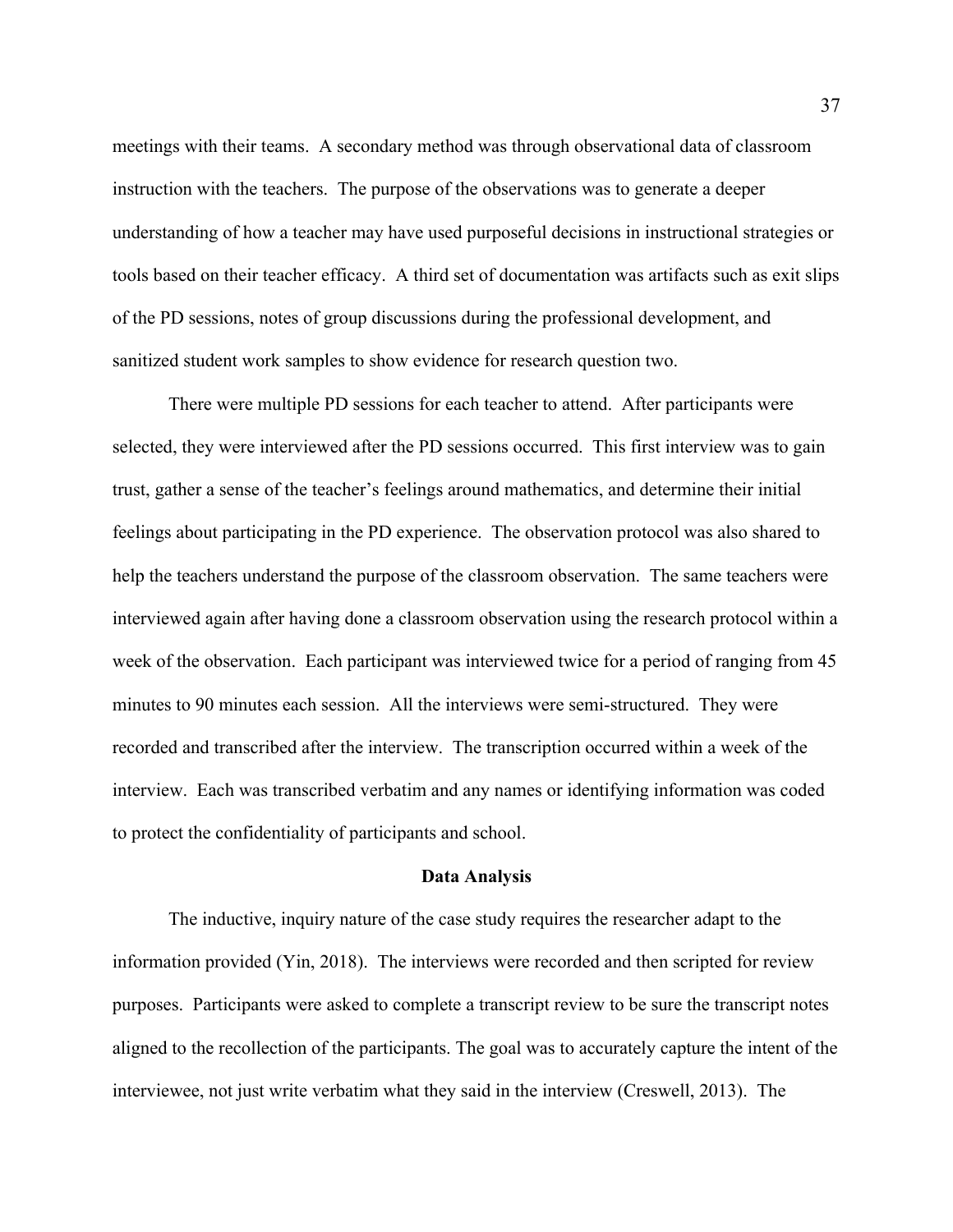meetings with their teams. A secondary method was through observational data of classroom instruction with the teachers. The purpose of the observations was to generate a deeper understanding of how a teacher may have used purposeful decisions in instructional strategies or tools based on their teacher efficacy. A third set of documentation was artifacts such as exit slips of the PD sessions, notes of group discussions during the professional development, and sanitized student work samples to show evidence for research question two.

There were multiple PD sessions for each teacher to attend. After participants were selected, they were interviewed after the PD sessions occurred. This first interview was to gain trust, gather a sense of the teacher's feelings around mathematics, and determine their initial feelings about participating in the PD experience. The observation protocol was also shared to help the teachers understand the purpose of the classroom observation. The same teachers were interviewed again after having done a classroom observation using the research protocol within a week of the observation. Each participant was interviewed twice for a period of ranging from 45 minutes to 90 minutes each session. All the interviews were semi-structured. They were recorded and transcribed after the interview. The transcription occurred within a week of the interview. Each was transcribed verbatim and any names or identifying information was coded to protect the confidentiality of participants and school.

## Data Analysis

The inductive, inquiry nature of the case study requires the researcher adapt to the information provided (Yin, 2018). The interviews were recorded and then scripted for review purposes. Participants were asked to complete a transcript review to be sure the transcript notes aligned to the recollection of the participants. The goal was to accurately capture the intent of the interviewee, not just write verbatim what they said in the interview (Creswell, 2013). The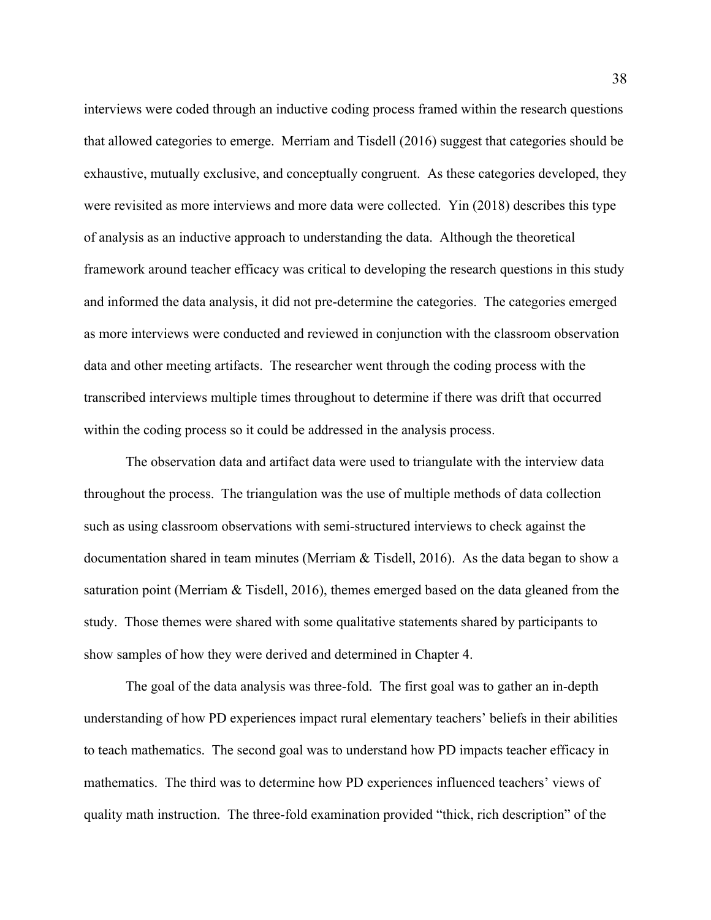interviews were coded through an inductive coding process framed within the research questions that allowed categories to emerge. Merriam and Tisdell (2016) suggest that categories should be exhaustive, mutually exclusive, and conceptually congruent. As these categories developed, they were revisited as more interviews and more data were collected. Yin (2018) describes this type of analysis as an inductive approach to understanding the data. Although the theoretical framework around teacher efficacy was critical to developing the research questions in this study and informed the data analysis, it did not pre-determine the categories. The categories emerged as more interviews were conducted and reviewed in conjunction with the classroom observation data and other meeting artifacts. The researcher went through the coding process with the transcribed interviews multiple times throughout to determine if there was drift that occurred within the coding process so it could be addressed in the analysis process.

The observation data and artifact data were used to triangulate with the interview data throughout the process. The triangulation was the use of multiple methods of data collection such as using classroom observations with semi-structured interviews to check against the documentation shared in team minutes (Merriam & Tisdell, 2016). As the data began to show a saturation point (Merriam & Tisdell, 2016), themes emerged based on the data gleaned from the study. Those themes were shared with some qualitative statements shared by participants to show samples of how they were derived and determined in Chapter 4.

The goal of the data analysis was three-fold. The first goal was to gather an in-depth understanding of how PD experiences impact rural elementary teachers' beliefs in their abilities to teach mathematics. The second goal was to understand how PD impacts teacher efficacy in mathematics. The third was to determine how PD experiences influenced teachers' views of quality math instruction. The three-fold examination provided "thick, rich description" of the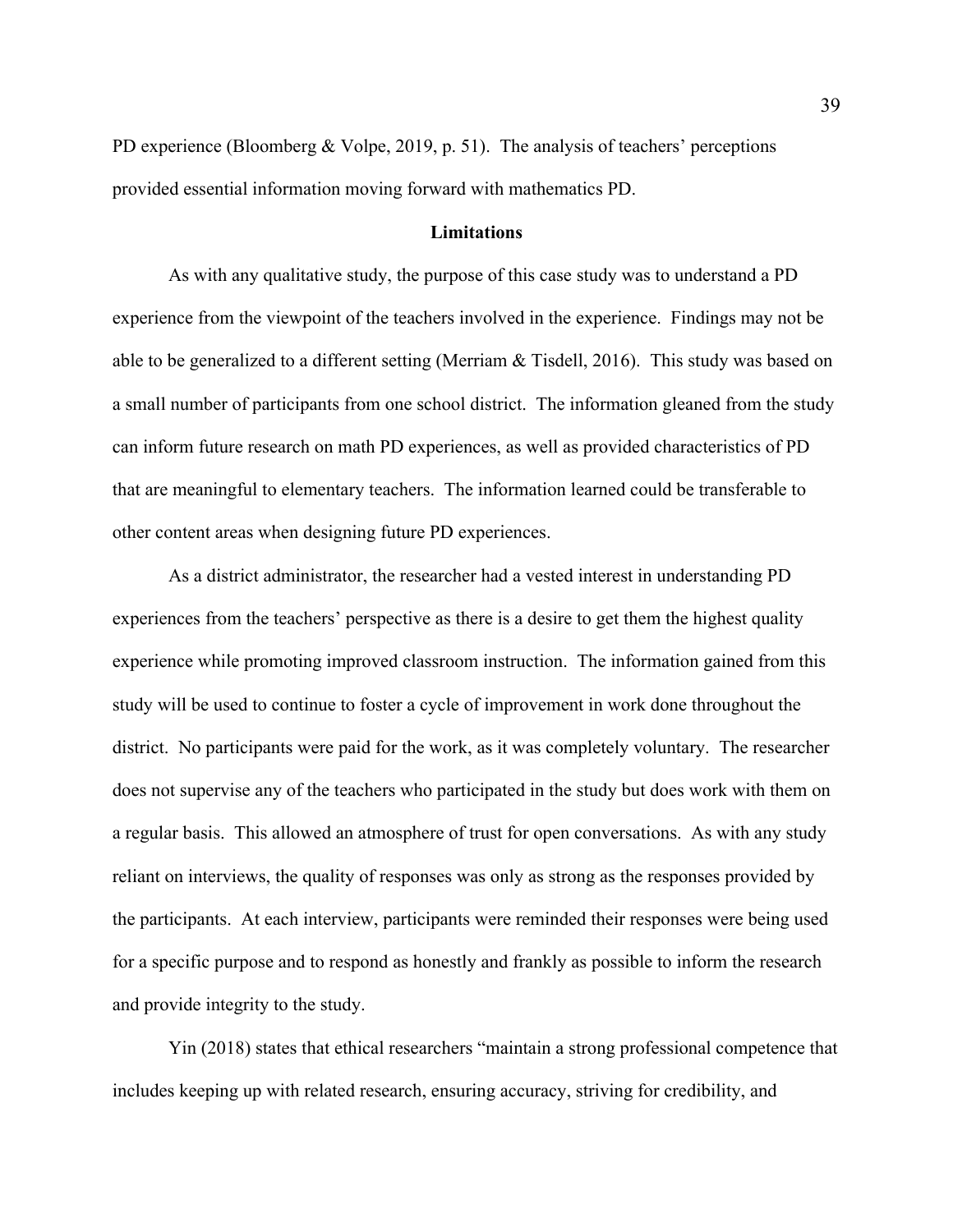PD experience (Bloomberg & Volpe, 2019, p. 51). The analysis of teachers' perceptions provided essential information moving forward with mathematics PD.

## Limitations

As with any qualitative study, the purpose of this case study was to understand a PD experience from the viewpoint of the teachers involved in the experience. Findings may not be able to be generalized to a different setting (Merriam & Tisdell, 2016). This study was based on a small number of participants from one school district. The information gleaned from the study can inform future research on math PD experiences, as well as provided characteristics of PD that are meaningful to elementary teachers. The information learned could be transferable to other content areas when designing future PD experiences.

As a district administrator, the researcher had a vested interest in understanding PD experiences from the teachers' perspective as there is a desire to get them the highest quality experience while promoting improved classroom instruction. The information gained from this study will be used to continue to foster a cycle of improvement in work done throughout the district. No participants were paid for the work, as it was completely voluntary. The researcher does not supervise any of the teachers who participated in the study but does work with them on a regular basis. This allowed an atmosphere of trust for open conversations. As with any study reliant on interviews, the quality of responses was only as strong as the responses provided by the participants. At each interview, participants were reminded their responses were being used for a specific purpose and to respond as honestly and frankly as possible to inform the research and provide integrity to the study.

Yin (2018) states that ethical researchers "maintain a strong professional competence that includes keeping up with related research, ensuring accuracy, striving for credibility, and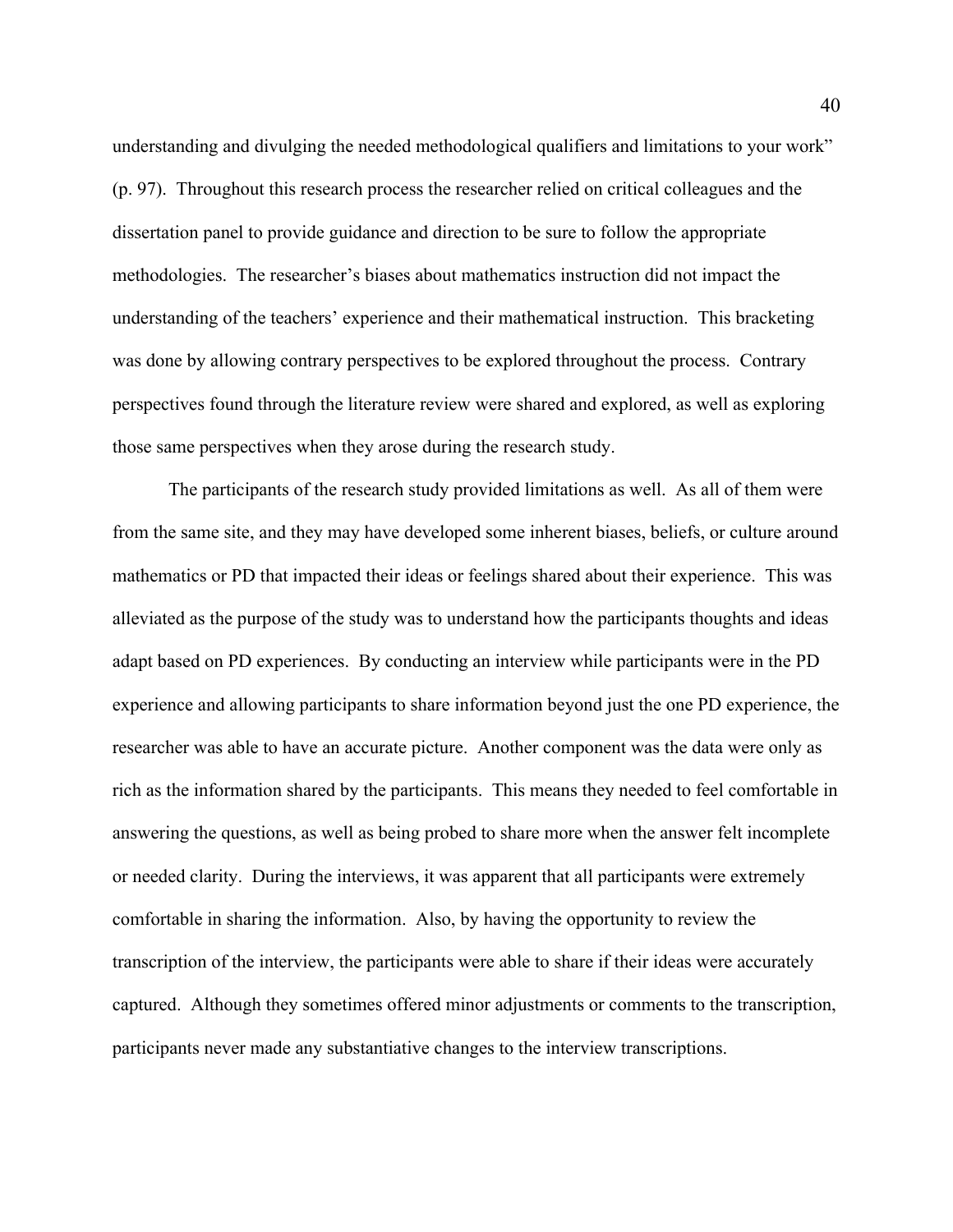understanding and divulging the needed methodological qualifiers and limitations to your work" (p. 97). Throughout this research process the researcher relied on critical colleagues and the dissertation panel to provide guidance and direction to be sure to follow the appropriate methodologies. The researcher's biases about mathematics instruction did not impact the understanding of the teachers' experience and their mathematical instruction. This bracketing was done by allowing contrary perspectives to be explored throughout the process. Contrary perspectives found through the literature review were shared and explored, as well as exploring those same perspectives when they arose during the research study.

The participants of the research study provided limitations as well. As all of them were from the same site, and they may have developed some inherent biases, beliefs, or culture around mathematics or PD that impacted their ideas or feelings shared about their experience. This was alleviated as the purpose of the study was to understand how the participants thoughts and ideas adapt based on PD experiences. By conducting an interview while participants were in the PD experience and allowing participants to share information beyond just the one PD experience, the researcher was able to have an accurate picture. Another component was the data were only as rich as the information shared by the participants. This means they needed to feel comfortable in answering the questions, as well as being probed to share more when the answer felt incomplete or needed clarity. During the interviews, it was apparent that all participants were extremely comfortable in sharing the information. Also, by having the opportunity to review the transcription of the interview, the participants were able to share if their ideas were accurately captured. Although they sometimes offered minor adjustments or comments to the transcription, participants never made any substantiative changes to the interview transcriptions.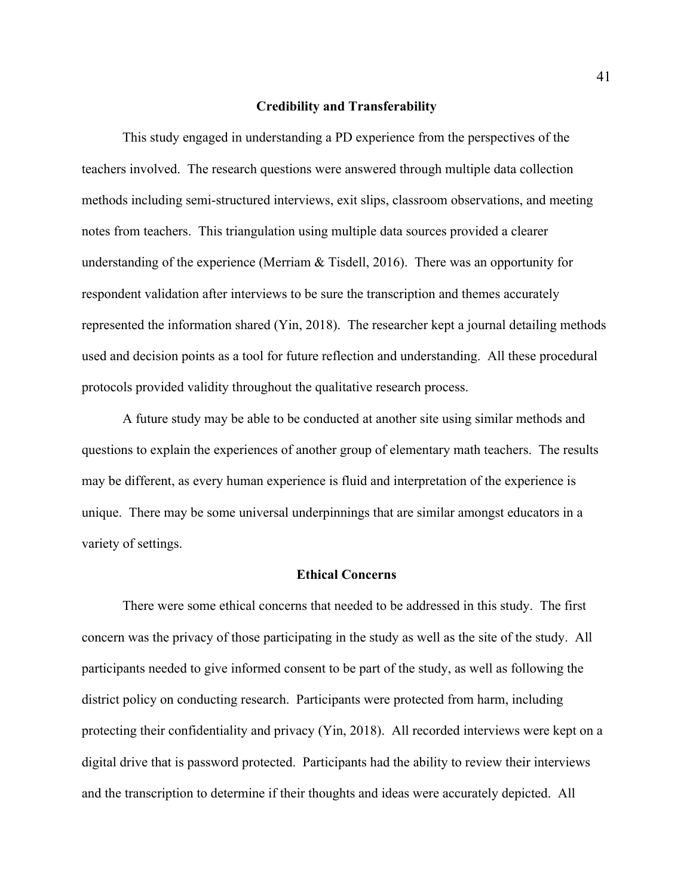## Credibility and Transferability

This study engaged in understanding a PD experience from the perspectives of the teachers involved. The research questions were answered through multiple data collection methods including semi-structured interviews, exit slips, classroom observations, and meeting notes from teachers. This triangulation using multiple data sources provided a clearer understanding of the experience (Merriam & Tisdell, 2016). There was an opportunity for respondent validation after interviews to be sure the transcription and themes accurately represented the information shared (Yin, 2018). The researcher kept a journal detailing methods used and decision points as a tool for future reflection and understanding. All these procedural protocols provided validity throughout the qualitative research process.

A future study may be able to be conducted at another site using similar methods and questions to explain the experiences of another group of elementary math teachers. The results may be different, as every human experience is fluid and interpretation of the experience is unique. There may be some universal underpinnings that are similar amongst educators in a variety of settings.

## Ethical Concerns

There were some ethical concerns that needed to be addressed in this study. The first concern was the privacy of those participating in the study as well as the site of the study. All participants needed to give informed consent to be part of the study, as well as following the district policy on conducting research. Participants were protected from harm, including protecting their confidentiality and privacy (Yin, 2018). All recorded interviews were kept on a digital drive that is password protected. Participants had the ability to review their interviews and the transcription to determine if their thoughts and ideas were accurately depicted. All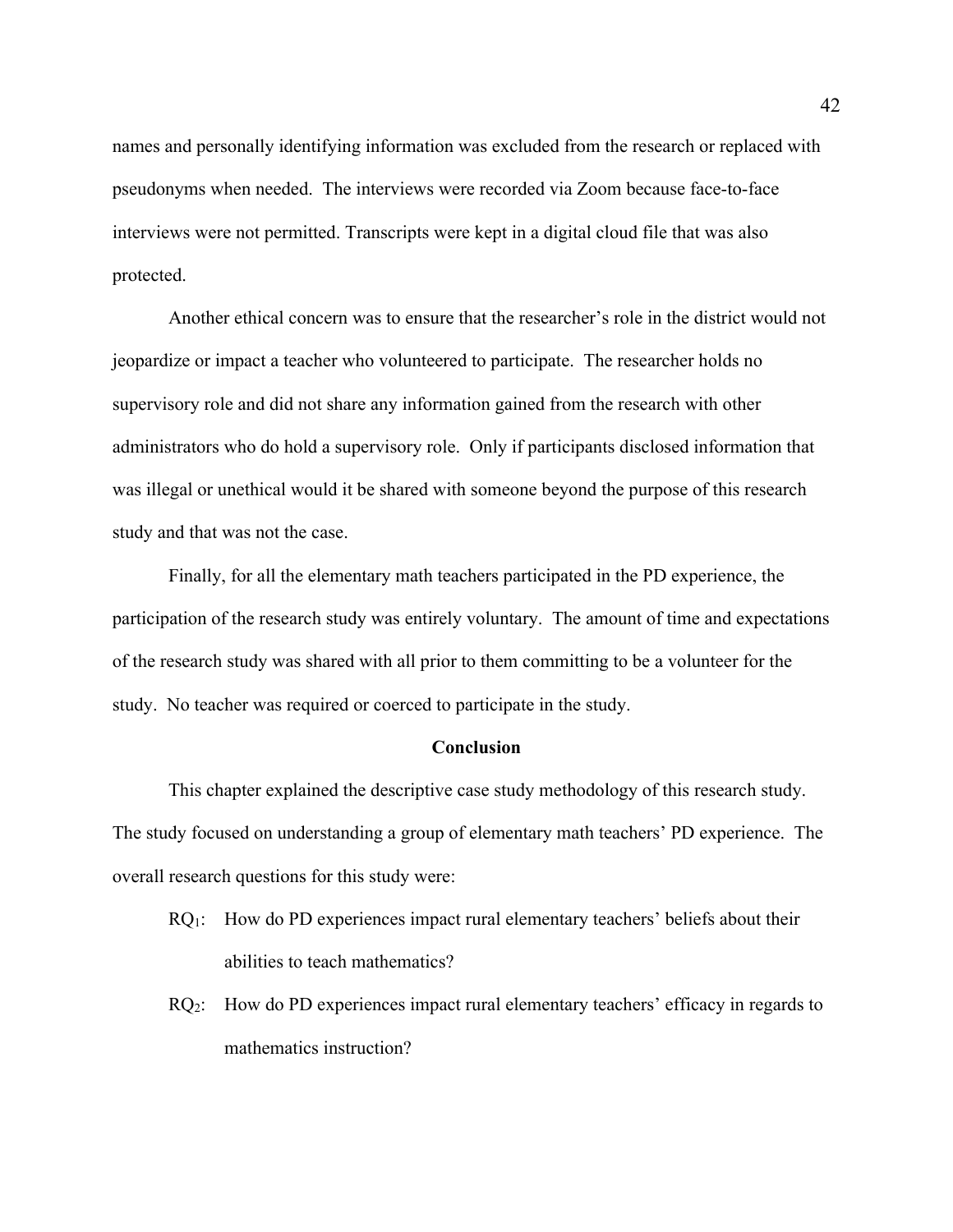names and personally identifying information was excluded from the research or replaced with pseudonyms when needed. The interviews were recorded via Zoom because face-to-face interviews were not permitted. Transcripts were kept in a digital cloud file that was also protected.

Another ethical concern was to ensure that the researcher's role in the district would not jeopardize or impact a teacher who volunteered to participate. The researcher holds no supervisory role and did not share any information gained from the research with other administrators who do hold a supervisory role. Only if participants disclosed information that was illegal or unethical would it be shared with someone beyond the purpose of this research study and that was not the case.

Finally, for all the elementary math teachers participated in the PD experience, the participation of the research study was entirely voluntary. The amount of time and expectations of the research study was shared with all prior to them committing to be a volunteer for the study. No teacher was required or coerced to participate in the study.

## Conclusion

This chapter explained the descriptive case study methodology of this research study. The study focused on understanding a group of elementary math teachers' PD experience. The overall research questions for this study were:

$RQ_1$: How do PD experiences impact rural elementary teachers' beliefs about their abilities to teach mathematics?

$RQ_2$: How do PD experiences impact rural elementary teachers' efficacy in regards to mathematics instruction?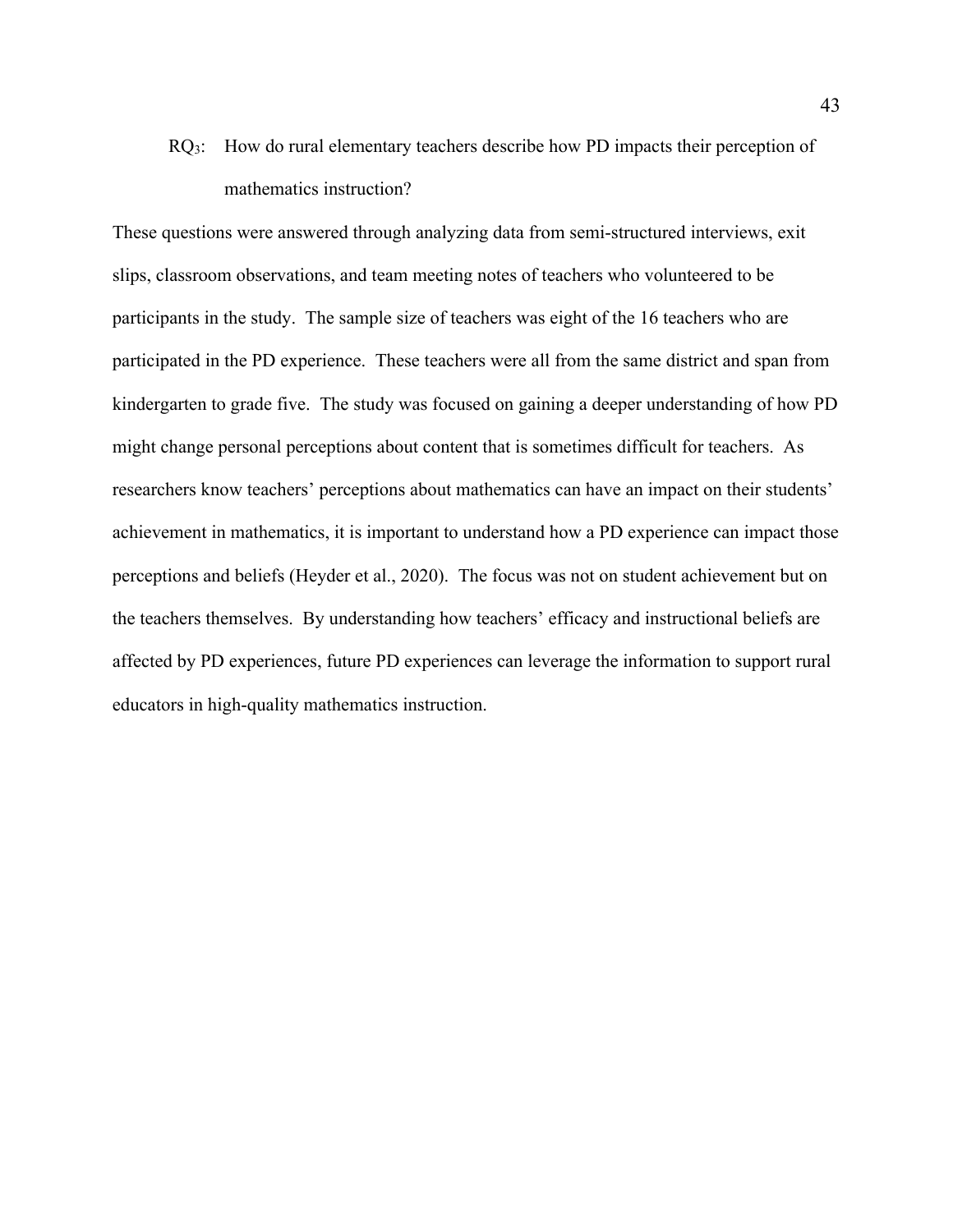RQ$_3$: How do rural elementary teachers describe how PD impacts their perception of mathematics instruction?

These questions were answered through analyzing data from semi-structured interviews, exit slips, classroom observations, and team meeting notes of teachers who volunteered to be participants in the study. The sample size of teachers was eight of the 16 teachers who are participated in the PD experience. These teachers were all from the same district and span from kindergarten to grade five. The study was focused on gaining a deeper understanding of how PD might change personal perceptions about content that is sometimes difficult for teachers. As researchers know teachers' perceptions about mathematics can have an impact on their students' achievement in mathematics, it is important to understand how a PD experience can impact those perceptions and beliefs (Heyder et al., 2020). The focus was not on student achievement but on the teachers themselves. By understanding how teachers' efficacy and instructional beliefs are affected by PD experiences, future PD experiences can leverage the information to support rural educators in high-quality mathematics instruction.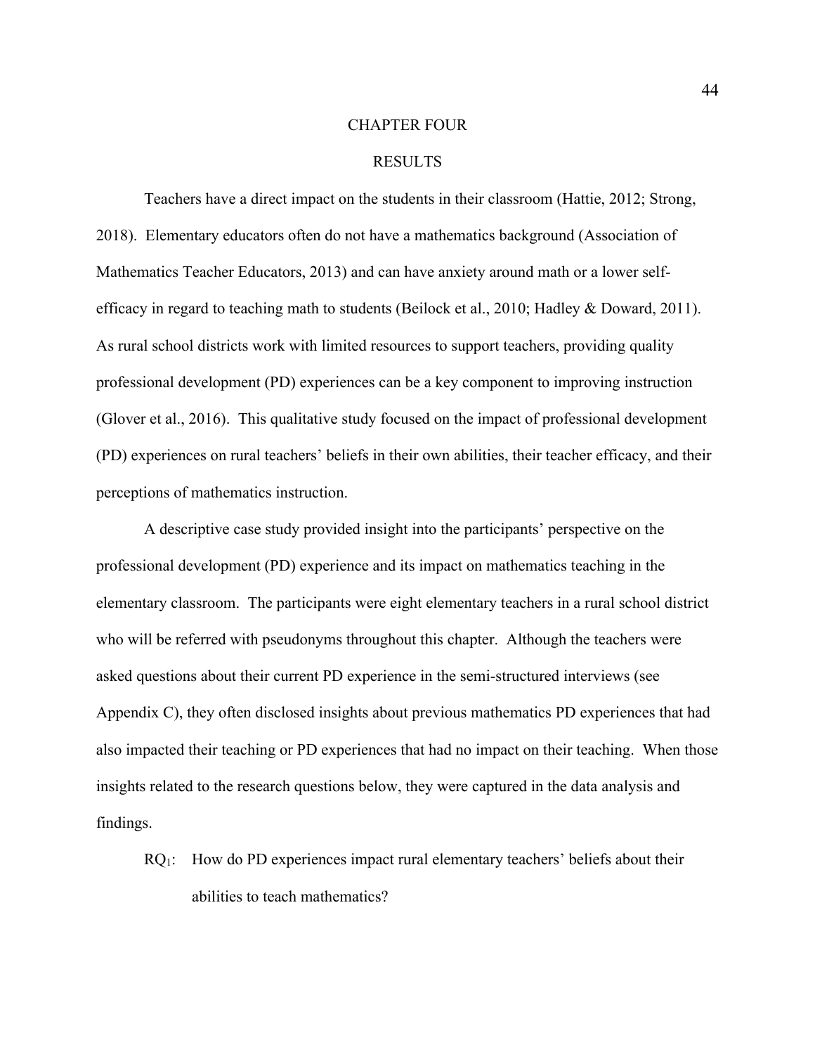# CHAPTER FOUR

# RESULTS

Teachers have a direct impact on the students in their classroom (Hattie, 2012; Strong, 2018). Elementary educators often do not have a mathematics background (Association of Mathematics Teacher Educators, 2013) and can have anxiety around math or a lower self-efficacy in regard to teaching math to students (Beilock et al., 2010; Hadley & Doward, 2011). As rural school districts work with limited resources to support teachers, providing quality professional development (PD) experiences can be a key component to improving instruction (Glover et al., 2016). This qualitative study focused on the impact of professional development (PD) experiences on rural teachers' beliefs in their own abilities, their teacher efficacy, and their perceptions of mathematics instruction.

A descriptive case study provided insight into the participants' perspective on the professional development (PD) experience and its impact on mathematics teaching in the elementary classroom. The participants were eight elementary teachers in a rural school district who will be referred with pseudonyms throughout this chapter. Although the teachers were asked questions about their current PD experience in the semi-structured interviews (see Appendix C), they often disclosed insights about previous mathematics PD experiences that had also impacted their teaching or PD experiences that had no impact on their teaching. When those insights related to the research questions below, they were captured in the data analysis and findings.

$RQ_1$: How do PD experiences impact rural elementary teachers' beliefs about their abilities to teach mathematics?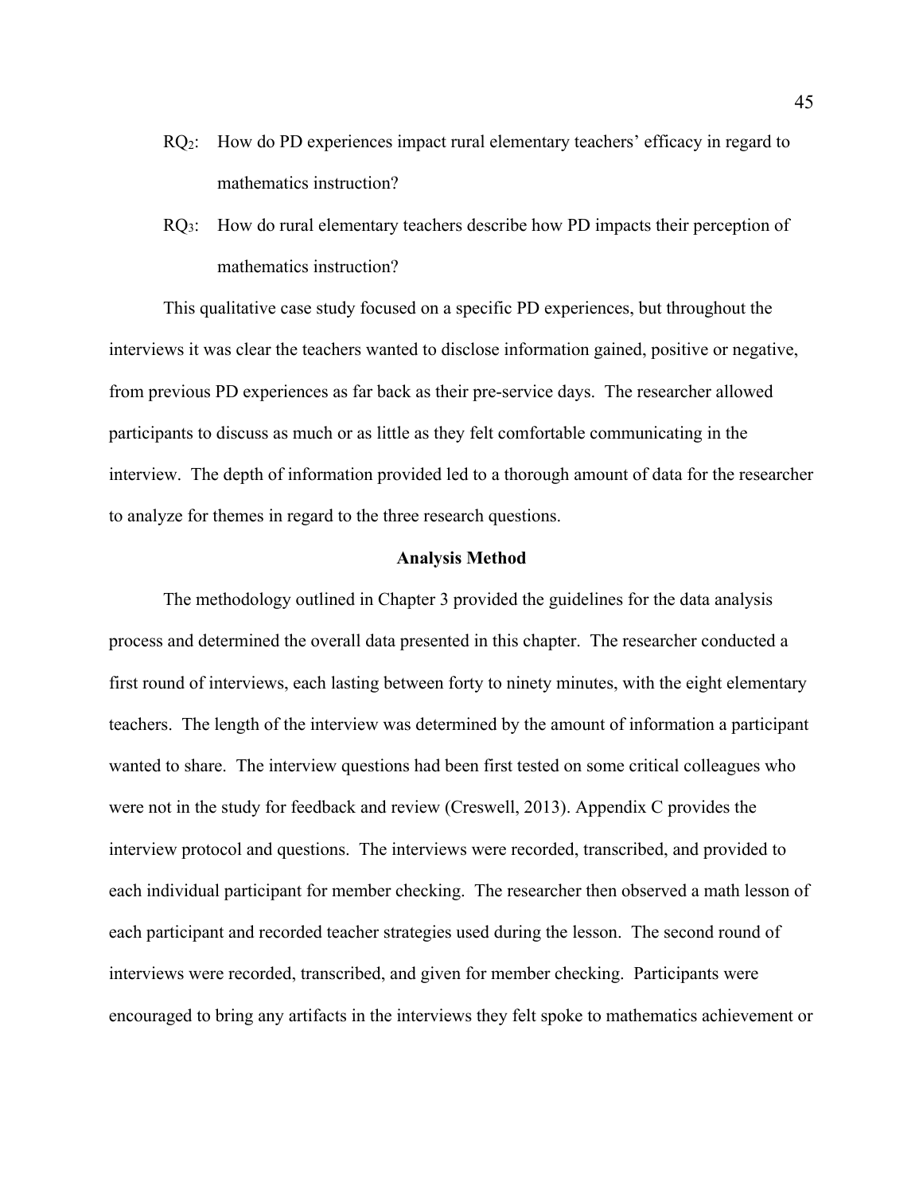RQ$_2$: How do PD experiences impact rural elementary teachers' efficacy in regard to mathematics instruction?

RQ$_3$: How do rural elementary teachers describe how PD impacts their perception of mathematics instruction?

This qualitative case study focused on a specific PD experiences, but throughout the interviews it was clear the teachers wanted to disclose information gained, positive or negative, from previous PD experiences as far back as their pre-service days. The researcher allowed participants to discuss as much or as little as they felt comfortable communicating in the interview. The depth of information provided led to a thorough amount of data for the researcher to analyze for themes in regard to the three research questions.

**Analysis Method**

The methodology outlined in Chapter 3 provided the guidelines for the data analysis process and determined the overall data presented in this chapter. The researcher conducted a first round of interviews, each lasting between forty to ninety minutes, with the eight elementary teachers. The length of the interview was determined by the amount of information a participant wanted to share. The interview questions had been first tested on some critical colleagues who were not in the study for feedback and review (Creswell, 2013). Appendix C provides the interview protocol and questions. The interviews were recorded, transcribed, and provided to each individual participant for member checking. The researcher then observed a math lesson of each participant and recorded teacher strategies used during the lesson. The second round of interviews were recorded, transcribed, and given for member checking. Participants were encouraged to bring any artifacts in the interviews they felt spoke to mathematics achievement or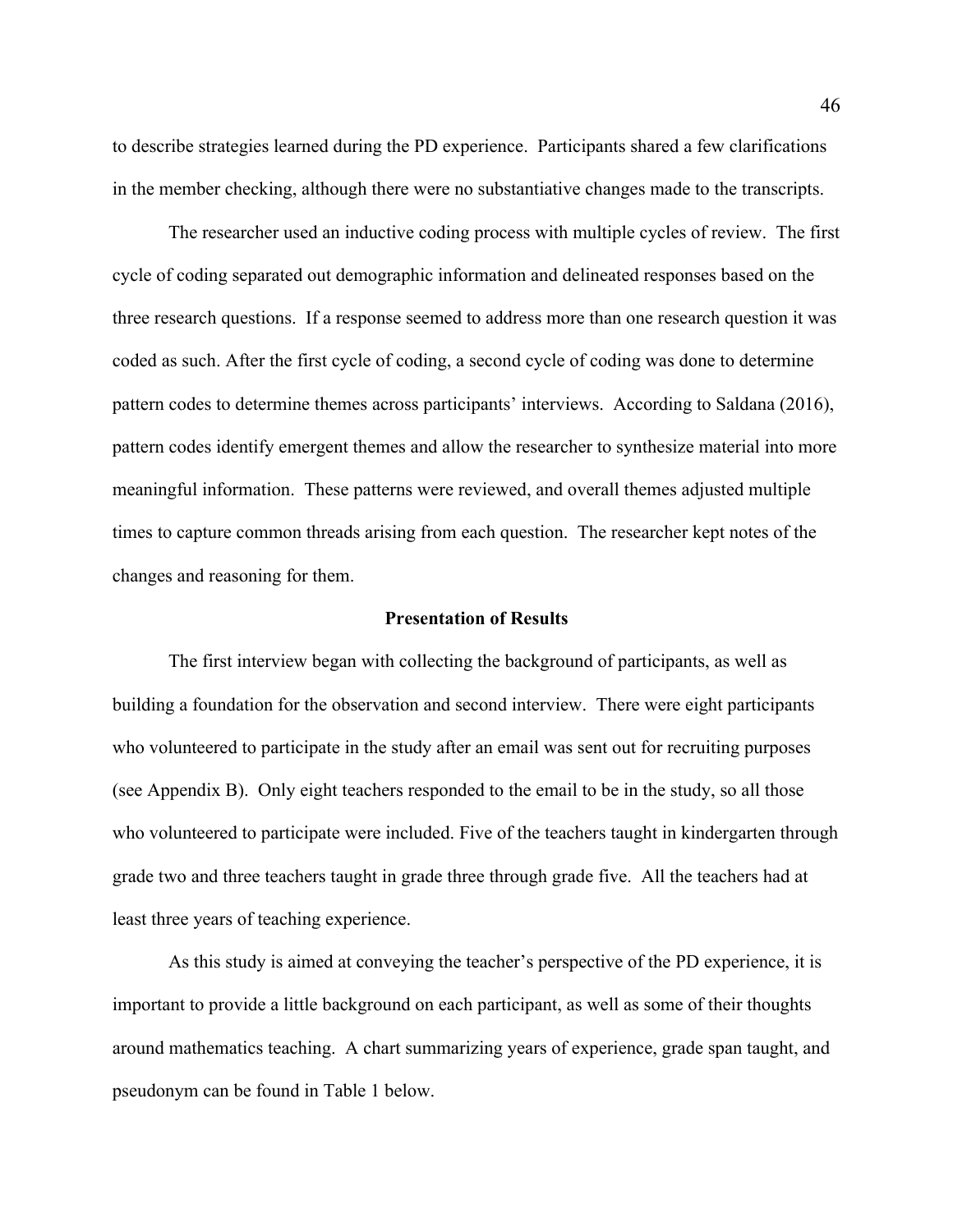to describe strategies learned during the PD experience. Participants shared a few clarifications in the member checking, although there were no substantiative changes made to the transcripts.

The researcher used an inductive coding process with multiple cycles of review. The first cycle of coding separated out demographic information and delineated responses based on the three research questions. If a response seemed to address more than one research question it was coded as such. After the first cycle of coding, a second cycle of coding was done to determine pattern codes to determine themes across participants' interviews. According to Saldana (2016), pattern codes identify emergent themes and allow the researcher to synthesize material into more meaningful information. These patterns were reviewed, and overall themes adjusted multiple times to capture common threads arising from each question. The researcher kept notes of the changes and reasoning for them.

## Presentation of Results

The first interview began with collecting the background of participants, as well as building a foundation for the observation and second interview. There were eight participants who volunteered to participate in the study after an email was sent out for recruiting purposes (see Appendix B). Only eight teachers responded to the email to be in the study, so all those who volunteered to participate were included. Five of the teachers taught in kindergarten through grade two and three teachers taught in grade three through grade five. All the teachers had at least three years of teaching experience.

As this study is aimed at conveying the teacher's perspective of the PD experience, it is important to provide a little background on each participant, as well as some of their thoughts around mathematics teaching. A chart summarizing years of experience, grade span taught, and pseudonym can be found in Table 1 below.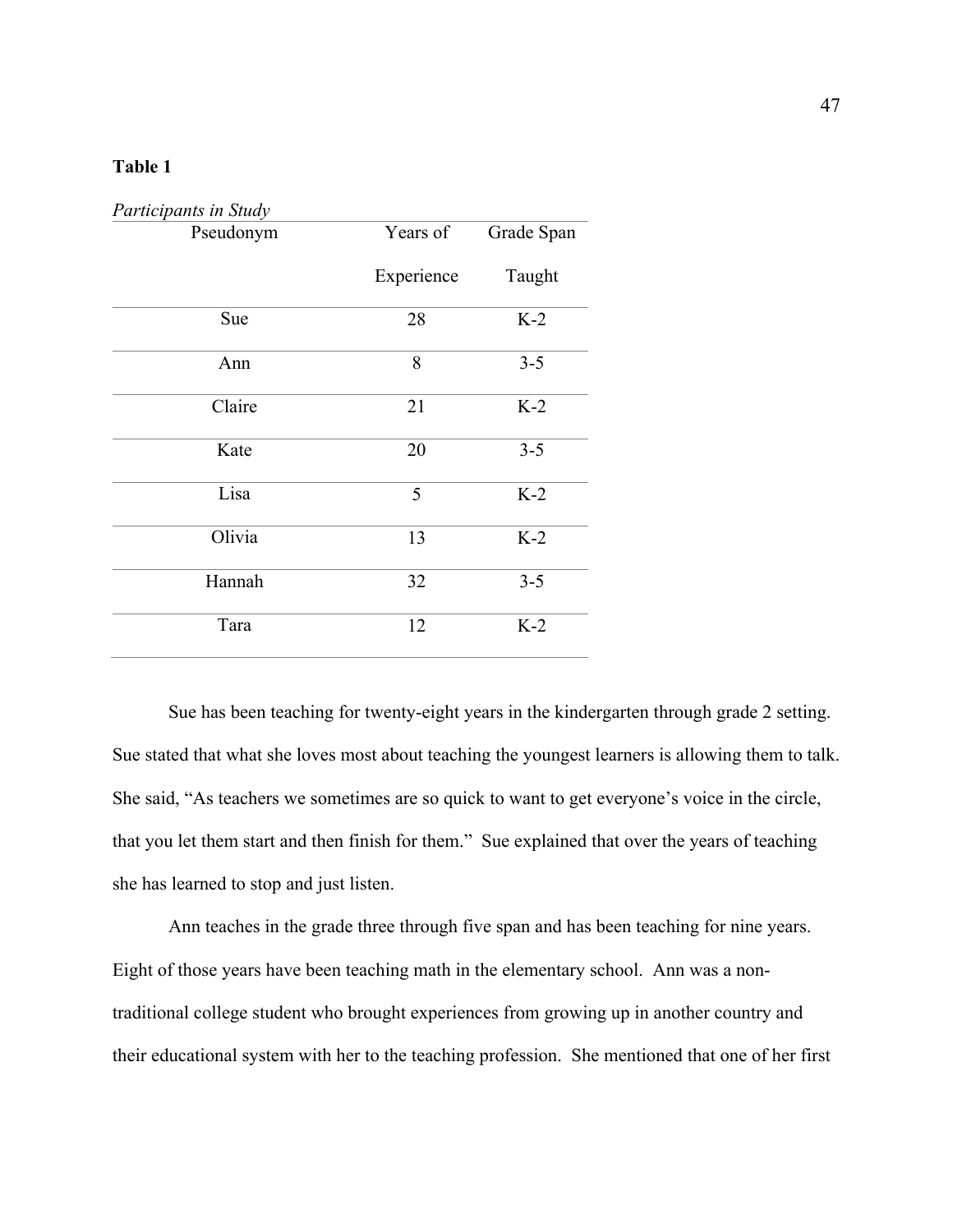**Table 1**

*Participants in Study*

| Pseudonym | Years of Experience | Grade Span Taught |
|---|---|---|
| Sue | 28 | K-2 |
| Ann | 8 | 3-5 |
| Claire | 21 | K-2 |
| Kate | 20 | 3-5 |
| Lisa | 5 | K-2 |
| Olivia | 13 | K-2 |
| Hannah | 32 | 3-5 |
| Tara | 12 | K-2 |

Sue has been teaching for twenty-eight years in the kindergarten through grade 2 setting. Sue stated that what she loves most about teaching the youngest learners is allowing them to talk. She said, "As teachers we sometimes are so quick to want to get everyone's voice in the circle, that you let them start and then finish for them." Sue explained that over the years of teaching she has learned to stop and just listen.

Ann teaches in the grade three through five span and has been teaching for nine years. Eight of those years have been teaching math in the elementary school. Ann was a non-traditional college student who brought experiences from growing up in another country and their educational system with her to the teaching profession. She mentioned that one of her first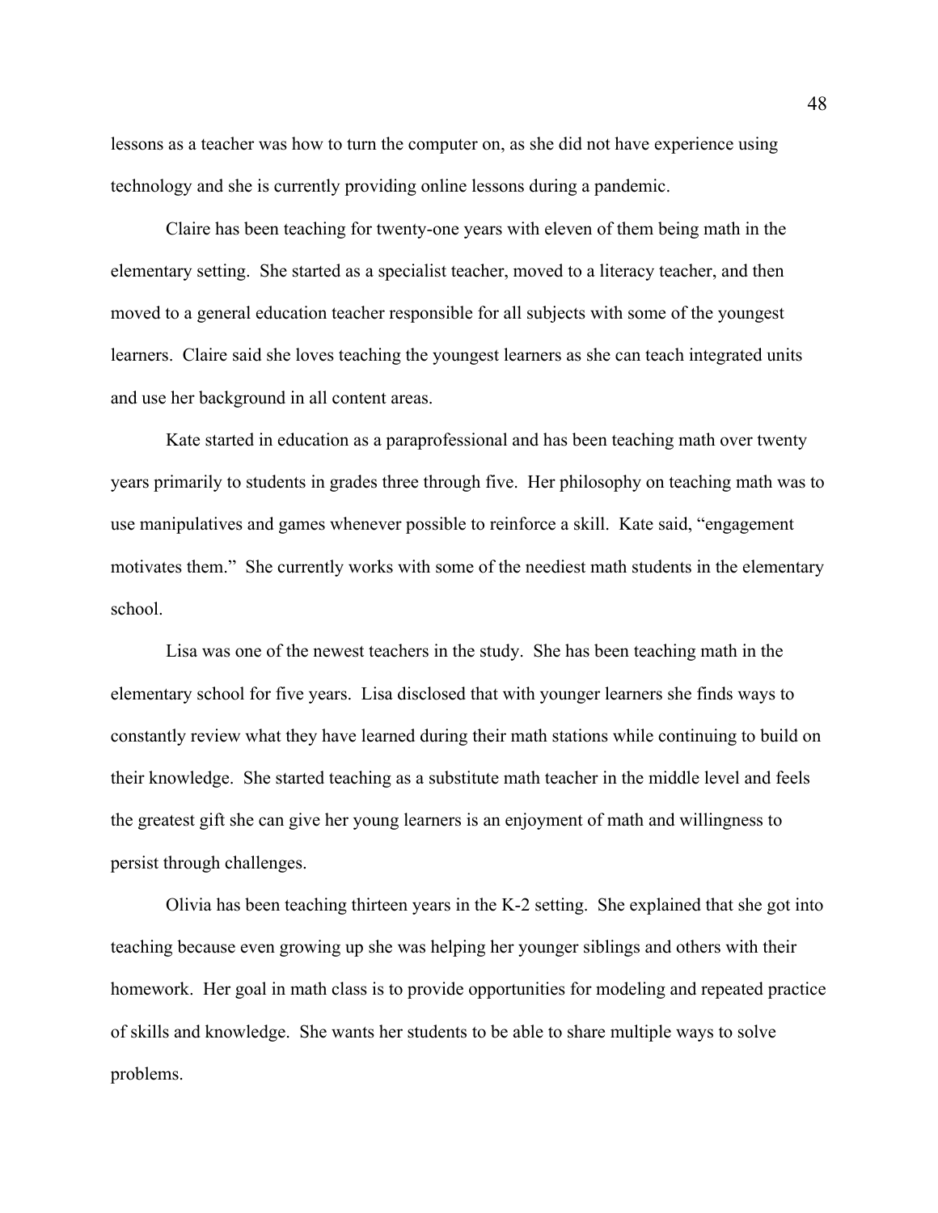lessons as a teacher was how to turn the computer on, as she did not have experience using technology and she is currently providing online lessons during a pandemic.

Claire has been teaching for twenty-one years with eleven of them being math in the elementary setting. She started as a specialist teacher, moved to a literacy teacher, and then moved to a general education teacher responsible for all subjects with some of the youngest learners. Claire said she loves teaching the youngest learners as she can teach integrated units and use her background in all content areas.

Kate started in education as a paraprofessional and has been teaching math over twenty years primarily to students in grades three through five. Her philosophy on teaching math was to use manipulatives and games whenever possible to reinforce a skill. Kate said, "engagement motivates them." She currently works with some of the neediest math students in the elementary school.

Lisa was one of the newest teachers in the study. She has been teaching math in the elementary school for five years. Lisa disclosed that with younger learners she finds ways to constantly review what they have learned during their math stations while continuing to build on their knowledge. She started teaching as a substitute math teacher in the middle level and feels the greatest gift she can give her young learners is an enjoyment of math and willingness to persist through challenges.

Olivia has been teaching thirteen years in the K-2 setting. She explained that she got into teaching because even growing up she was helping her younger siblings and others with their homework. Her goal in math class is to provide opportunities for modeling and repeated practice of skills and knowledge. She wants her students to be able to share multiple ways to solve problems.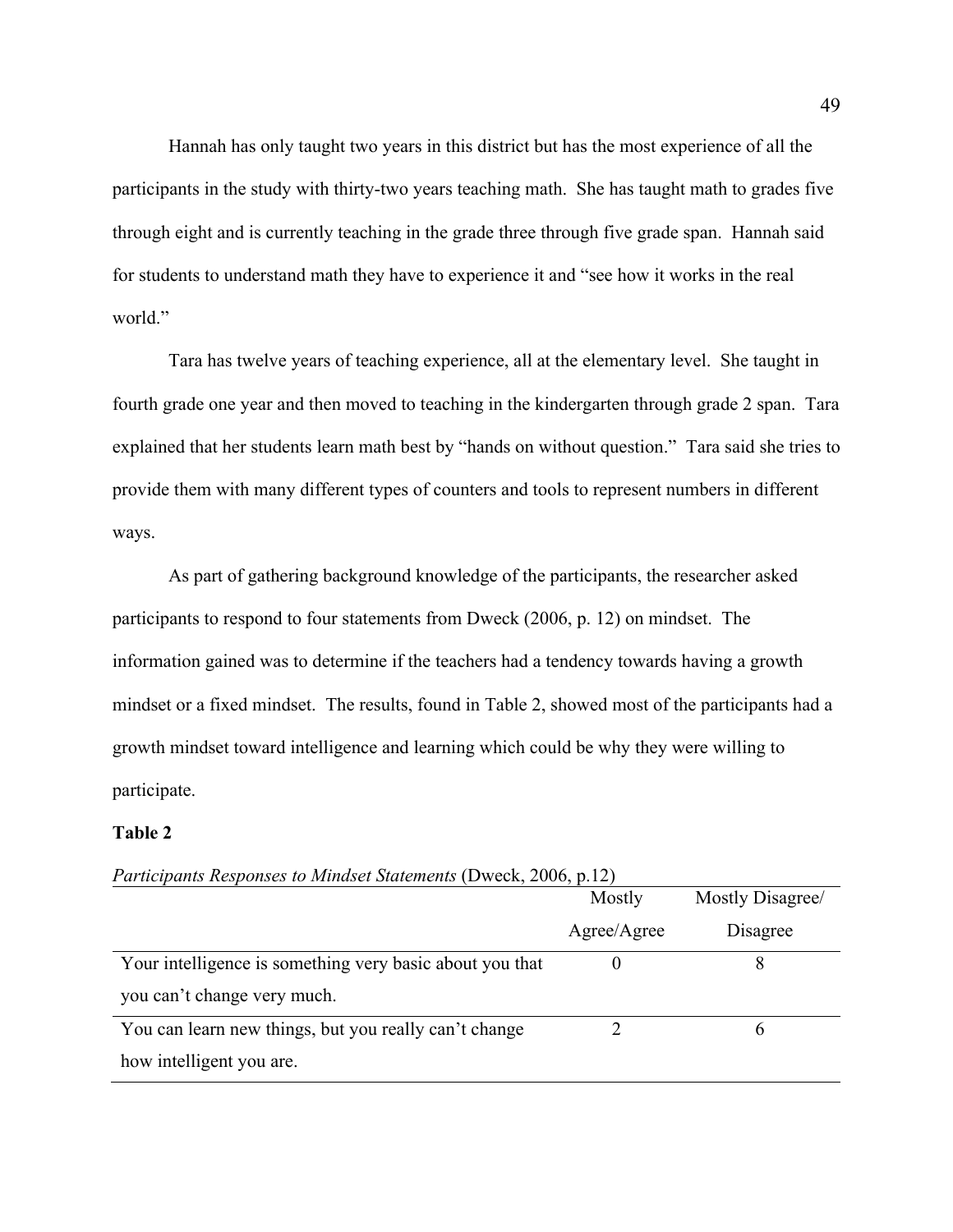Hannah has only taught two years in this district but has the most experience of all the participants in the study with thirty-two years teaching math. She has taught math to grades five through eight and is currently teaching in the grade three through five grade span. Hannah said for students to understand math they have to experience it and "see how it works in the real world."

Tara has twelve years of teaching experience, all at the elementary level. She taught in fourth grade one year and then moved to teaching in the kindergarten through grade 2 span. Tara explained that her students learn math best by "hands on without question." Tara said she tries to provide them with many different types of counters and tools to represent numbers in different ways.

As part of gathering background knowledge of the participants, the researcher asked participants to respond to four statements from Dweck (2006, p. 12) on mindset. The information gained was to determine if the teachers had a tendency towards having a growth mindset or a fixed mindset. The results, found in Table 2, showed most of the participants had a growth mindset toward intelligence and learning which could be why they were willing to participate.

**Table 2**

*Participants Responses to Mindset Statements* (Dweck, 2006, p.12)

| | Mostly Agree/Agree | Mostly Disagree/ Disagree |
|---|---|---|
| Your intelligence is something very basic about you that you can't change very much. | 0 | 8 |
| You can learn new things, but you really can't change how intelligent you are. | 2 | 6 |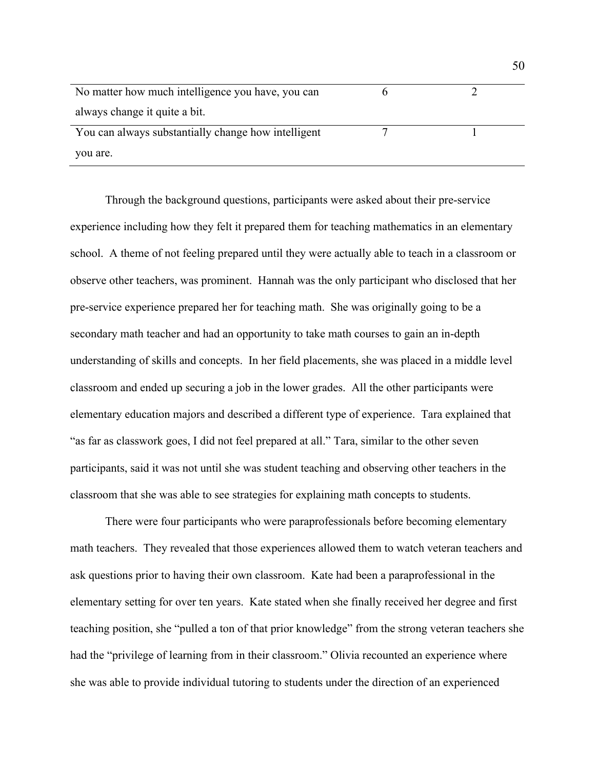| | | |
|---|---|---|
| No matter how much intelligence you have, you can always change it quite a bit. | 6 | 2 |
| You can always substantially change how intelligent you are. | 7 | 1 |

Through the background questions, participants were asked about their pre-service experience including how they felt it prepared them for teaching mathematics in an elementary school. A theme of not feeling prepared until they were actually able to teach in a classroom or observe other teachers, was prominent. Hannah was the only participant who disclosed that her pre-service experience prepared her for teaching math. She was originally going to be a secondary math teacher and had an opportunity to take math courses to gain an in-depth understanding of skills and concepts. In her field placements, she was placed in a middle level classroom and ended up securing a job in the lower grades. All the other participants were elementary education majors and described a different type of experience. Tara explained that "as far as classwork goes, I did not feel prepared at all." Tara, similar to the other seven participants, said it was not until she was student teaching and observing other teachers in the classroom that she was able to see strategies for explaining math concepts to students.

There were four participants who were paraprofessionals before becoming elementary math teachers. They revealed that those experiences allowed them to watch veteran teachers and ask questions prior to having their own classroom. Kate had been a paraprofessional in the elementary setting for over ten years. Kate stated when she finally received her degree and first teaching position, she "pulled a ton of that prior knowledge" from the strong veteran teachers she had the "privilege of learning from in their classroom." Olivia recounted an experience where she was able to provide individual tutoring to students under the direction of an experienced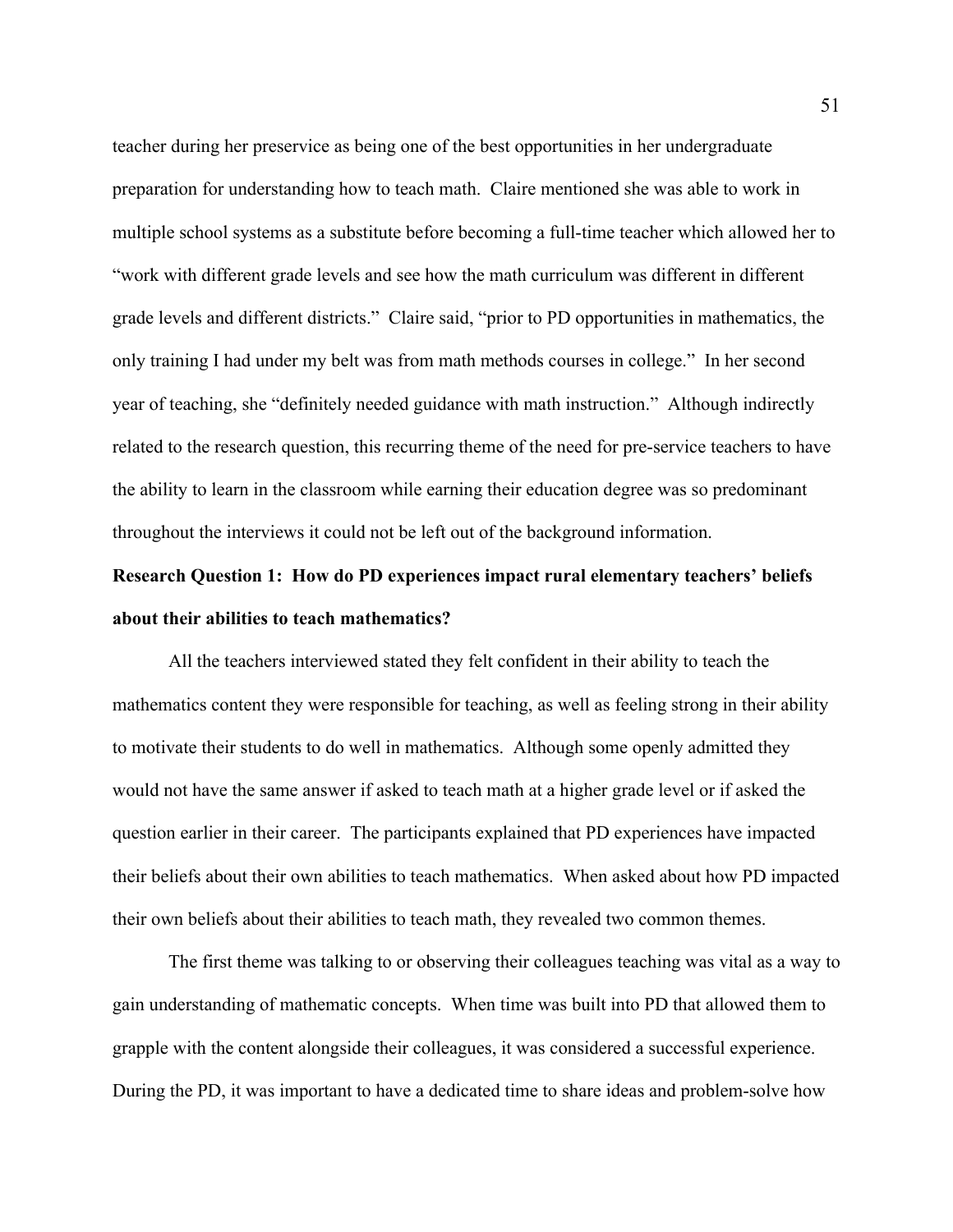teacher during her preservice as being one of the best opportunities in her undergraduate preparation for understanding how to teach math. Claire mentioned she was able to work in multiple school systems as a substitute before becoming a full-time teacher which allowed her to "work with different grade levels and see how the math curriculum was different in different grade levels and different districts." Claire said, "prior to PD opportunities in mathematics, the only training I had under my belt was from math methods courses in college." In her second year of teaching, she "definitely needed guidance with math instruction." Although indirectly related to the research question, this recurring theme of the need for pre-service teachers to have the ability to learn in the classroom while earning their education degree was so predominant throughout the interviews it could not be left out of the background information.

**Research Question 1: How do PD experiences impact rural elementary teachers' beliefs about their abilities to teach mathematics?**

All the teachers interviewed stated they felt confident in their ability to teach the mathematics content they were responsible for teaching, as well as feeling strong in their ability to motivate their students to do well in mathematics. Although some openly admitted they would not have the same answer if asked to teach math at a higher grade level or if asked the question earlier in their career. The participants explained that PD experiences have impacted their beliefs about their own abilities to teach mathematics. When asked about how PD impacted their own beliefs about their abilities to teach math, they revealed two common themes.

The first theme was talking to or observing their colleagues teaching was vital as a way to gain understanding of mathematic concepts. When time was built into PD that allowed them to grapple with the content alongside their colleagues, it was considered a successful experience. During the PD, it was important to have a dedicated time to share ideas and problem-solve how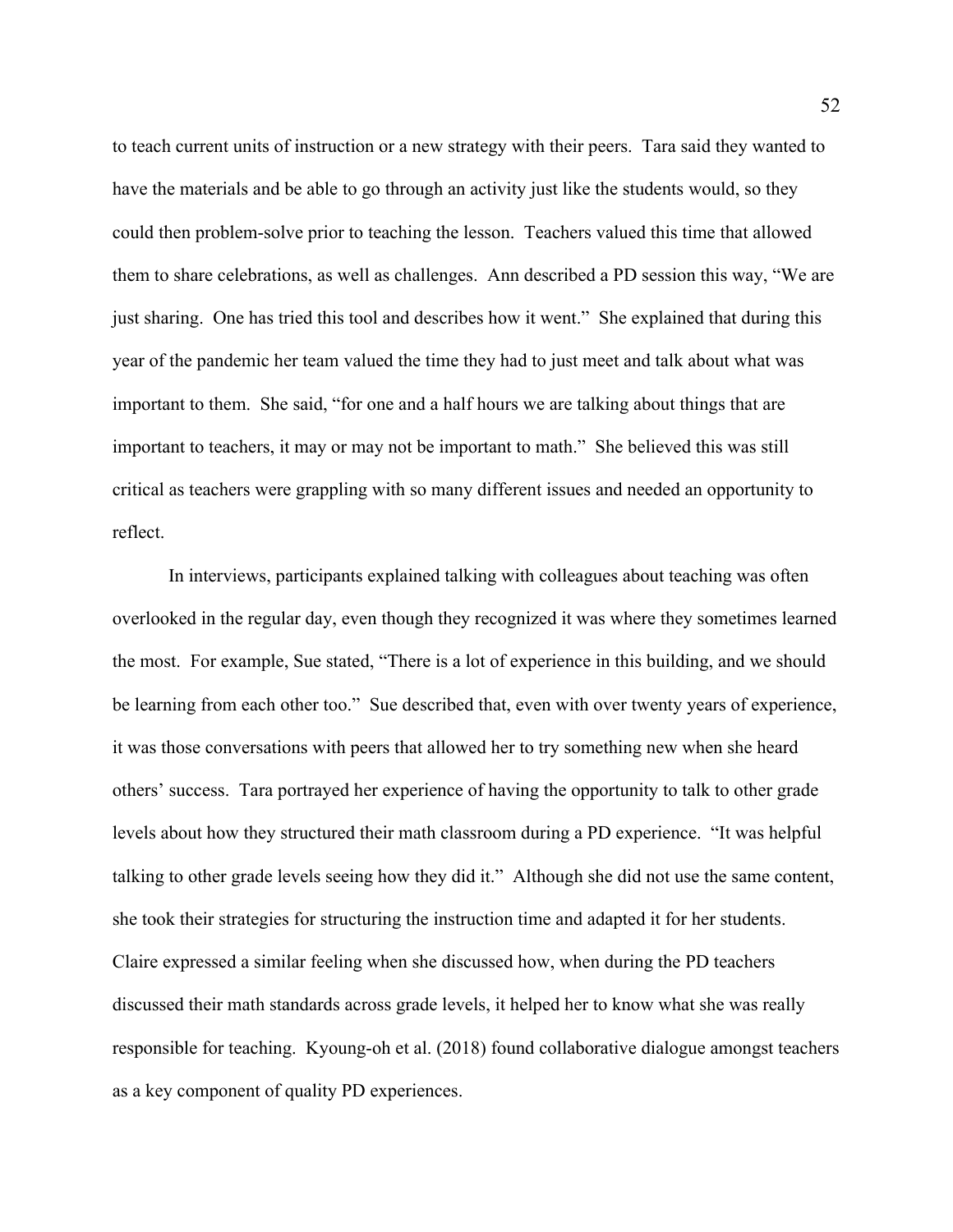to teach current units of instruction or a new strategy with their peers. Tara said they wanted to have the materials and be able to go through an activity just like the students would, so they could then problem-solve prior to teaching the lesson. Teachers valued this time that allowed them to share celebrations, as well as challenges. Ann described a PD session this way, "We are just sharing. One has tried this tool and describes how it went." She explained that during this year of the pandemic her team valued the time they had to just meet and talk about what was important to them. She said, "for one and a half hours we are talking about things that are important to teachers, it may or may not be important to math." She believed this was still critical as teachers were grappling with so many different issues and needed an opportunity to reflect.

In interviews, participants explained talking with colleagues about teaching was often overlooked in the regular day, even though they recognized it was where they sometimes learned the most. For example, Sue stated, "There is a lot of experience in this building, and we should be learning from each other too." Sue described that, even with over twenty years of experience, it was those conversations with peers that allowed her to try something new when she heard others' success. Tara portrayed her experience of having the opportunity to talk to other grade levels about how they structured their math classroom during a PD experience. "It was helpful talking to other grade levels seeing how they did it." Although she did not use the same content, she took their strategies for structuring the instruction time and adapted it for her students. Claire expressed a similar feeling when she discussed how, when during the PD teachers discussed their math standards across grade levels, it helped her to know what she was really responsible for teaching. Kyoung-oh et al. (2018) found collaborative dialogue amongst teachers as a key component of quality PD experiences.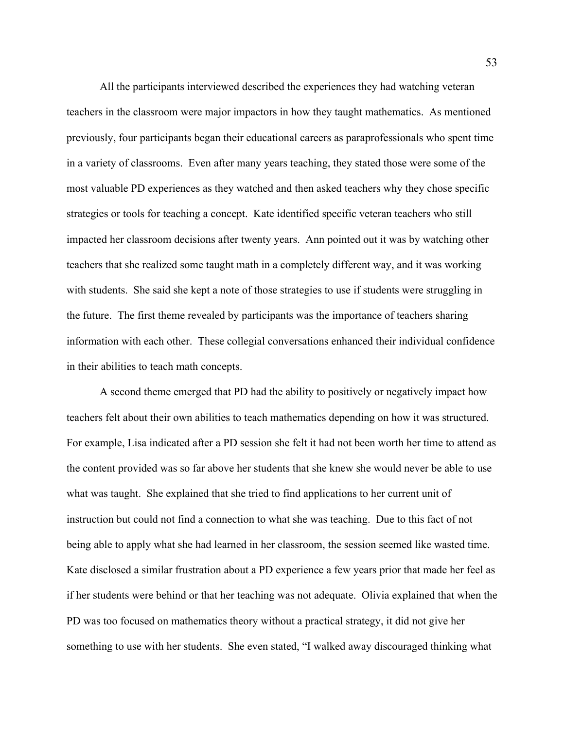All the participants interviewed described the experiences they had watching veteran teachers in the classroom were major impactors in how they taught mathematics. As mentioned previously, four participants began their educational careers as paraprofessionals who spent time in a variety of classrooms. Even after many years teaching, they stated those were some of the most valuable PD experiences as they watched and then asked teachers why they chose specific strategies or tools for teaching a concept. Kate identified specific veteran teachers who still impacted her classroom decisions after twenty years. Ann pointed out it was by watching other teachers that she realized some taught math in a completely different way, and it was working with students. She said she kept a note of those strategies to use if students were struggling in the future. The first theme revealed by participants was the importance of teachers sharing information with each other. These collegial conversations enhanced their individual confidence in their abilities to teach math concepts.

A second theme emerged that PD had the ability to positively or negatively impact how teachers felt about their own abilities to teach mathematics depending on how it was structured. For example, Lisa indicated after a PD session she felt it had not been worth her time to attend as the content provided was so far above her students that she knew she would never be able to use what was taught. She explained that she tried to find applications to her current unit of instruction but could not find a connection to what she was teaching. Due to this fact of not being able to apply what she had learned in her classroom, the session seemed like wasted time. Kate disclosed a similar frustration about a PD experience a few years prior that made her feel as if her students were behind or that her teaching was not adequate. Olivia explained that when the PD was too focused on mathematics theory without a practical strategy, it did not give her something to use with her students. She even stated, "I walked away discouraged thinking what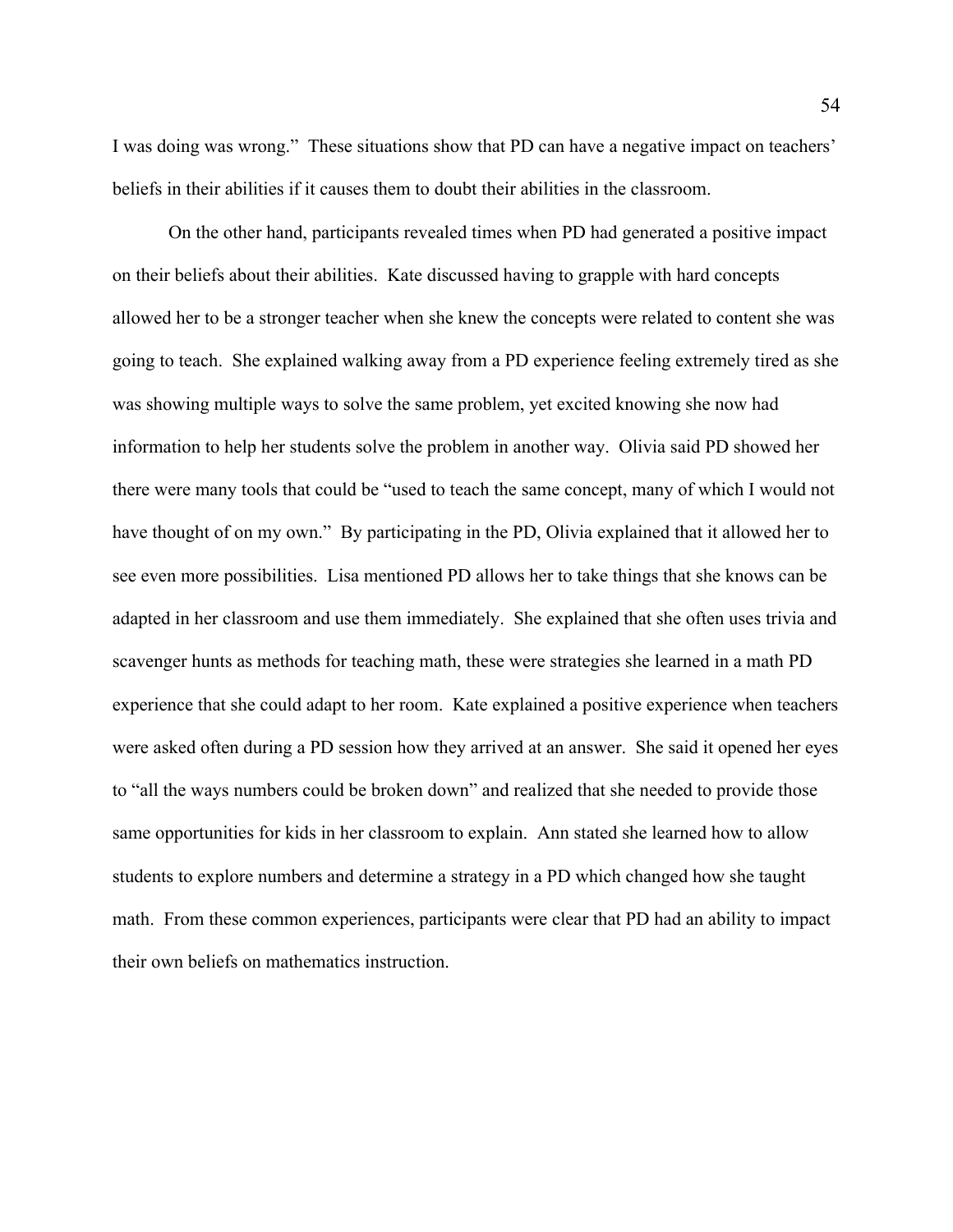I was doing was wrong." These situations show that PD can have a negative impact on teachers' beliefs in their abilities if it causes them to doubt their abilities in the classroom.

On the other hand, participants revealed times when PD had generated a positive impact on their beliefs about their abilities. Kate discussed having to grapple with hard concepts allowed her to be a stronger teacher when she knew the concepts were related to content she was going to teach. She explained walking away from a PD experience feeling extremely tired as she was showing multiple ways to solve the same problem, yet excited knowing she now had information to help her students solve the problem in another way. Olivia said PD showed her there were many tools that could be "used to teach the same concept, many of which I would not have thought of on my own." By participating in the PD, Olivia explained that it allowed her to see even more possibilities. Lisa mentioned PD allows her to take things that she knows can be adapted in her classroom and use them immediately. She explained that she often uses trivia and scavenger hunts as methods for teaching math, these were strategies she learned in a math PD experience that she could adapt to her room. Kate explained a positive experience when teachers were asked often during a PD session how they arrived at an answer. She said it opened her eyes to "all the ways numbers could be broken down" and realized that she needed to provide those same opportunities for kids in her classroom to explain. Ann stated she learned how to allow students to explore numbers and determine a strategy in a PD which changed how she taught math. From these common experiences, participants were clear that PD had an ability to impact their own beliefs on mathematics instruction.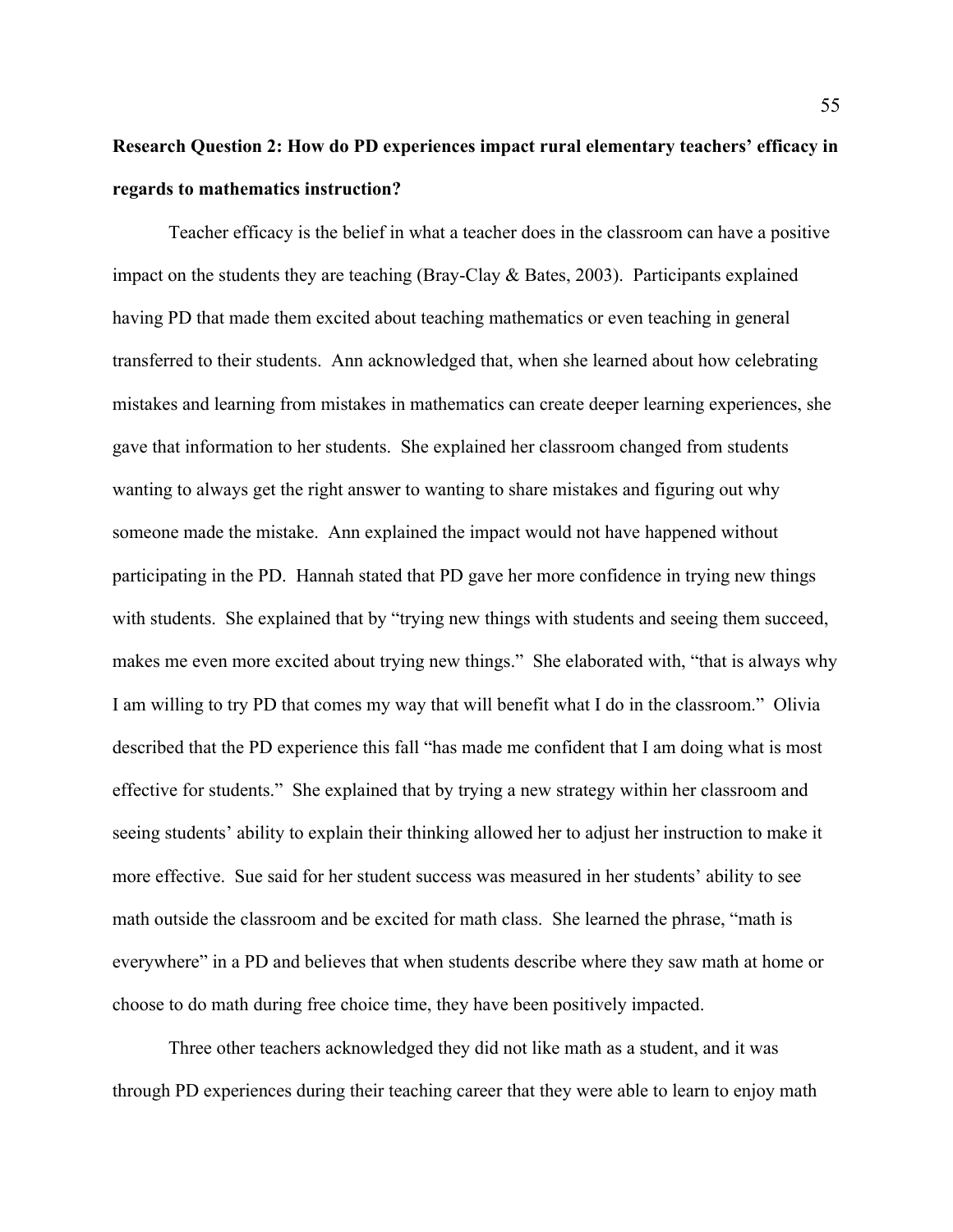**Research Question 2: How do PD experiences impact rural elementary teachers' efficacy in regards to mathematics instruction?**

Teacher efficacy is the belief in what a teacher does in the classroom can have a positive impact on the students they are teaching (Bray-Clay & Bates, 2003). Participants explained having PD that made them excited about teaching mathematics or even teaching in general transferred to their students. Ann acknowledged that, when she learned about how celebrating mistakes and learning from mistakes in mathematics can create deeper learning experiences, she gave that information to her students. She explained her classroom changed from students wanting to always get the right answer to wanting to share mistakes and figuring out why someone made the mistake. Ann explained the impact would not have happened without participating in the PD. Hannah stated that PD gave her more confidence in trying new things with students. She explained that by "trying new things with students and seeing them succeed, makes me even more excited about trying new things." She elaborated with, "that is always why I am willing to try PD that comes my way that will benefit what I do in the classroom." Olivia described that the PD experience this fall "has made me confident that I am doing what is most effective for students." She explained that by trying a new strategy within her classroom and seeing students' ability to explain their thinking allowed her to adjust her instruction to make it more effective. Sue said for her student success was measured in her students' ability to see math outside the classroom and be excited for math class. She learned the phrase, "math is everywhere" in a PD and believes that when students describe where they saw math at home or choose to do math during free choice time, they have been positively impacted.

Three other teachers acknowledged they did not like math as a student, and it was through PD experiences during their teaching career that they were able to learn to enjoy math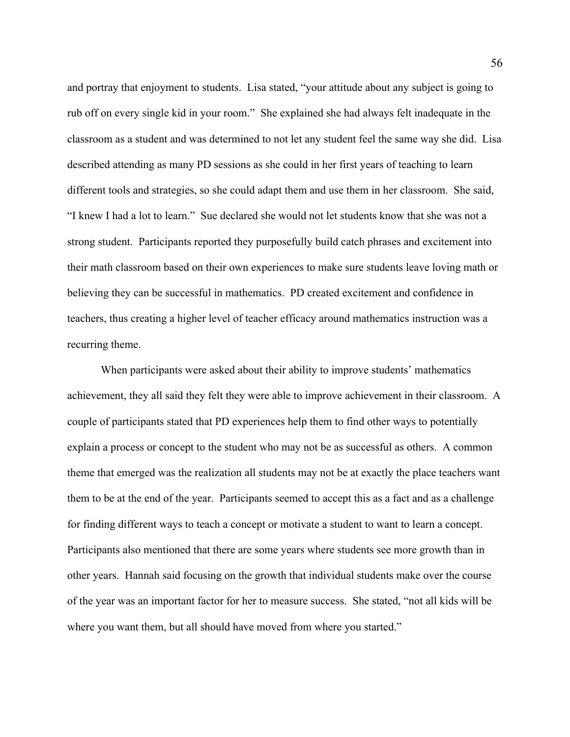and portray that enjoyment to students. Lisa stated, "your attitude about any subject is going to rub off on every single kid in your room." She explained she had always felt inadequate in the classroom as a student and was determined to not let any student feel the same way she did. Lisa described attending as many PD sessions as she could in her first years of teaching to learn different tools and strategies, so she could adapt them and use them in her classroom. She said, "I knew I had a lot to learn." Sue declared she would not let students know that she was not a strong student. Participants reported they purposefully build catch phrases and excitement into their math classroom based on their own experiences to make sure students leave loving math or believing they can be successful in mathematics. PD created excitement and confidence in teachers, thus creating a higher level of teacher efficacy around mathematics instruction was a recurring theme.

When participants were asked about their ability to improve students' mathematics achievement, they all said they felt they were able to improve achievement in their classroom. A couple of participants stated that PD experiences help them to find other ways to potentially explain a process or concept to the student who may not be as successful as others. A common theme that emerged was the realization all students may not be at exactly the place teachers want them to be at the end of the year. Participants seemed to accept this as a fact and as a challenge for finding different ways to teach a concept or motivate a student to want to learn a concept. Participants also mentioned that there are some years where students see more growth than in other years. Hannah said focusing on the growth that individual students make over the course of the year was an important factor for her to measure success. She stated, "not all kids will be where you want them, but all should have moved from where you started."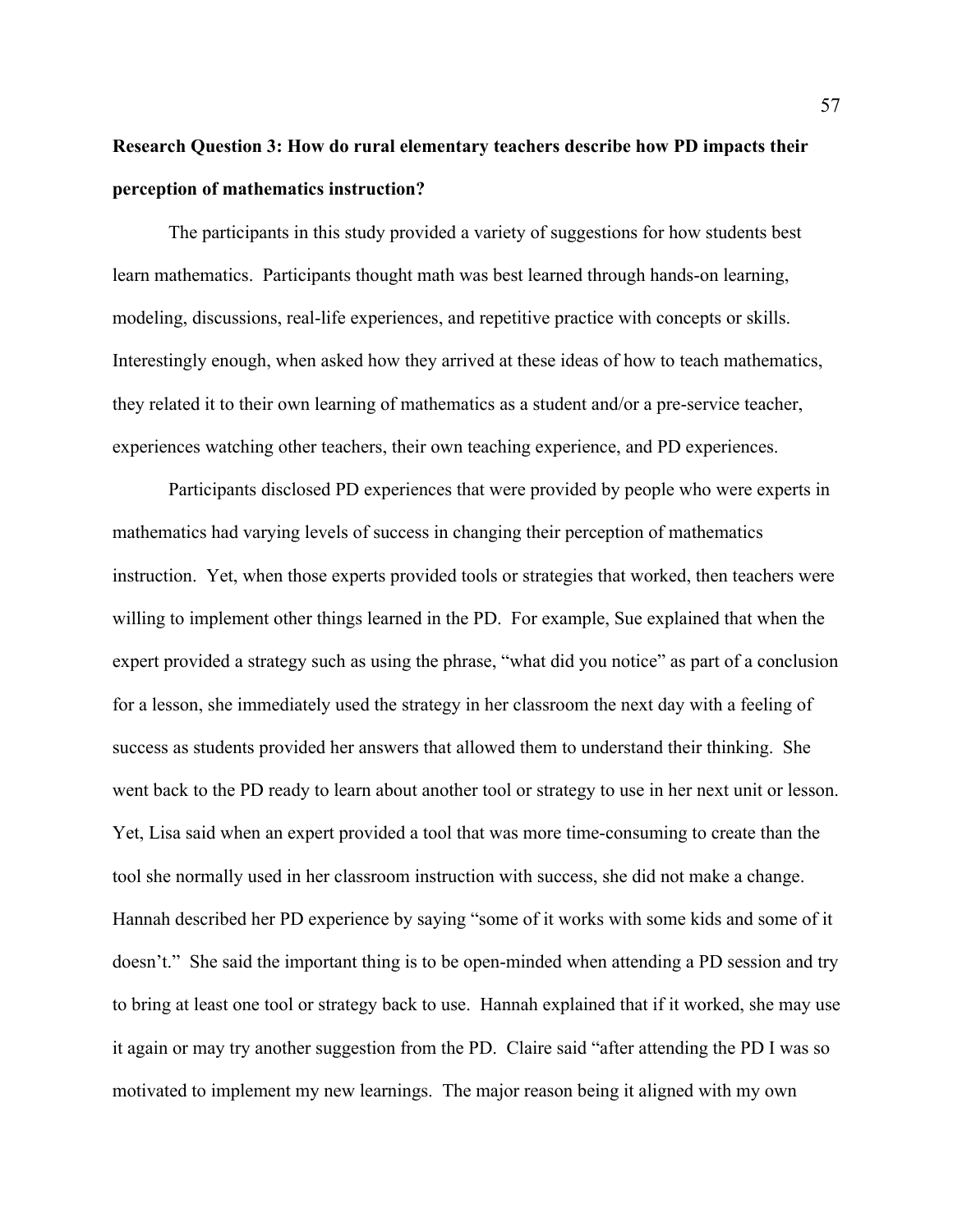**Research Question 3: How do rural elementary teachers describe how PD impacts their perception of mathematics instruction?**

The participants in this study provided a variety of suggestions for how students best learn mathematics. Participants thought math was best learned through hands-on learning, modeling, discussions, real-life experiences, and repetitive practice with concepts or skills. Interestingly enough, when asked how they arrived at these ideas of how to teach mathematics, they related it to their own learning of mathematics as a student and/or a pre-service teacher, experiences watching other teachers, their own teaching experience, and PD experiences.

Participants disclosed PD experiences that were provided by people who were experts in mathematics had varying levels of success in changing their perception of mathematics instruction. Yet, when those experts provided tools or strategies that worked, then teachers were willing to implement other things learned in the PD. For example, Sue explained that when the expert provided a strategy such as using the phrase, "what did you notice" as part of a conclusion for a lesson, she immediately used the strategy in her classroom the next day with a feeling of success as students provided her answers that allowed them to understand their thinking. She went back to the PD ready to learn about another tool or strategy to use in her next unit or lesson. Yet, Lisa said when an expert provided a tool that was more time-consuming to create than the tool she normally used in her classroom instruction with success, she did not make a change. Hannah described her PD experience by saying "some of it works with some kids and some of it doesn't." She said the important thing is to be open-minded when attending a PD session and try to bring at least one tool or strategy back to use. Hannah explained that if it worked, she may use it again or may try another suggestion from the PD. Claire said "after attending the PD I was so motivated to implement my new learnings. The major reason being it aligned with my own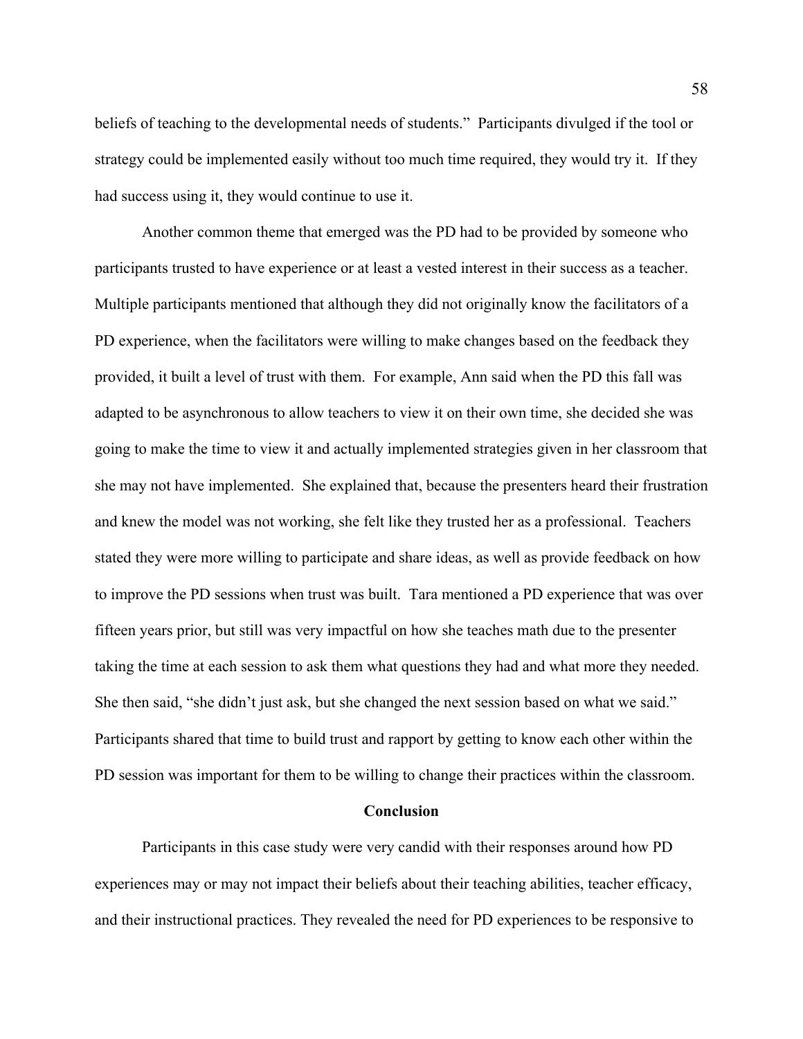beliefs of teaching to the developmental needs of students." Participants divulged if the tool or strategy could be implemented easily without too much time required, they would try it. If they had success using it, they would continue to use it.

Another common theme that emerged was the PD had to be provided by someone who participants trusted to have experience or at least a vested interest in their success as a teacher. Multiple participants mentioned that although they did not originally know the facilitators of a PD experience, when the facilitators were willing to make changes based on the feedback they provided, it built a level of trust with them. For example, Ann said when the PD this fall was adapted to be asynchronous to allow teachers to view it on their own time, she decided she was going to make the time to view it and actually implemented strategies given in her classroom that she may not have implemented. She explained that, because the presenters heard their frustration and knew the model was not working, she felt like they trusted her as a professional. Teachers stated they were more willing to participate and share ideas, as well as provide feedback on how to improve the PD sessions when trust was built. Tara mentioned a PD experience that was over fifteen years prior, but still was very impactful on how she teaches math due to the presenter taking the time at each session to ask them what questions they had and what more they needed. She then said, "she didn't just ask, but she changed the next session based on what we said." Participants shared that time to build trust and rapport by getting to know each other within the PD session was important for them to be willing to change their practices within the classroom.

## Conclusion

Participants in this case study were very candid with their responses around how PD experiences may or may not impact their beliefs about their teaching abilities, teacher efficacy, and their instructional practices. They revealed the need for PD experiences to be responsive to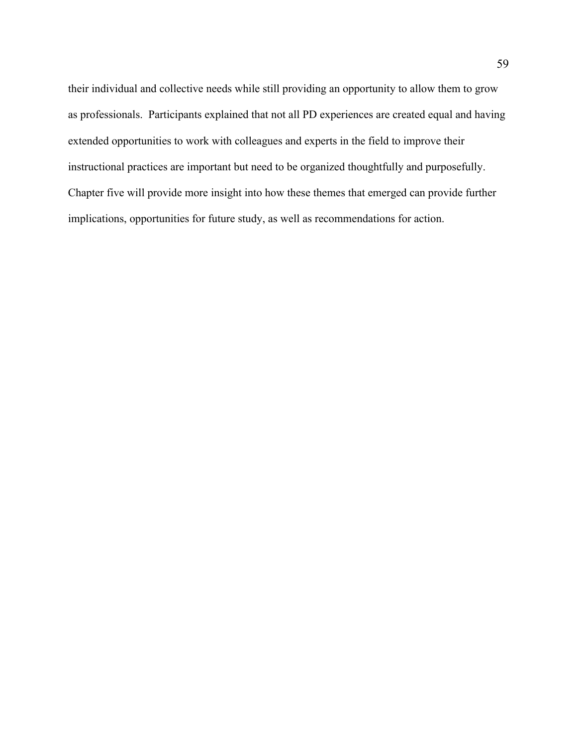their individual and collective needs while still providing an opportunity to allow them to grow as professionals. Participants explained that not all PD experiences are created equal and having extended opportunities to work with colleagues and experts in the field to improve their instructional practices are important but need to be organized thoughtfully and purposefully. Chapter five will provide more insight into how these themes that emerged can provide further implications, opportunities for future study, as well as recommendations for action.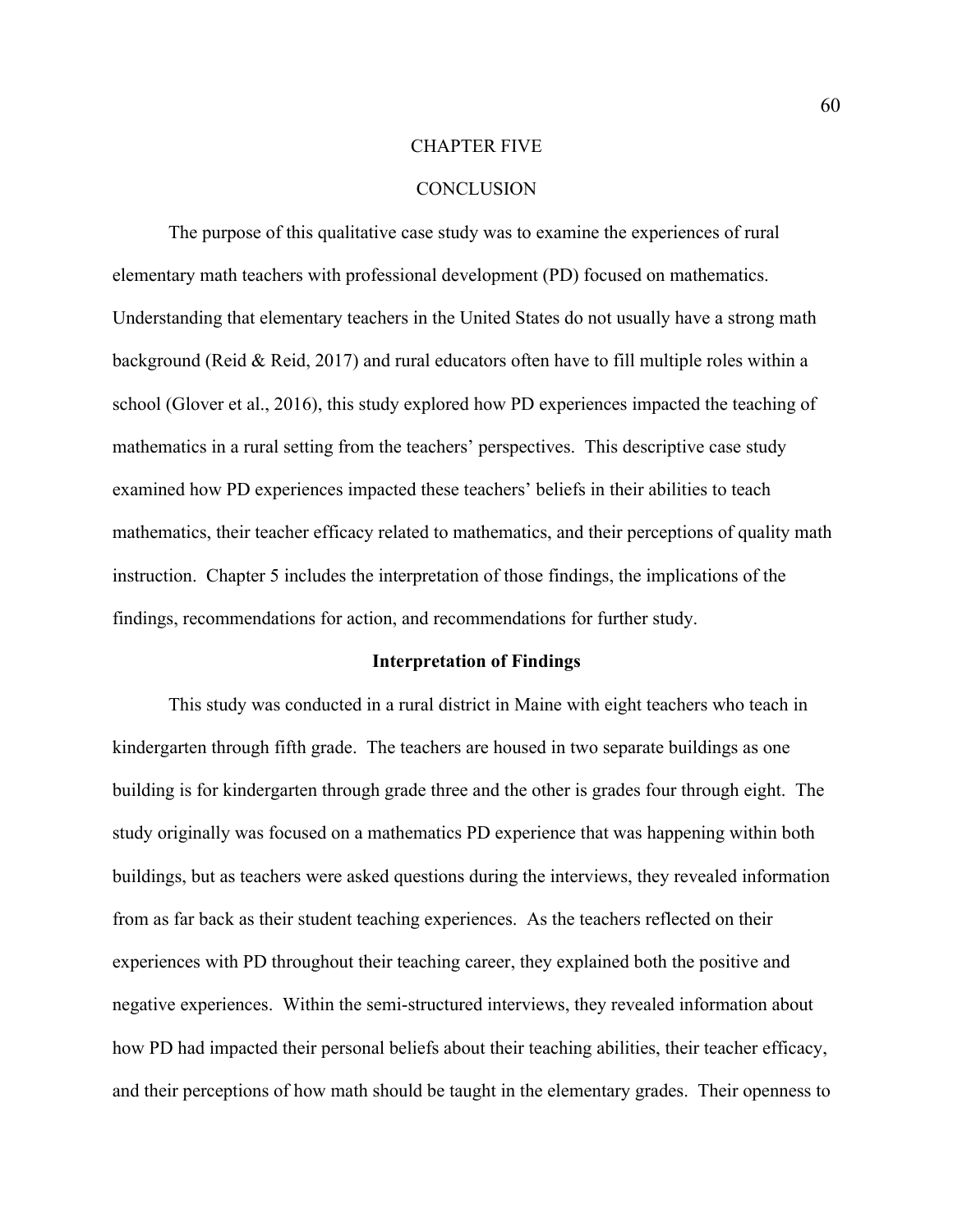# CHAPTER FIVE

# CONCLUSION

The purpose of this qualitative case study was to examine the experiences of rural elementary math teachers with professional development (PD) focused on mathematics. Understanding that elementary teachers in the United States do not usually have a strong math background (Reid & Reid, 2017) and rural educators often have to fill multiple roles within a school (Glover et al., 2016), this study explored how PD experiences impacted the teaching of mathematics in a rural setting from the teachers' perspectives. This descriptive case study examined how PD experiences impacted these teachers' beliefs in their abilities to teach mathematics, their teacher efficacy related to mathematics, and their perceptions of quality math instruction. Chapter 5 includes the interpretation of those findings, the implications of the findings, recommendations for action, and recommendations for further study.

## Interpretation of Findings

This study was conducted in a rural district in Maine with eight teachers who teach in kindergarten through fifth grade. The teachers are housed in two separate buildings as one building is for kindergarten through grade three and the other is grades four through eight. The study originally was focused on a mathematics PD experience that was happening within both buildings, but as teachers were asked questions during the interviews, they revealed information from as far back as their student teaching experiences. As the teachers reflected on their experiences with PD throughout their teaching career, they explained both the positive and negative experiences. Within the semi-structured interviews, they revealed information about how PD had impacted their personal beliefs about their teaching abilities, their teacher efficacy, and their perceptions of how math should be taught in the elementary grades. Their openness to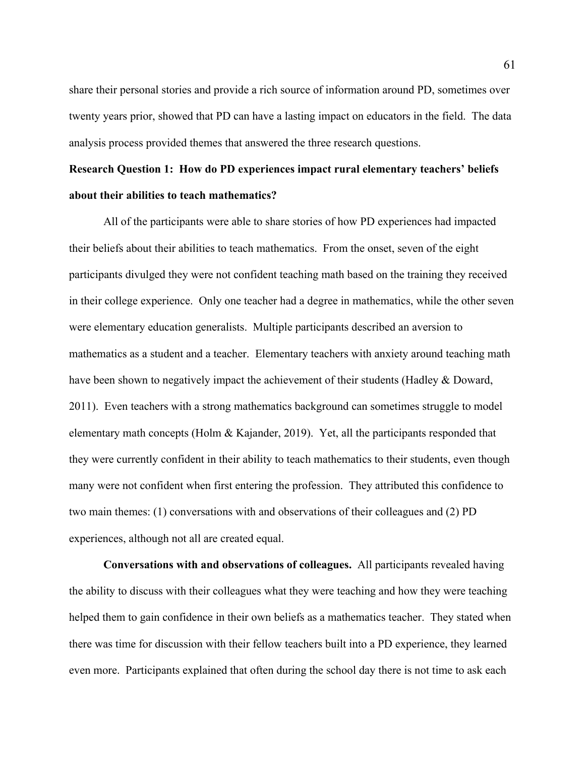share their personal stories and provide a rich source of information around PD, sometimes over twenty years prior, showed that PD can have a lasting impact on educators in the field. The data analysis process provided themes that answered the three research questions.

**Research Question 1: How do PD experiences impact rural elementary teachers' beliefs about their abilities to teach mathematics?**

All of the participants were able to share stories of how PD experiences had impacted their beliefs about their abilities to teach mathematics. From the onset, seven of the eight participants divulged they were not confident teaching math based on the training they received in their college experience. Only one teacher had a degree in mathematics, while the other seven were elementary education generalists. Multiple participants described an aversion to mathematics as a student and a teacher. Elementary teachers with anxiety around teaching math have been shown to negatively impact the achievement of their students (Hadley & Doward, 2011). Even teachers with a strong mathematics background can sometimes struggle to model elementary math concepts (Holm & Kajander, 2019). Yet, all the participants responded that they were currently confident in their ability to teach mathematics to their students, even though many were not confident when first entering the profession. They attributed this confidence to two main themes: (1) conversations with and observations of their colleagues and (2) PD experiences, although not all are created equal.

**Conversations with and observations of colleagues.** All participants revealed having the ability to discuss with their colleagues what they were teaching and how they were teaching helped them to gain confidence in their own beliefs as a mathematics teacher. They stated when there was time for discussion with their fellow teachers built into a PD experience, they learned even more. Participants explained that often during the school day there is not time to ask each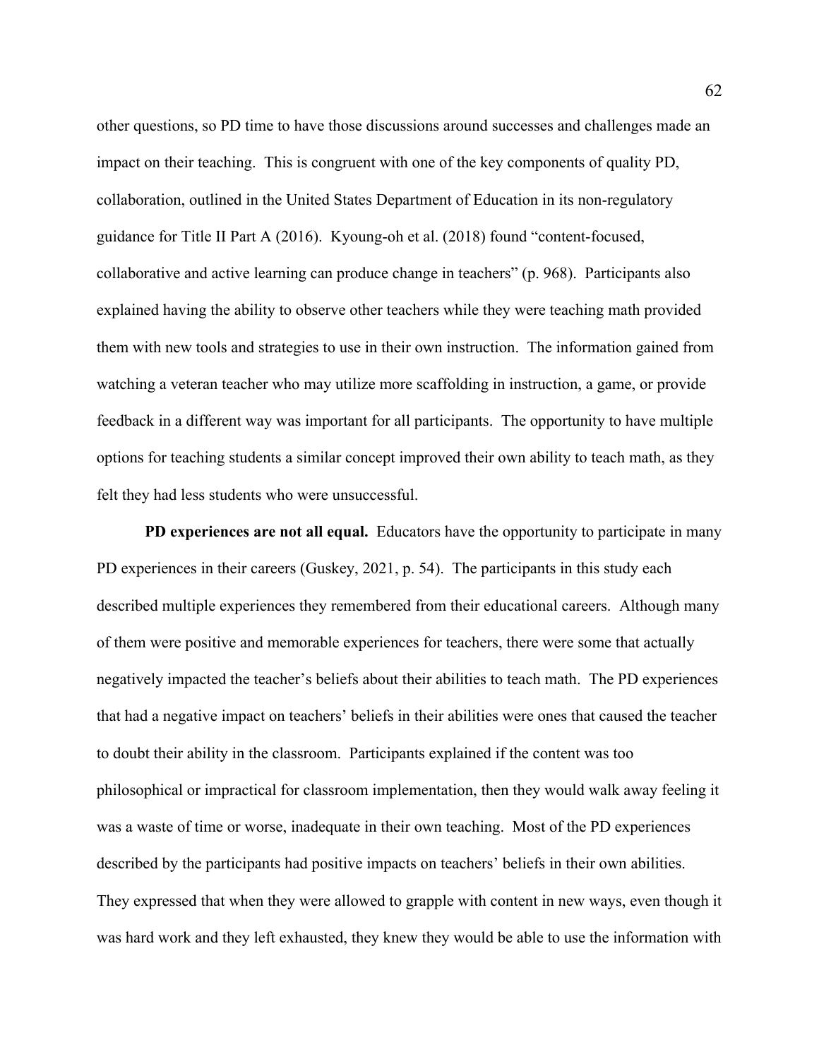other questions, so PD time to have those discussions around successes and challenges made an impact on their teaching. This is congruent with one of the key components of quality PD, collaboration, outlined in the United States Department of Education in its non-regulatory guidance for Title II Part A (2016). Kyoung-oh et al. (2018) found "content-focused, collaborative and active learning can produce change in teachers" (p. 968). Participants also explained having the ability to observe other teachers while they were teaching math provided them with new tools and strategies to use in their own instruction. The information gained from watching a veteran teacher who may utilize more scaffolding in instruction, a game, or provide feedback in a different way was important for all participants. The opportunity to have multiple options for teaching students a similar concept improved their own ability to teach math, as they felt they had less students who were unsuccessful.

**PD experiences are not all equal.** Educators have the opportunity to participate in many PD experiences in their careers (Guskey, 2021, p. 54). The participants in this study each described multiple experiences they remembered from their educational careers. Although many of them were positive and memorable experiences for teachers, there were some that actually negatively impacted the teacher's beliefs about their abilities to teach math. The PD experiences that had a negative impact on teachers' beliefs in their abilities were ones that caused the teacher to doubt their ability in the classroom. Participants explained if the content was too philosophical or impractical for classroom implementation, then they would walk away feeling it was a waste of time or worse, inadequate in their own teaching. Most of the PD experiences described by the participants had positive impacts on teachers' beliefs in their own abilities. They expressed that when they were allowed to grapple with content in new ways, even though it was hard work and they left exhausted, they knew they would be able to use the information with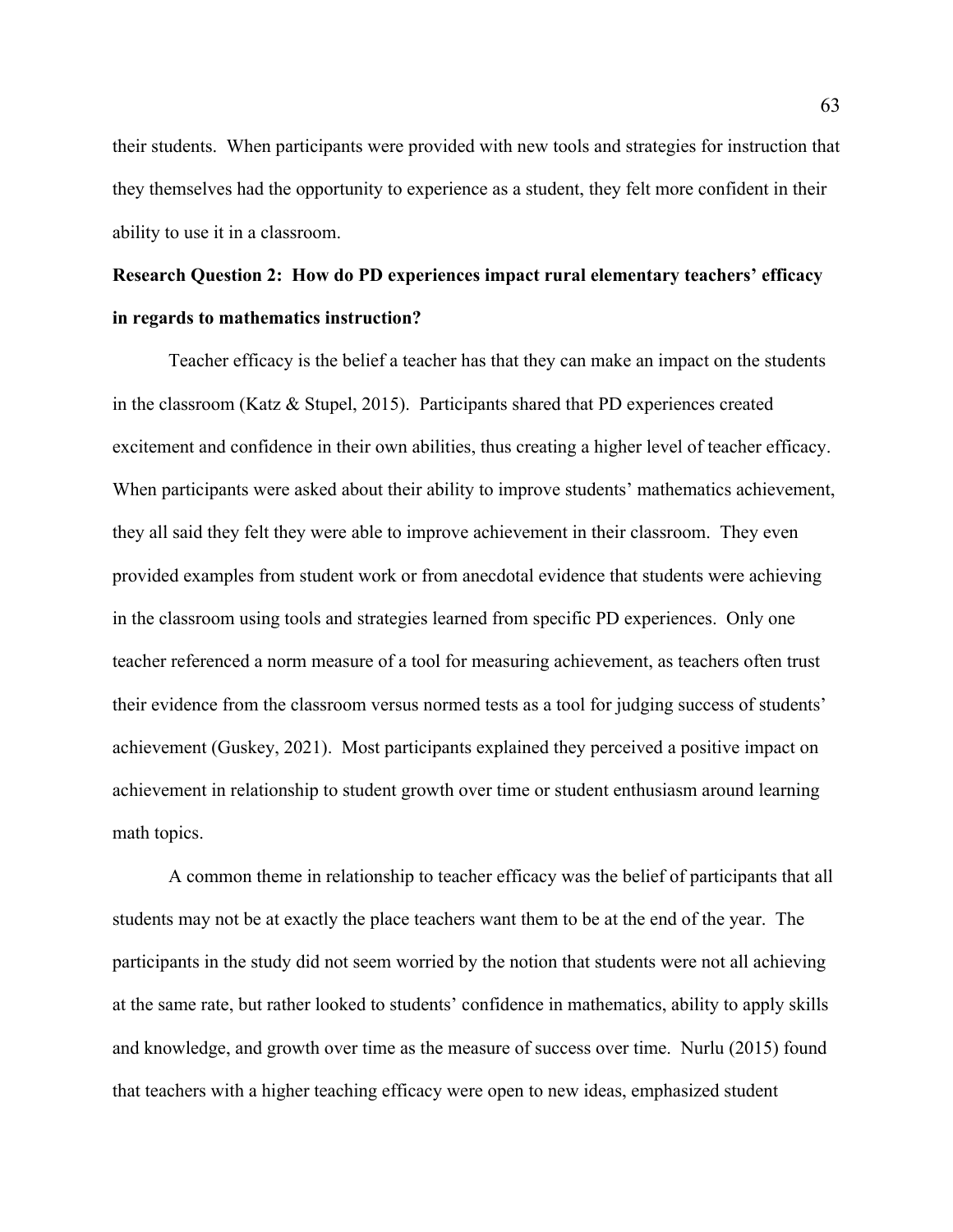their students. When participants were provided with new tools and strategies for instruction that they themselves had the opportunity to experience as a student, they felt more confident in their ability to use it in a classroom.

**Research Question 2: How do PD experiences impact rural elementary teachers' efficacy in regards to mathematics instruction?**

Teacher efficacy is the belief a teacher has that they can make an impact on the students in the classroom (Katz & Stupel, 2015). Participants shared that PD experiences created excitement and confidence in their own abilities, thus creating a higher level of teacher efficacy. When participants were asked about their ability to improve students' mathematics achievement, they all said they felt they were able to improve achievement in their classroom. They even provided examples from student work or from anecdotal evidence that students were achieving in the classroom using tools and strategies learned from specific PD experiences. Only one teacher referenced a norm measure of a tool for measuring achievement, as teachers often trust their evidence from the classroom versus normed tests as a tool for judging success of students' achievement (Guskey, 2021). Most participants explained they perceived a positive impact on achievement in relationship to student growth over time or student enthusiasm around learning math topics.

A common theme in relationship to teacher efficacy was the belief of participants that all students may not be at exactly the place teachers want them to be at the end of the year. The participants in the study did not seem worried by the notion that students were not all achieving at the same rate, but rather looked to students' confidence in mathematics, ability to apply skills and knowledge, and growth over time as the measure of success over time. Nurlu (2015) found that teachers with a higher teaching efficacy were open to new ideas, emphasized student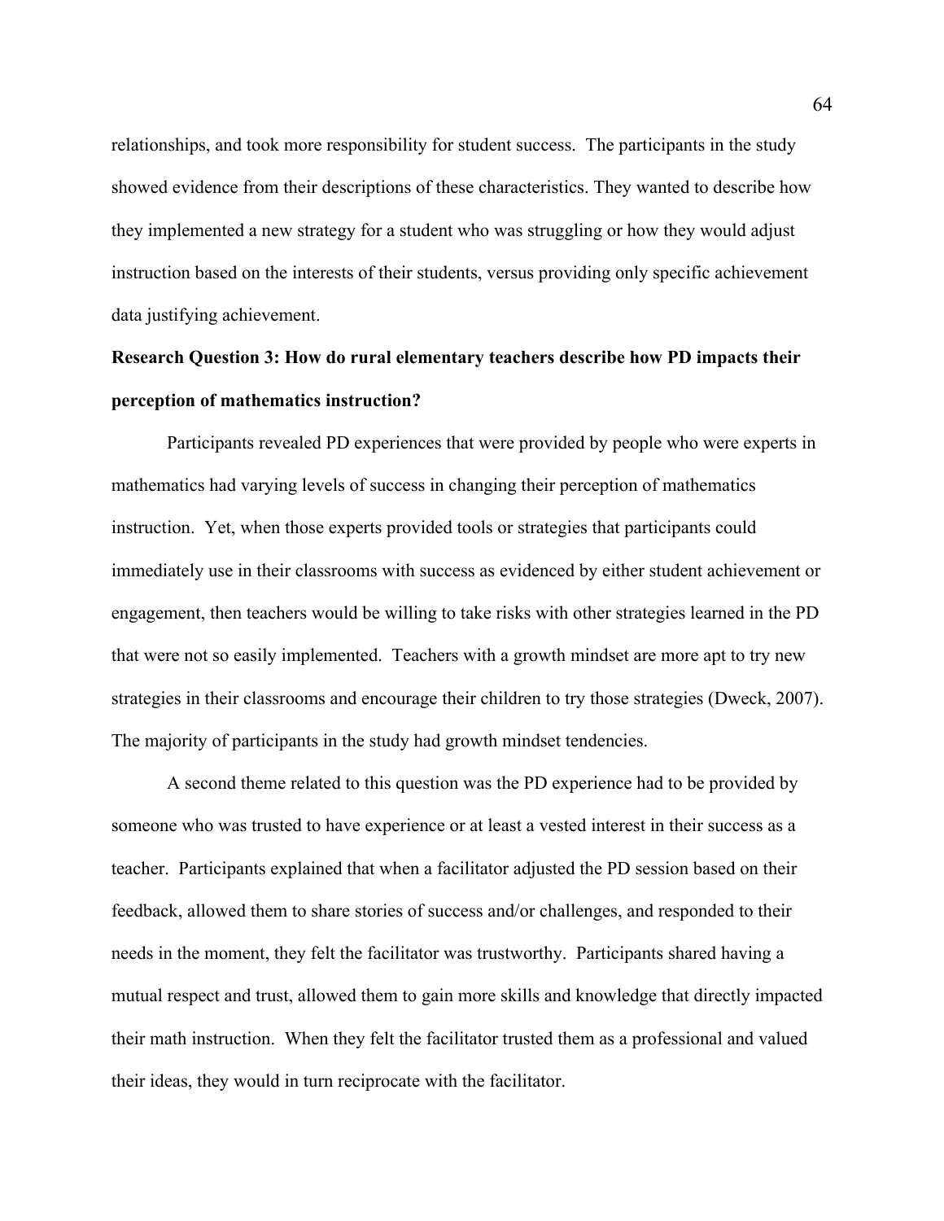relationships, and took more responsibility for student success. The participants in the study showed evidence from their descriptions of these characteristics. They wanted to describe how they implemented a new strategy for a student who was struggling or how they would adjust instruction based on the interests of their students, versus providing only specific achievement data justifying achievement.

**Research Question 3: How do rural elementary teachers describe how PD impacts their perception of mathematics instruction?**

Participants revealed PD experiences that were provided by people who were experts in mathematics had varying levels of success in changing their perception of mathematics instruction. Yet, when those experts provided tools or strategies that participants could immediately use in their classrooms with success as evidenced by either student achievement or engagement, then teachers would be willing to take risks with other strategies learned in the PD that were not so easily implemented. Teachers with a growth mindset are more apt to try new strategies in their classrooms and encourage their children to try those strategies (Dweck, 2007). The majority of participants in the study had growth mindset tendencies.

A second theme related to this question was the PD experience had to be provided by someone who was trusted to have experience or at least a vested interest in their success as a teacher. Participants explained that when a facilitator adjusted the PD session based on their feedback, allowed them to share stories of success and/or challenges, and responded to their needs in the moment, they felt the facilitator was trustworthy. Participants shared having a mutual respect and trust, allowed them to gain more skills and knowledge that directly impacted their math instruction. When they felt the facilitator trusted them as a professional and valued their ideas, they would in turn reciprocate with the facilitator.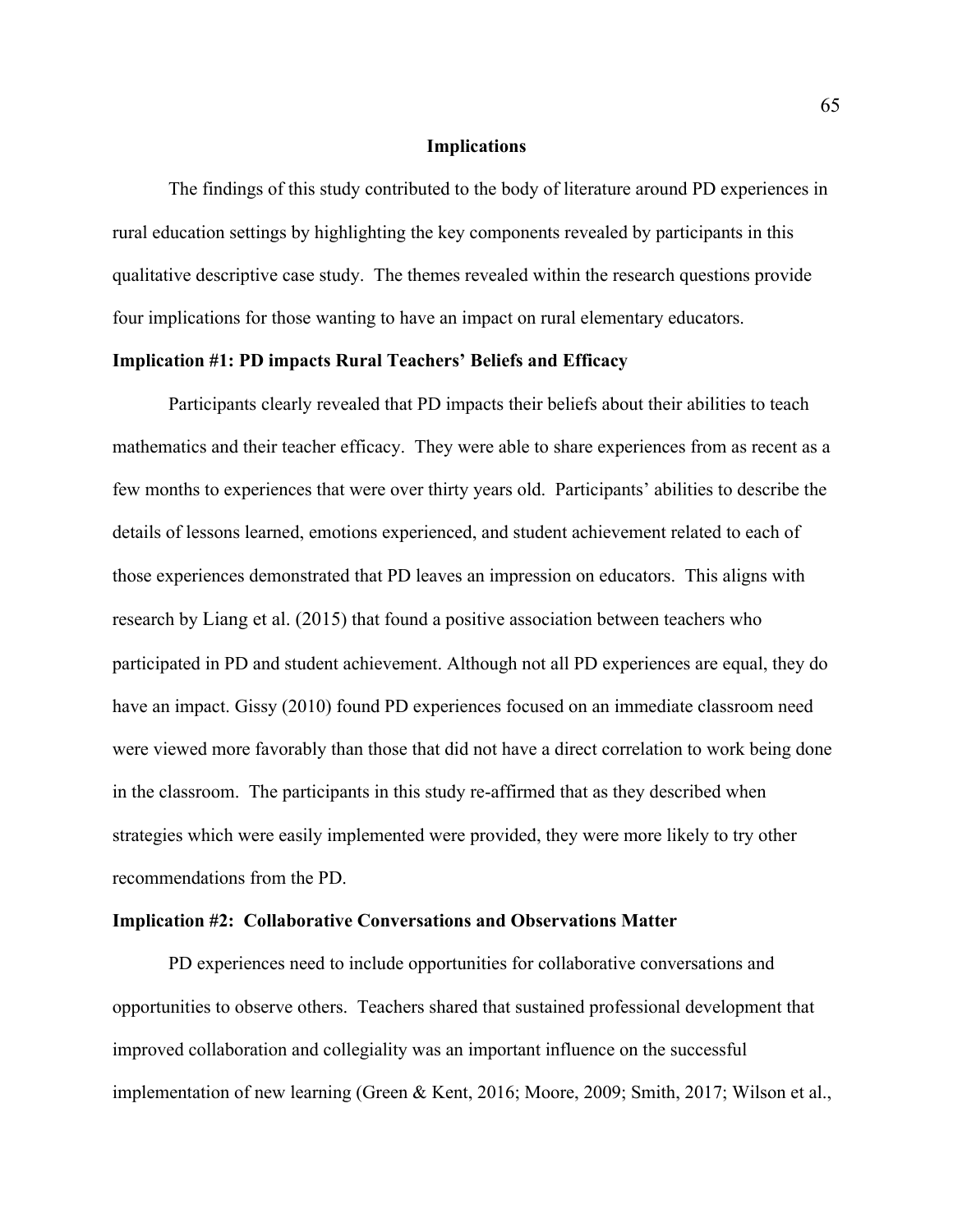## Implications

The findings of this study contributed to the body of literature around PD experiences in rural education settings by highlighting the key components revealed by participants in this qualitative descriptive case study. The themes revealed within the research questions provide four implications for those wanting to have an impact on rural elementary educators.

### Implication #1: PD impacts Rural Teachers' Beliefs and Efficacy

Participants clearly revealed that PD impacts their beliefs about their abilities to teach mathematics and their teacher efficacy. They were able to share experiences from as recent as a few months to experiences that were over thirty years old. Participants' abilities to describe the details of lessons learned, emotions experienced, and student achievement related to each of those experiences demonstrated that PD leaves an impression on educators. This aligns with research by Liang et al. (2015) that found a positive association between teachers who participated in PD and student achievement. Although not all PD experiences are equal, they do have an impact. Gissy (2010) found PD experiences focused on an immediate classroom need were viewed more favorably than those that did not have a direct correlation to work being done in the classroom. The participants in this study re-affirmed that as they described when strategies which were easily implemented were provided, they were more likely to try other recommendations from the PD.

### Implication #2: Collaborative Conversations and Observations Matter

PD experiences need to include opportunities for collaborative conversations and opportunities to observe others. Teachers shared that sustained professional development that improved collaboration and collegiality was an important influence on the successful implementation of new learning (Green & Kent, 2016; Moore, 2009; Smith, 2017; Wilson et al.,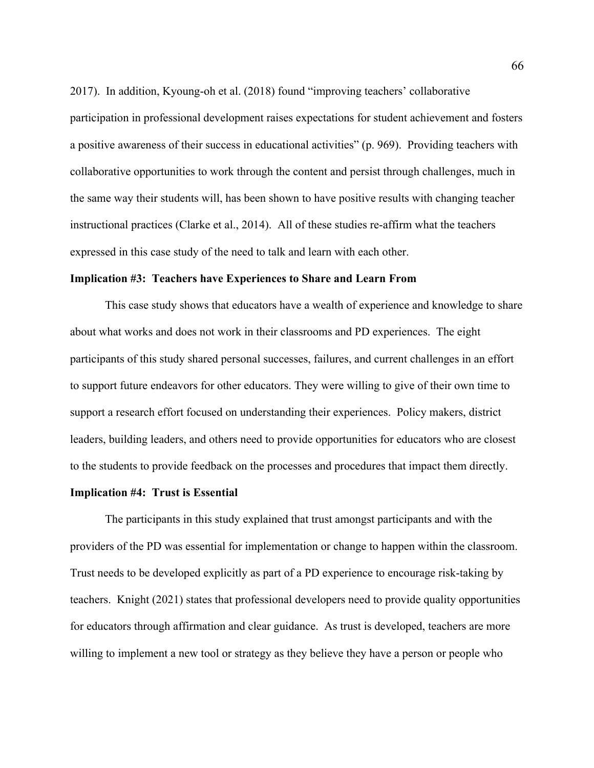2017). In addition, Kyoung-oh et al. (2018) found "improving teachers' collaborative participation in professional development raises expectations for student achievement and fosters a positive awareness of their success in educational activities" (p. 969). Providing teachers with collaborative opportunities to work through the content and persist through challenges, much in the same way their students will, has been shown to have positive results with changing teacher instructional practices (Clarke et al., 2014). All of these studies re-affirm what the teachers expressed in this case study of the need to talk and learn with each other.

**Implication #3: Teachers have Experiences to Share and Learn From**

This case study shows that educators have a wealth of experience and knowledge to share about what works and does not work in their classrooms and PD experiences. The eight participants of this study shared personal successes, failures, and current challenges in an effort to support future endeavors for other educators. They were willing to give of their own time to support a research effort focused on understanding their experiences. Policy makers, district leaders, building leaders, and others need to provide opportunities for educators who are closest to the students to provide feedback on the processes and procedures that impact them directly.

**Implication #4: Trust is Essential**

The participants in this study explained that trust amongst participants and with the providers of the PD was essential for implementation or change to happen within the classroom. Trust needs to be developed explicitly as part of a PD experience to encourage risk-taking by teachers. Knight (2021) states that professional developers need to provide quality opportunities for educators through affirmation and clear guidance. As trust is developed, teachers are more willing to implement a new tool or strategy as they believe they have a person or people who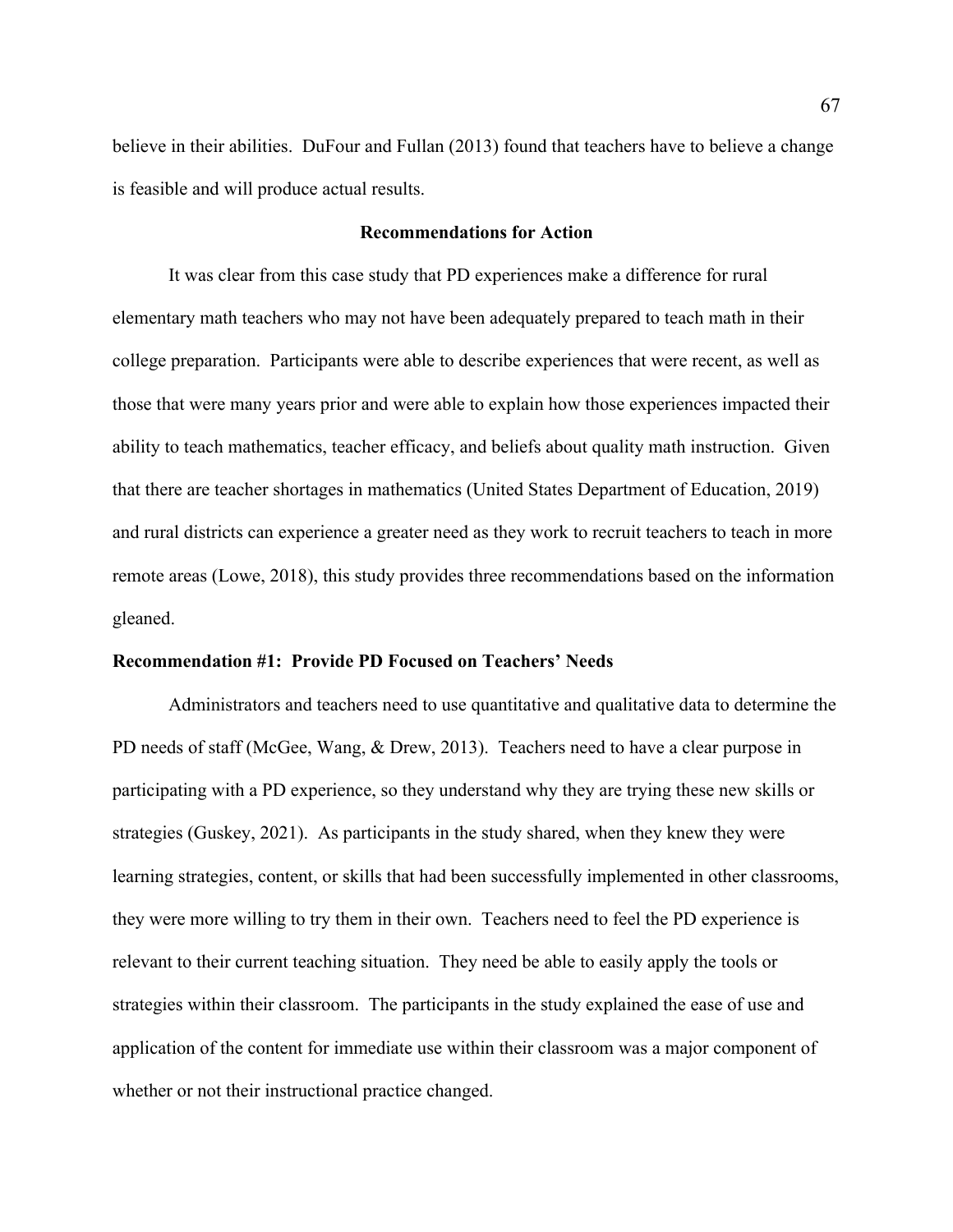believe in their abilities. DuFour and Fullan (2013) found that teachers have to believe a change is feasible and will produce actual results.

## Recommendations for Action

It was clear from this case study that PD experiences make a difference for rural elementary math teachers who may not have been adequately prepared to teach math in their college preparation. Participants were able to describe experiences that were recent, as well as those that were many years prior and were able to explain how those experiences impacted their ability to teach mathematics, teacher efficacy, and beliefs about quality math instruction. Given that there are teacher shortages in mathematics (United States Department of Education, 2019) and rural districts can experience a greater need as they work to recruit teachers to teach in more remote areas (Lowe, 2018), this study provides three recommendations based on the information gleaned.

### Recommendation #1: Provide PD Focused on Teachers' Needs

Administrators and teachers need to use quantitative and qualitative data to determine the PD needs of staff (McGee, Wang, & Drew, 2013). Teachers need to have a clear purpose in participating with a PD experience, so they understand why they are trying these new skills or strategies (Guskey, 2021). As participants in the study shared, when they knew they were learning strategies, content, or skills that had been successfully implemented in other classrooms, they were more willing to try them in their own. Teachers need to feel the PD experience is relevant to their current teaching situation. They need be able to easily apply the tools or strategies within their classroom. The participants in the study explained the ease of use and application of the content for immediate use within their classroom was a major component of whether or not their instructional practice changed.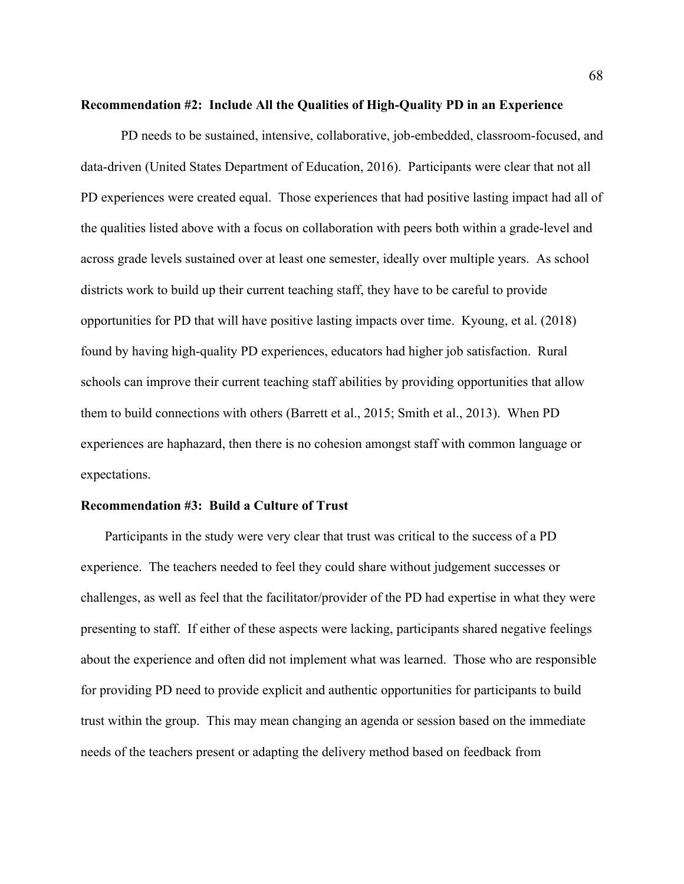**Recommendation #2: Include All the Qualities of High-Quality PD in an Experience**

PD needs to be sustained, intensive, collaborative, job-embedded, classroom-focused, and data-driven (United States Department of Education, 2016). Participants were clear that not all PD experiences were created equal. Those experiences that had positive lasting impact had all of the qualities listed above with a focus on collaboration with peers both within a grade-level and across grade levels sustained over at least one semester, ideally over multiple years. As school districts work to build up their current teaching staff, they have to be careful to provide opportunities for PD that will have positive lasting impacts over time. Kyoung, et al. (2018) found by having high-quality PD experiences, educators had higher job satisfaction. Rural schools can improve their current teaching staff abilities by providing opportunities that allow them to build connections with others (Barrett et al., 2015; Smith et al., 2013). When PD experiences are haphazard, then there is no cohesion amongst staff with common language or expectations.

**Recommendation #3: Build a Culture of Trust**

Participants in the study were very clear that trust was critical to the success of a PD experience. The teachers needed to feel they could share without judgement successes or challenges, as well as feel that the facilitator/provider of the PD had expertise in what they were presenting to staff. If either of these aspects were lacking, participants shared negative feelings about the experience and often did not implement what was learned. Those who are responsible for providing PD need to provide explicit and authentic opportunities for participants to build trust within the group. This may mean changing an agenda or session based on the immediate needs of the teachers present or adapting the delivery method based on feedback from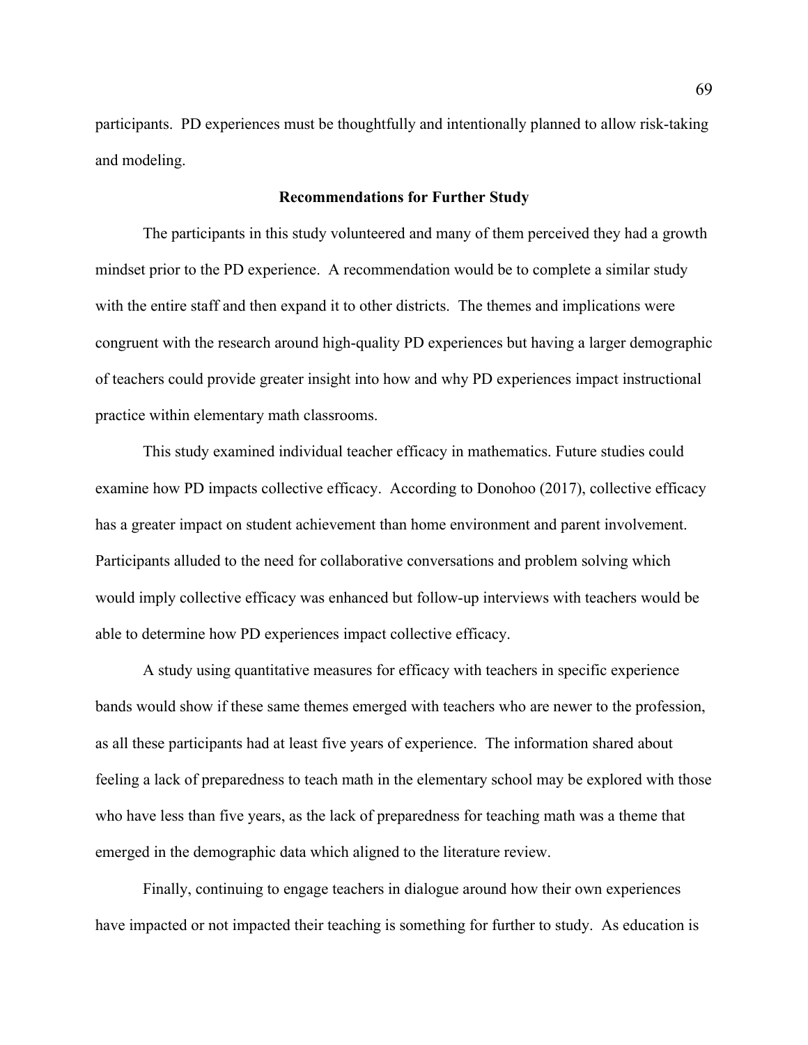participants. PD experiences must be thoughtfully and intentionally planned to allow risk-taking and modeling.

## Recommendations for Further Study

The participants in this study volunteered and many of them perceived they had a growth mindset prior to the PD experience. A recommendation would be to complete a similar study with the entire staff and then expand it to other districts. The themes and implications were congruent with the research around high-quality PD experiences but having a larger demographic of teachers could provide greater insight into how and why PD experiences impact instructional practice within elementary math classrooms.

This study examined individual teacher efficacy in mathematics. Future studies could examine how PD impacts collective efficacy. According to Donohoo (2017), collective efficacy has a greater impact on student achievement than home environment and parent involvement. Participants alluded to the need for collaborative conversations and problem solving which would imply collective efficacy was enhanced but follow-up interviews with teachers would be able to determine how PD experiences impact collective efficacy.

A study using quantitative measures for efficacy with teachers in specific experience bands would show if these same themes emerged with teachers who are newer to the profession, as all these participants had at least five years of experience. The information shared about feeling a lack of preparedness to teach math in the elementary school may be explored with those who have less than five years, as the lack of preparedness for teaching math was a theme that emerged in the demographic data which aligned to the literature review.

Finally, continuing to engage teachers in dialogue around how their own experiences have impacted or not impacted their teaching is something for further to study. As education is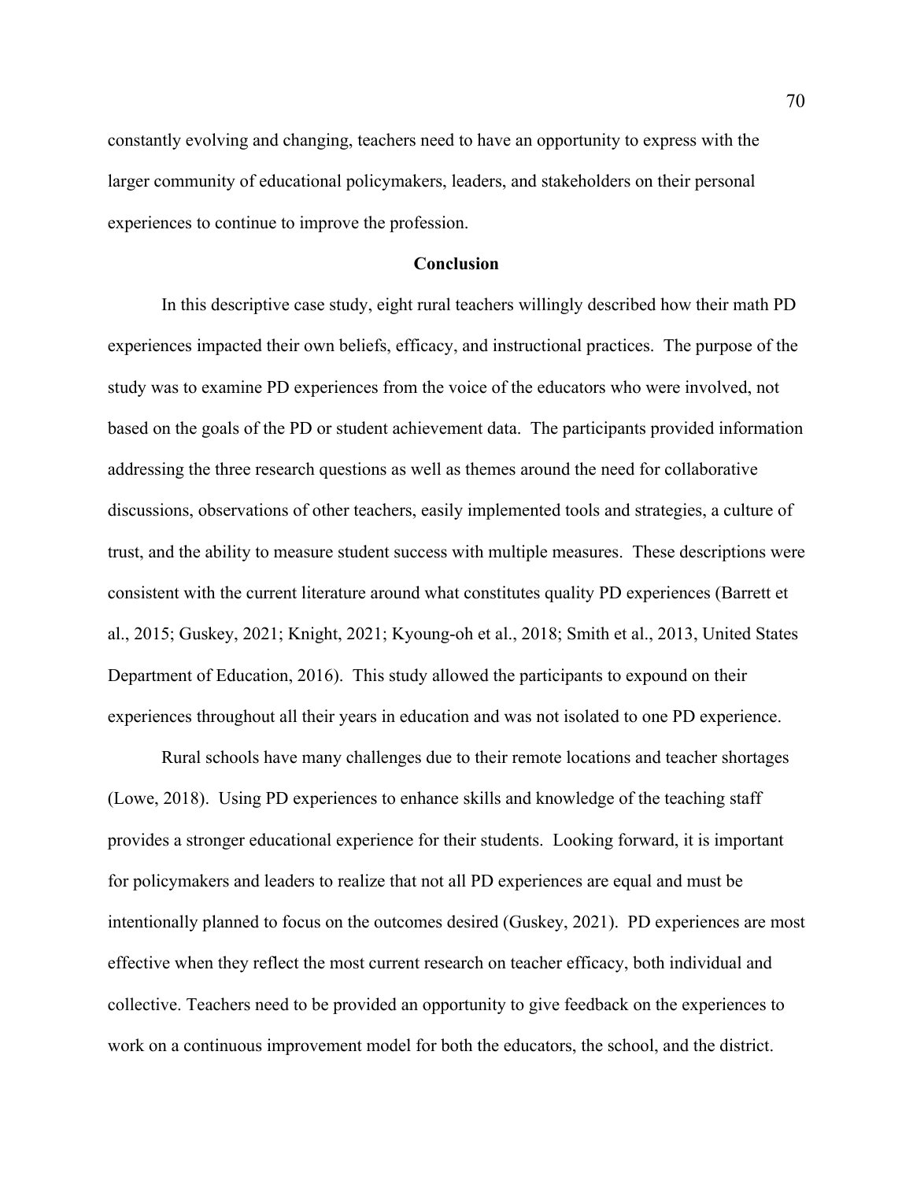constantly evolving and changing, teachers need to have an opportunity to express with the larger community of educational policymakers, leaders, and stakeholders on their personal experiences to continue to improve the profession.

## Conclusion

In this descriptive case study, eight rural teachers willingly described how their math PD experiences impacted their own beliefs, efficacy, and instructional practices. The purpose of the study was to examine PD experiences from the voice of the educators who were involved, not based on the goals of the PD or student achievement data. The participants provided information addressing the three research questions as well as themes around the need for collaborative discussions, observations of other teachers, easily implemented tools and strategies, a culture of trust, and the ability to measure student success with multiple measures. These descriptions were consistent with the current literature around what constitutes quality PD experiences (Barrett et al., 2015; Guskey, 2021; Knight, 2021; Kyoung-oh et al., 2018; Smith et al., 2013, United States Department of Education, 2016). This study allowed the participants to expound on their experiences throughout all their years in education and was not isolated to one PD experience.

Rural schools have many challenges due to their remote locations and teacher shortages (Lowe, 2018). Using PD experiences to enhance skills and knowledge of the teaching staff provides a stronger educational experience for their students. Looking forward, it is important for policymakers and leaders to realize that not all PD experiences are equal and must be intentionally planned to focus on the outcomes desired (Guskey, 2021). PD experiences are most effective when they reflect the most current research on teacher efficacy, both individual and collective. Teachers need to be provided an opportunity to give feedback on the experiences to work on a continuous improvement model for both the educators, the school, and the district.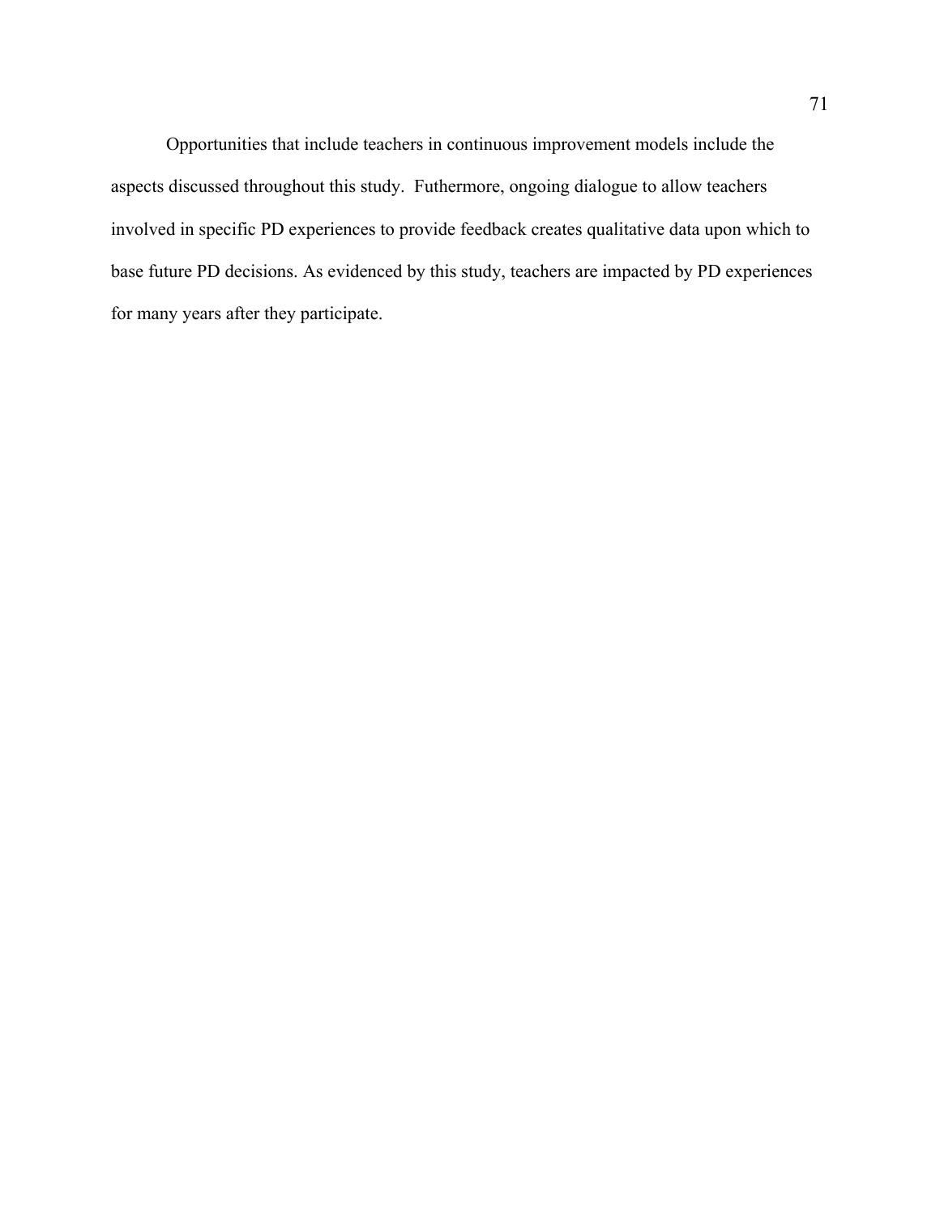Opportunities that include teachers in continuous improvement models include the aspects discussed throughout this study. Futhermore, ongoing dialogue to allow teachers involved in specific PD experiences to provide feedback creates qualitative data upon which to base future PD decisions. As evidenced by this study, teachers are impacted by PD experiences for many years after they participate.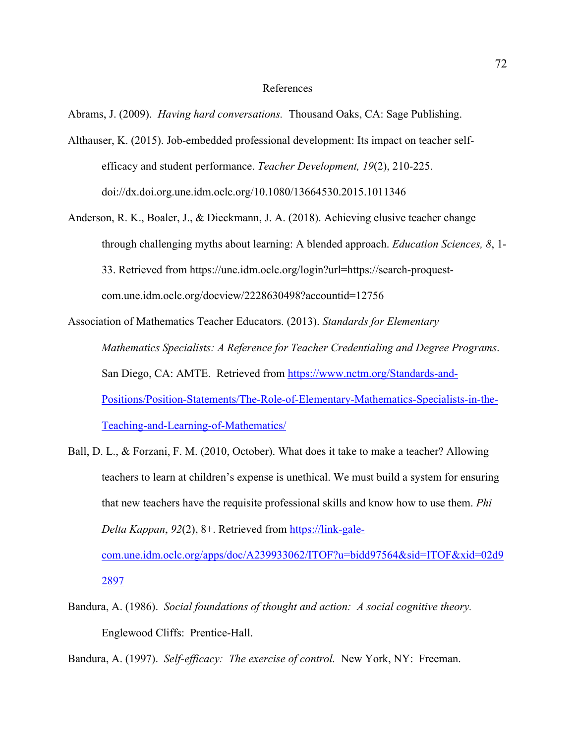# References

Abrams, J. (2009). *Having hard conversations.* Thousand Oaks, CA: Sage Publishing.

Althauser, K. (2015). Job-embedded professional development: Its impact on teacher self-efficacy and student performance. *Teacher Development, 19*(2), 210-225. doi://dx.doi.org.une.idm.oclc.org/10.1080/13664530.2015.1011346

Anderson, R. K., Boaler, J., & Dieckmann, J. A. (2018). Achieving elusive teacher change through challenging myths about learning: A blended approach. *Education Sciences, 8*, 1-33. Retrieved from https://une.idm.oclc.org/login?url=https://search-proquest-com.une.idm.oclc.org/docview/2228630498?accountid=12756

Association of Mathematics Teacher Educators. (2013). *Standards for Elementary Mathematics Specialists: A Reference for Teacher Credentialing and Degree Programs*. San Diego, CA: AMTE. Retrieved from https://www.nctm.org/Standards-and-Positions/Position-Statements/The-Role-of-Elementary-Mathematics-Specialists-in-the-Teaching-and-Learning-of-Mathematics/

Ball, D. L., & Forzani, F. M. (2010, October). What does it take to make a teacher? Allowing teachers to learn at children's expense is unethical. We must build a system for ensuring that new teachers have the requisite professional skills and know how to use them. *Phi Delta Kappan*, *92*(2), 8+. Retrieved from https://link-gale-com.une.idm.oclc.org/apps/doc/A239933062/ITOF?u=bidd97564&sid=ITOF&xid=02d92897

Bandura, A. (1986). *Social foundations of thought and action: A social cognitive theory.* Englewood Cliffs: Prentice-Hall.

Bandura, A. (1997). *Self-efficacy: The exercise of control.* New York, NY: Freeman.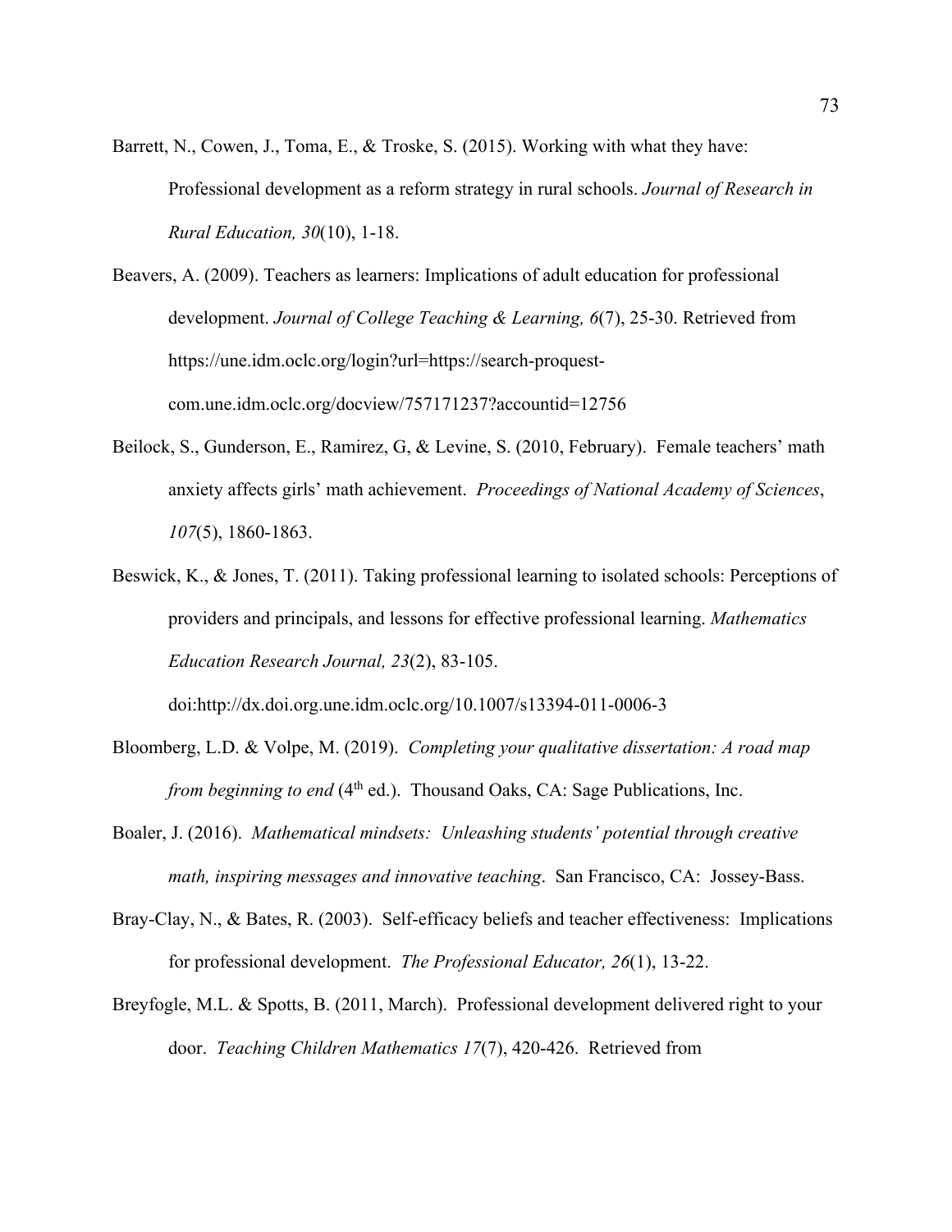Barrett, N., Cowen, J., Toma, E., & Troske, S. (2015). Working with what they have: Professional development as a reform strategy in rural schools. *Journal of Research in Rural Education, 30*(10), 1-18.

Beavers, A. (2009). Teachers as learners: Implications of adult education for professional development. *Journal of College Teaching & Learning, 6*(7), 25-30. Retrieved from https://une.idm.oclc.org/login?url=https://search-proquest-com.une.idm.oclc.org/docview/757171237?accountid=12756

Beilock, S., Gunderson, E., Ramirez, G, & Levine, S. (2010, February). Female teachers' math anxiety affects girls' math achievement. *Proceedings of National Academy of Sciences*, *107*(5), 1860-1863.

Beswick, K., & Jones, T. (2011). Taking professional learning to isolated schools: Perceptions of providers and principals, and lessons for effective professional learning. *Mathematics Education Research Journal, 23*(2), 83-105. doi:http://dx.doi.org.une.idm.oclc.org/10.1007/s13394-011-0006-3

Bloomberg, L.D. & Volpe, M. (2019). *Completing your qualitative dissertation: A road map from beginning to end* (4th ed.). Thousand Oaks, CA: Sage Publications, Inc.

Boaler, J. (2016). *Mathematical mindsets: Unleashing students' potential through creative math, inspiring messages and innovative teaching*. San Francisco, CA: Jossey-Bass.

Bray-Clay, N., & Bates, R. (2003). Self-efficacy beliefs and teacher effectiveness: Implications for professional development. *The Professional Educator, 26*(1), 13-22.

Breyfogle, M.L. & Spotts, B. (2011, March). Professional development delivered right to your door. *Teaching Children Mathematics 17*(7), 420-426. Retrieved from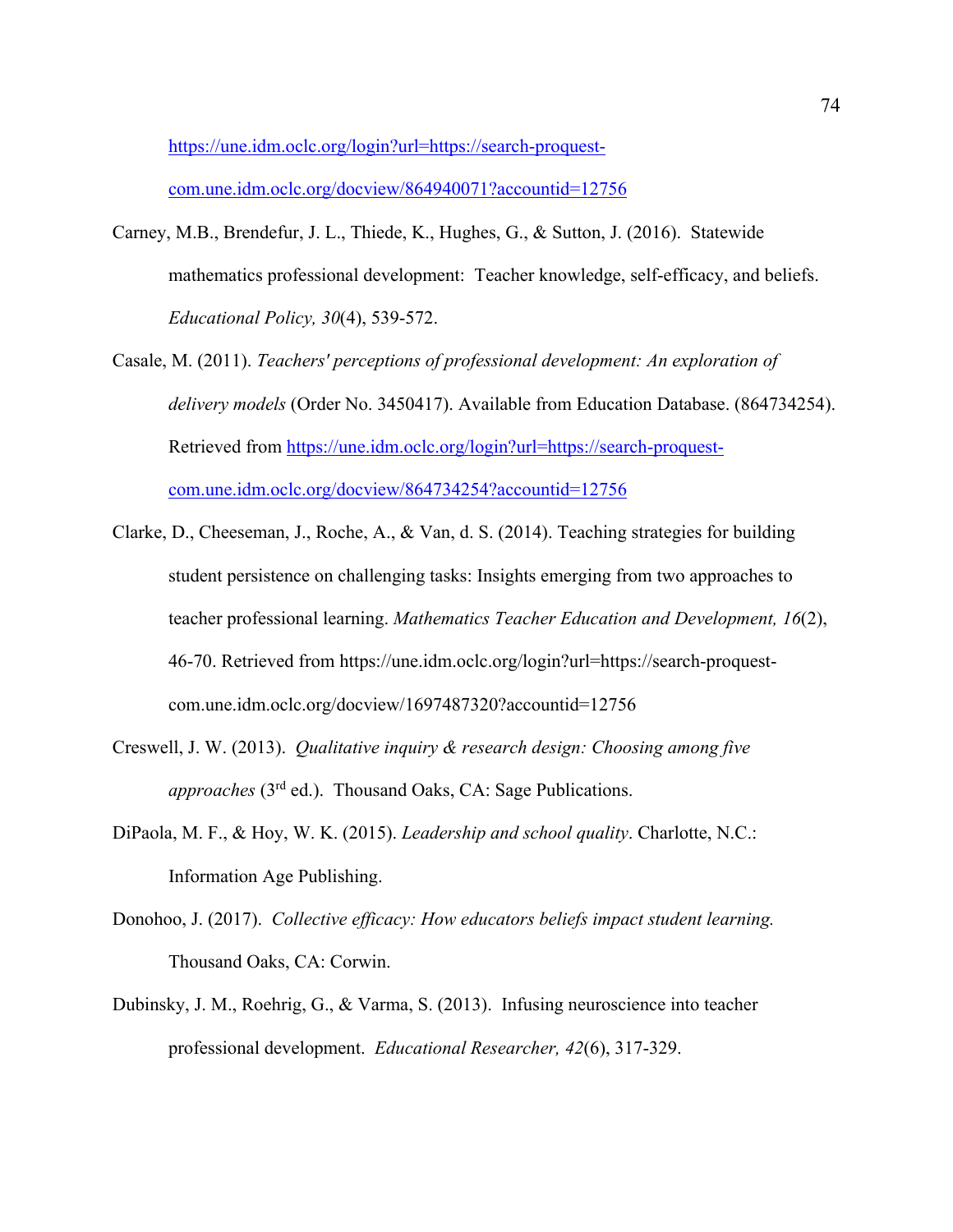https://une.idm.oclc.org/login?url=https://search-proquest-com.une.idm.oclc.org/docview/864940071?accountid=12756

Carney, M.B., Brendefur, J. L., Thiede, K., Hughes, G., & Sutton, J. (2016). Statewide mathematics professional development: Teacher knowledge, self-efficacy, and beliefs. *Educational Policy, 30*(4), 539-572.

Casale, M. (2011). *Teachers' perceptions of professional development: An exploration of delivery models* (Order No. 3450417). Available from Education Database. (864734254). Retrieved from https://une.idm.oclc.org/login?url=https://search-proquest-com.une.idm.oclc.org/docview/864734254?accountid=12756

Clarke, D., Cheeseman, J., Roche, A., & Van, d. S. (2014). Teaching strategies for building student persistence on challenging tasks: Insights emerging from two approaches to teacher professional learning. *Mathematics Teacher Education and Development, 16*(2), 46-70. Retrieved from https://une.idm.oclc.org/login?url=https://search-proquest-com.une.idm.oclc.org/docview/1697487320?accountid=12756

Creswell, J. W. (2013). *Qualitative inquiry & research design: Choosing among five approaches* (3rd ed.). Thousand Oaks, CA: Sage Publications.

DiPaola, M. F., & Hoy, W. K. (2015). *Leadership and school quality*. Charlotte, N.C.: Information Age Publishing.

Donohoo, J. (2017). *Collective efficacy: How educators beliefs impact student learning.* Thousand Oaks, CA: Corwin.

Dubinsky, J. M., Roehrig, G., & Varma, S. (2013). Infusing neuroscience into teacher professional development. *Educational Researcher, 42*(6), 317-329.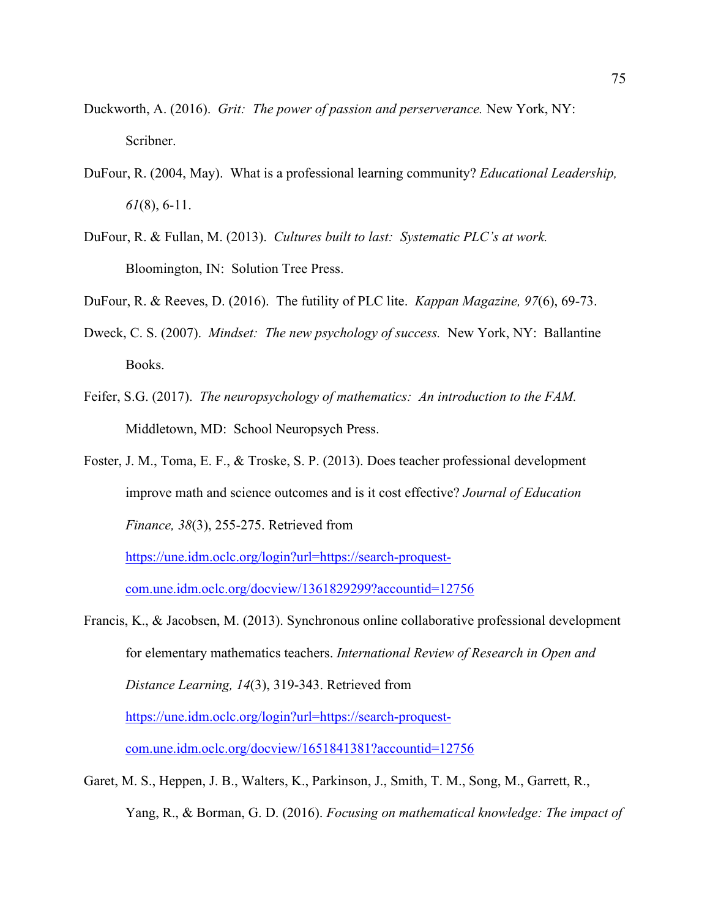Duckworth, A. (2016). *Grit: The power of passion and perserverance.* New York, NY: Scribner.

DuFour, R. (2004, May). What is a professional learning community? *Educational Leadership, 61*(8), 6-11.

DuFour, R. & Fullan, M. (2013). *Cultures built to last: Systematic PLC's at work.* Bloomington, IN: Solution Tree Press.

DuFour, R. & Reeves, D. (2016). The futility of PLC lite. *Kappan Magazine, 97*(6), 69-73.

Dweck, C. S. (2007). *Mindset: The new psychology of success.* New York, NY: Ballantine Books.

Feifer, S.G. (2017). *The neuropsychology of mathematics: An introduction to the FAM.* Middletown, MD: School Neuropsych Press.

Foster, J. M., Toma, E. F., & Troske, S. P. (2013). Does teacher professional development improve math and science outcomes and is it cost effective? *Journal of Education Finance, 38*(3), 255-275. Retrieved from https://une.idm.oclc.org/login?url=https://search-proquest-com.une.idm.oclc.org/docview/1361829299?accountid=12756

Francis, K., & Jacobsen, M. (2013). Synchronous online collaborative professional development for elementary mathematics teachers. *International Review of Research in Open and Distance Learning, 14*(3), 319-343. Retrieved from https://une.idm.oclc.org/login?url=https://search-proquest-com.une.idm.oclc.org/docview/1651841381?accountid=12756

Garet, M. S., Heppen, J. B., Walters, K., Parkinson, J., Smith, T. M., Song, M., Garrett, R., Yang, R., & Borman, G. D. (2016). *Focusing on mathematical knowledge: The impact of*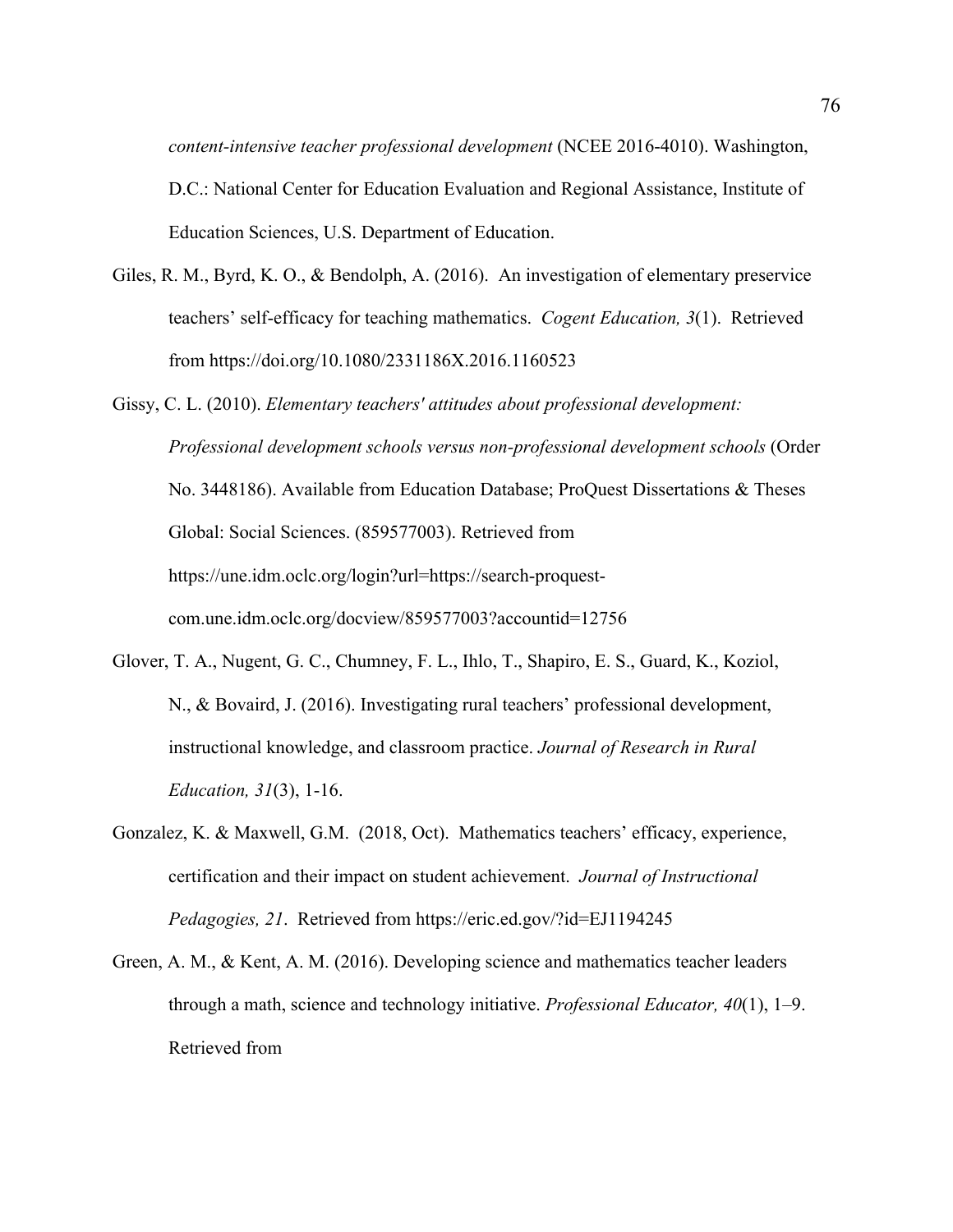*content-intensive teacher professional development* (NCEE 2016-4010). Washington, D.C.: National Center for Education Evaluation and Regional Assistance, Institute of Education Sciences, U.S. Department of Education.

Giles, R. M., Byrd, K. O., & Bendolph, A. (2016). An investigation of elementary preservice teachers' self-efficacy for teaching mathematics. *Cogent Education, 3*(1). Retrieved from https://doi.org/10.1080/2331186X.2016.1160523

Gissy, C. L. (2010). *Elementary teachers' attitudes about professional development: Professional development schools versus non-professional development schools* (Order No. 3448186). Available from Education Database; ProQuest Dissertations & Theses Global: Social Sciences. (859577003). Retrieved from https://une.idm.oclc.org/login?url=https://search-proquest-com.une.idm.oclc.org/docview/859577003?accountid=12756

Glover, T. A., Nugent, G. C., Chumney, F. L., Ihlo, T., Shapiro, E. S., Guard, K., Koziol, N., & Bovaird, J. (2016). Investigating rural teachers' professional development, instructional knowledge, and classroom practice. *Journal of Research in Rural Education, 31*(3), 1-16.

Gonzalez, K. & Maxwell, G.M. (2018, Oct). Mathematics teachers' efficacy, experience, certification and their impact on student achievement. *Journal of Instructional Pedagogies, 21*. Retrieved from https://eric.ed.gov/?id=EJ1194245

Green, A. M., & Kent, A. M. (2016). Developing science and mathematics teacher leaders through a math, science and technology initiative. *Professional Educator, 40*(1), 1–9. Retrieved from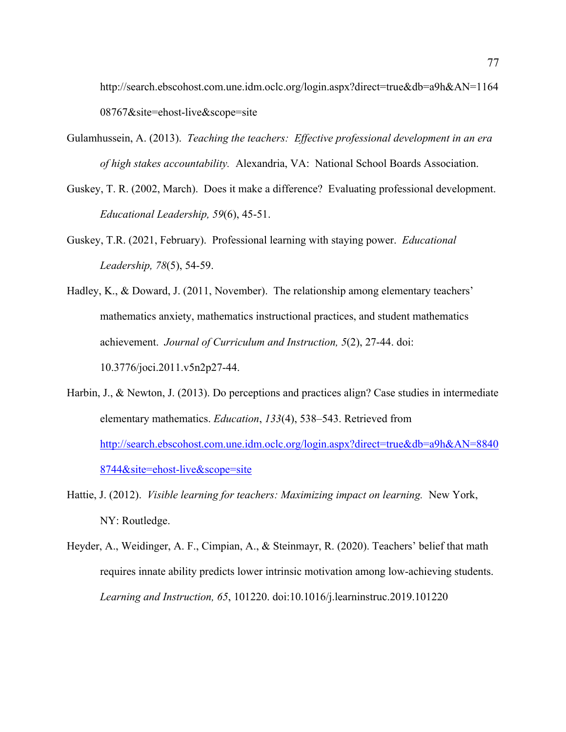http://search.ebscohost.com.une.idm.oclc.org/login.aspx?direct=true&db=a9h&AN=116408767&site=ehost-live&scope=site

Gulamhussein, A. (2013). *Teaching the teachers: Effective professional development in an era of high stakes accountability.* Alexandria, VA: National School Boards Association.

Guskey, T. R. (2002, March). Does it make a difference? Evaluating professional development. *Educational Leadership, 59*(6), 45-51.

Guskey, T.R. (2021, February). Professional learning with staying power. *Educational Leadership, 78*(5), 54-59.

Hadley, K., & Doward, J. (2011, November). The relationship among elementary teachers' mathematics anxiety, mathematics instructional practices, and student mathematics achievement. *Journal of Curriculum and Instruction, 5*(2), 27-44. doi: 10.3776/joci.2011.v5n2p27-44.

Harbin, J., & Newton, J. (2013). Do perceptions and practices align? Case studies in intermediate elementary mathematics. *Education*, *133*(4), 538–543. Retrieved from http://search.ebscohost.com.une.idm.oclc.org/login.aspx?direct=true&db=a9h&AN=88408744&site=ehost-live&scope=site

Hattie, J. (2012). *Visible learning for teachers: Maximizing impact on learning.* New York, NY: Routledge.

Heyder, A., Weidinger, A. F., Cimpian, A., & Steinmayr, R. (2020). Teachers' belief that math requires innate ability predicts lower intrinsic motivation among low-achieving students. *Learning and Instruction, 65*, 101220. doi:10.1016/j.learninstruc.2019.101220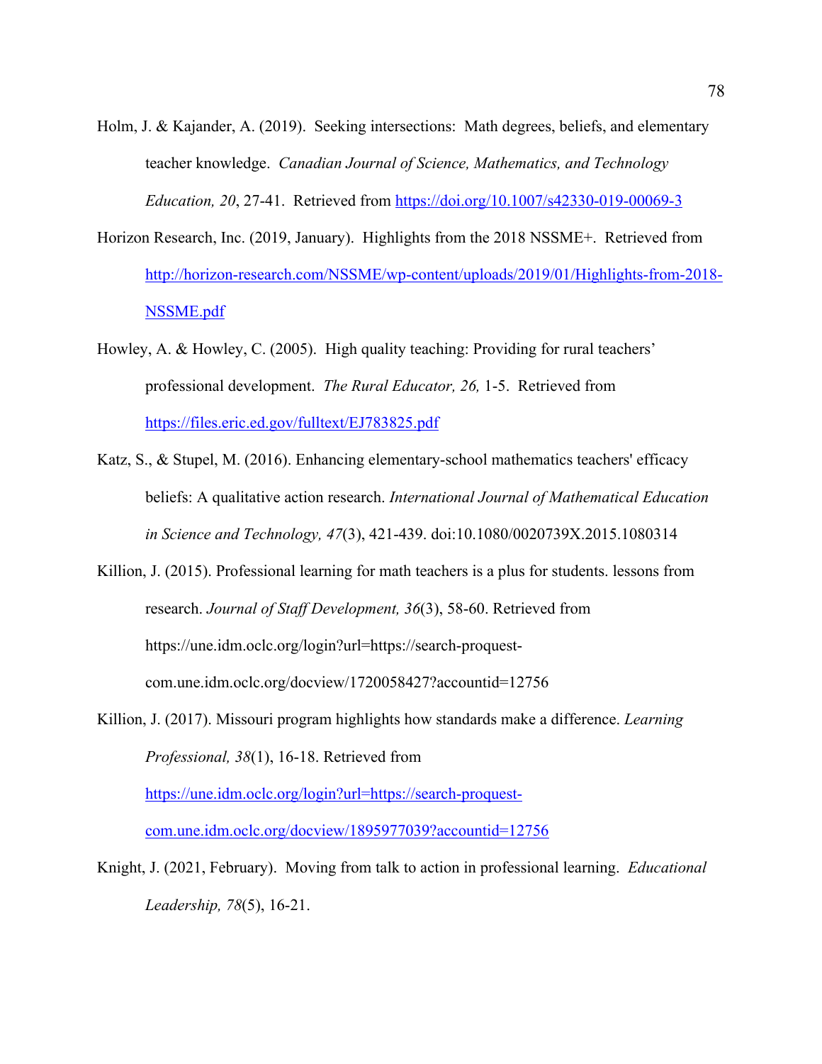Holm, J. & Kajander, A. (2019). Seeking intersections: Math degrees, beliefs, and elementary teacher knowledge. *Canadian Journal of Science, Mathematics, and Technology Education, 20*, 27-41. Retrieved from https://doi.org/10.1007/s42330-019-00069-3

Horizon Research, Inc. (2019, January). Highlights from the 2018 NSSME+. Retrieved from http://horizon-research.com/NSSME/wp-content/uploads/2019/01/Highlights-from-2018-NSSME.pdf

Howley, A. & Howley, C. (2005). High quality teaching: Providing for rural teachers' professional development. *The Rural Educator, 26,* 1-5. Retrieved from https://files.eric.ed.gov/fulltext/EJ783825.pdf

Katz, S., & Stupel, M. (2016). Enhancing elementary-school mathematics teachers' efficacy beliefs: A qualitative action research. *International Journal of Mathematical Education in Science and Technology, 47*(3), 421-439. doi:10.1080/0020739X.2015.1080314

Killion, J. (2015). Professional learning for math teachers is a plus for students. lessons from research. *Journal of Staff Development, 36*(3), 58-60. Retrieved from https://une.idm.oclc.org/login?url=https://search-proquest-com.une.idm.oclc.org/docview/1720058427?accountid=12756

Killion, J. (2017). Missouri program highlights how standards make a difference. *Learning Professional, 38*(1), 16-18. Retrieved from https://une.idm.oclc.org/login?url=https://search-proquest-com.une.idm.oclc.org/docview/1895977039?accountid=12756

Knight, J. (2021, February). Moving from talk to action in professional learning. *Educational Leadership, 78*(5), 16-21.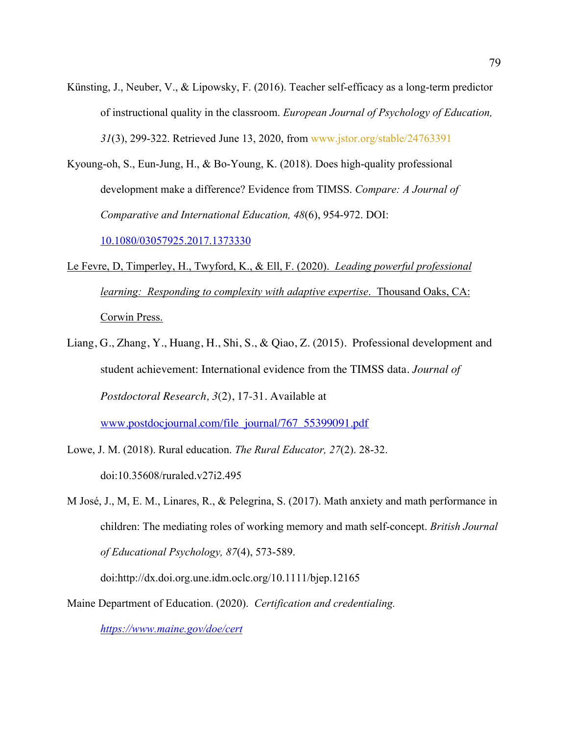Künsting, J., Neuber, V., & Lipowsky, F. (2016). Teacher self-efficacy as a long-term predictor of instructional quality in the classroom. *European Journal of Psychology of Education, 31*(3), 299-322. Retrieved June 13, 2020, from www.jstor.org/stable/24763391

Kyoung-oh, S., Eun-Jung, H., & Bo-Young, K. (2018). Does high-quality professional development make a difference? Evidence from TIMSS. *Compare: A Journal of Comparative and International Education, 48*(6), 954-972. DOI: 10.1080/03057925.2017.1373330

Le Fevre, D, Timperley, H., Twyford, K., & Ell, F. (2020). *Leading powerful professional learning: Responding to complexity with adaptive expertise*. Thousand Oaks, CA: Corwin Press.

Liang, G., Zhang, Y., Huang, H., Shi, S., & Qiao, Z. (2015). Professional development and student achievement: International evidence from the TIMSS data. *Journal of Postdoctoral Research, 3*(2), 17-31. Available at www.postdocjournal.com/file_journal/767_55399091.pdf

Lowe, J. M. (2018). Rural education. *The Rural Educator, 27*(2). 28-32. doi:10.35608/ruraled.v27i2.495

M José, J., M, E. M., Linares, R., & Pelegrina, S. (2017). Math anxiety and math performance in children: The mediating roles of working memory and math self-concept. *British Journal of Educational Psychology, 87*(4), 573-589. doi:http://dx.doi.org.une.idm.oclc.org/10.1111/bjep.12165

Maine Department of Education. (2020). *Certification and credentialing.* *https://www.maine.gov/doe/cert*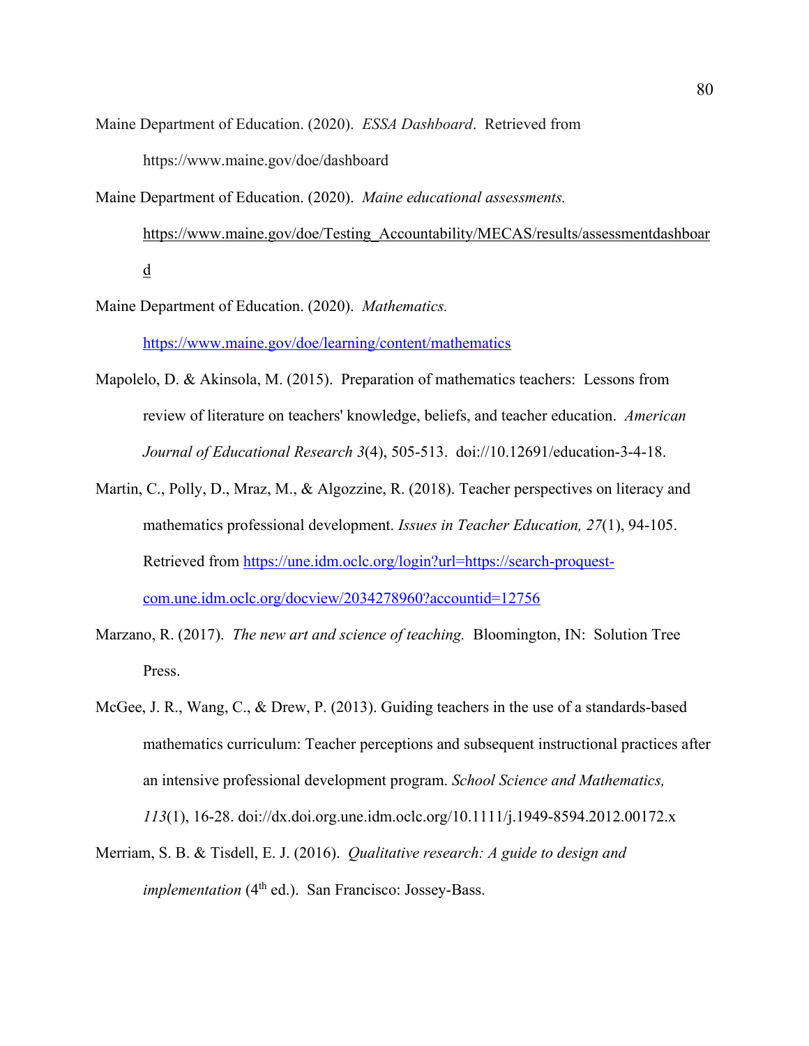Maine Department of Education. (2020). *ESSA Dashboard*. Retrieved from https://www.maine.gov/doe/dashboard

Maine Department of Education. (2020). *Maine educational assessments.* https://www.maine.gov/doe/Testing_Accountability/MECAS/results/assessmentdashboard

Maine Department of Education. (2020). *Mathematics.* https://www.maine.gov/doe/learning/content/mathematics

Mapolelo, D. & Akinsola, M. (2015). Preparation of mathematics teachers: Lessons from review of literature on teachers' knowledge, beliefs, and teacher education. *American Journal of Educational Research 3*(4), 505-513. doi://10.12691/education-3-4-18.

Martin, C., Polly, D., Mraz, M., & Algozzine, R. (2018). Teacher perspectives on literacy and mathematics professional development. *Issues in Teacher Education, 27*(1), 94-105. Retrieved from https://une.idm.oclc.org/login?url=https://search-proquest-com.une.idm.oclc.org/docview/2034278960?accountid=12756

Marzano, R. (2017). *The new art and science of teaching.* Bloomington, IN: Solution Tree Press.

McGee, J. R., Wang, C., & Drew, P. (2013). Guiding teachers in the use of a standards-based mathematics curriculum: Teacher perceptions and subsequent instructional practices after an intensive professional development program. *School Science and Mathematics, 113*(1), 16-28. doi://dx.doi.org.une.idm.oclc.org/10.1111/j.1949-8594.2012.00172.x

Merriam, S. B. & Tisdell, E. J. (2016). *Qualitative research: A guide to design and implementation* (4th ed.). San Francisco: Jossey-Bass.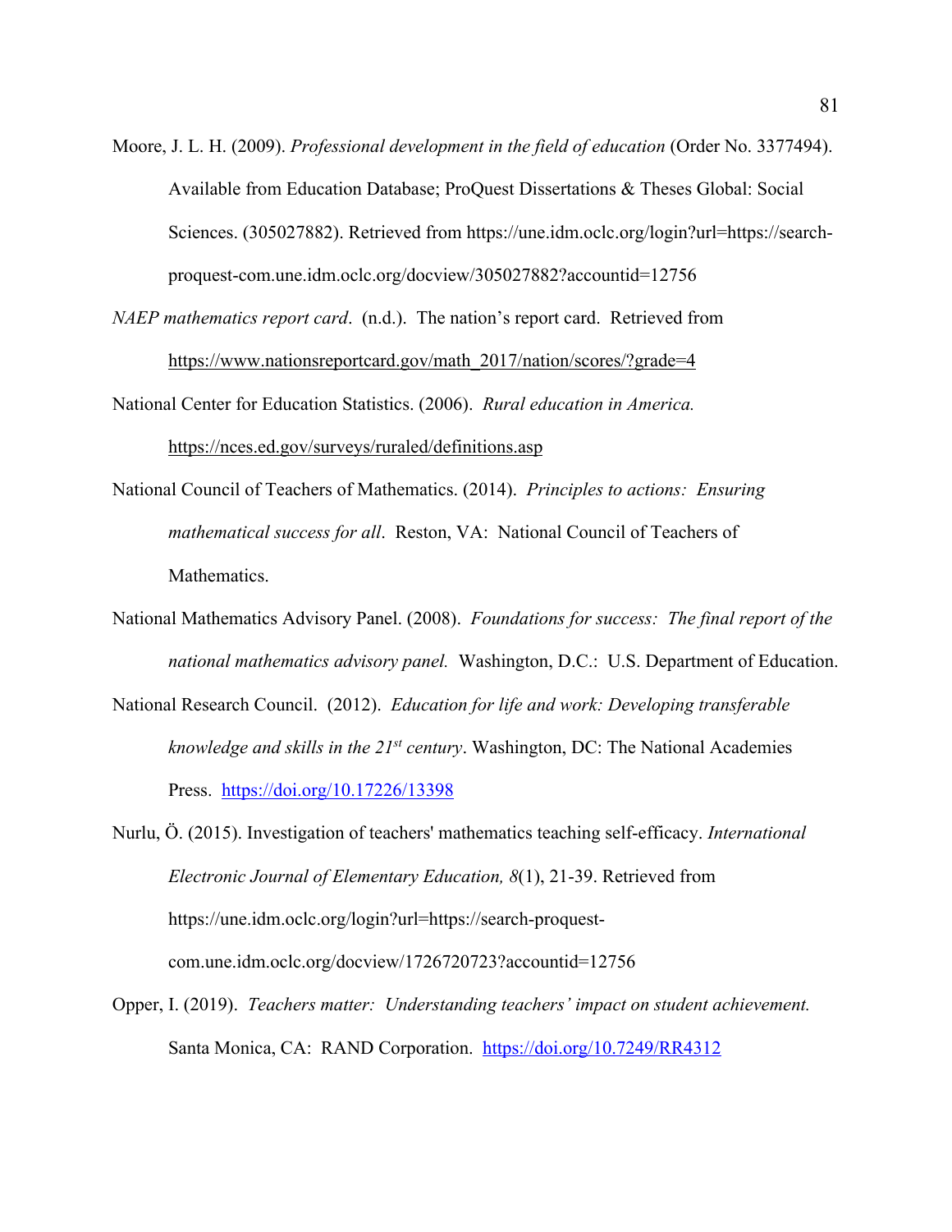Moore, J. L. H. (2009). *Professional development in the field of education* (Order No. 3377494). Available from Education Database; ProQuest Dissertations & Theses Global: Social Sciences. (305027882). Retrieved from https://une.idm.oclc.org/login?url=https://search-proquest-com.une.idm.oclc.org/docview/305027882?accountid=12756

*NAEP mathematics report card*. (n.d.). The nation's report card. Retrieved from https://www.nationsreportcard.gov/math_2017/nation/scores/?grade=4

National Center for Education Statistics. (2006). *Rural education in America.* https://nces.ed.gov/surveys/ruraled/definitions.asp

National Council of Teachers of Mathematics. (2014). *Principles to actions: Ensuring mathematical success for all*. Reston, VA: National Council of Teachers of Mathematics.

National Mathematics Advisory Panel. (2008). *Foundations for success: The final report of the national mathematics advisory panel.* Washington, D.C.: U.S. Department of Education.

National Research Council. (2012). *Education for life and work: Developing transferable knowledge and skills in the 21st century*. Washington, DC: The National Academies Press. https://doi.org/10.17226/13398

Nurlu, Ö. (2015). Investigation of teachers' mathematics teaching self-efficacy. *International Electronic Journal of Elementary Education, 8*(1), 21-39. Retrieved from https://une.idm.oclc.org/login?url=https://search-proquest-com.une.idm.oclc.org/docview/1726720723?accountid=12756

Opper, I. (2019). *Teachers matter: Understanding teachers' impact on student achievement.* Santa Monica, CA: RAND Corporation. https://doi.org/10.7249/RR4312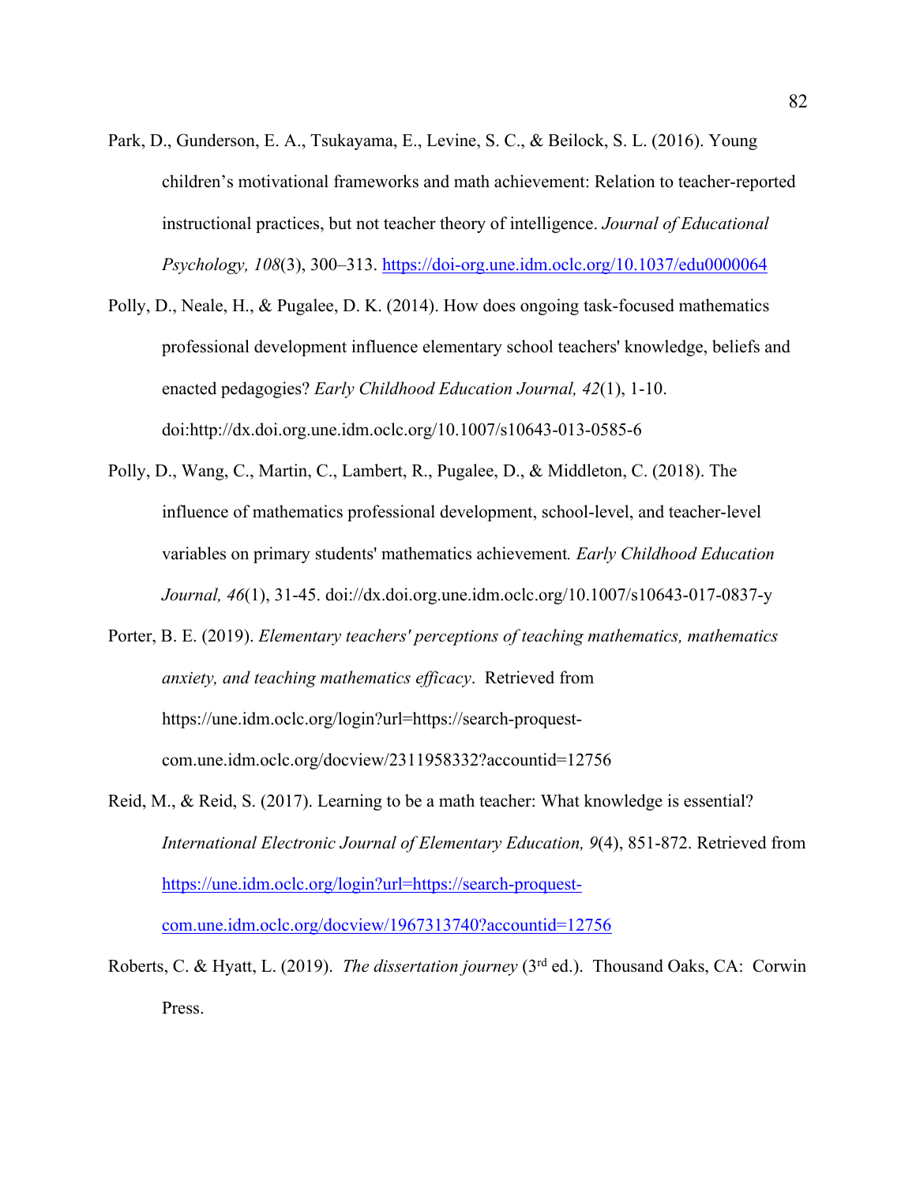Park, D., Gunderson, E. A., Tsukayama, E., Levine, S. C., & Beilock, S. L. (2016). Young children's motivational frameworks and math achievement: Relation to teacher-reported instructional practices, but not teacher theory of intelligence. *Journal of Educational Psychology, 108*(3), 300–313. https://doi-org.une.idm.oclc.org/10.1037/edu0000064

Polly, D., Neale, H., & Pugalee, D. K. (2014). How does ongoing task-focused mathematics professional development influence elementary school teachers' knowledge, beliefs and enacted pedagogies? *Early Childhood Education Journal, 42*(1), 1-10. doi:http://dx.doi.org.une.idm.oclc.org/10.1007/s10643-013-0585-6

Polly, D., Wang, C., Martin, C., Lambert, R., Pugalee, D., & Middleton, C. (2018). The influence of mathematics professional development, school-level, and teacher-level variables on primary students' mathematics achievement*.* *Early Childhood Education Journal, 46*(1), 31-45. doi://dx.doi.org.une.idm.oclc.org/10.1007/s10643-017-0837-y

Porter, B. E. (2019). *Elementary teachers' perceptions of teaching mathematics, mathematics anxiety, and teaching mathematics efficacy*. Retrieved from https://une.idm.oclc.org/login?url=https://search-proquest-com.une.idm.oclc.org/docview/2311958332?accountid=12756

Reid, M., & Reid, S. (2017). Learning to be a math teacher: What knowledge is essential? *International Electronic Journal of Elementary Education, 9*(4), 851-872. Retrieved from https://une.idm.oclc.org/login?url=https://search-proquest-com.une.idm.oclc.org/docview/1967313740?accountid=12756

Roberts, C. & Hyatt, L. (2019). *The dissertation journey* (3rd ed.). Thousand Oaks, CA: Corwin Press.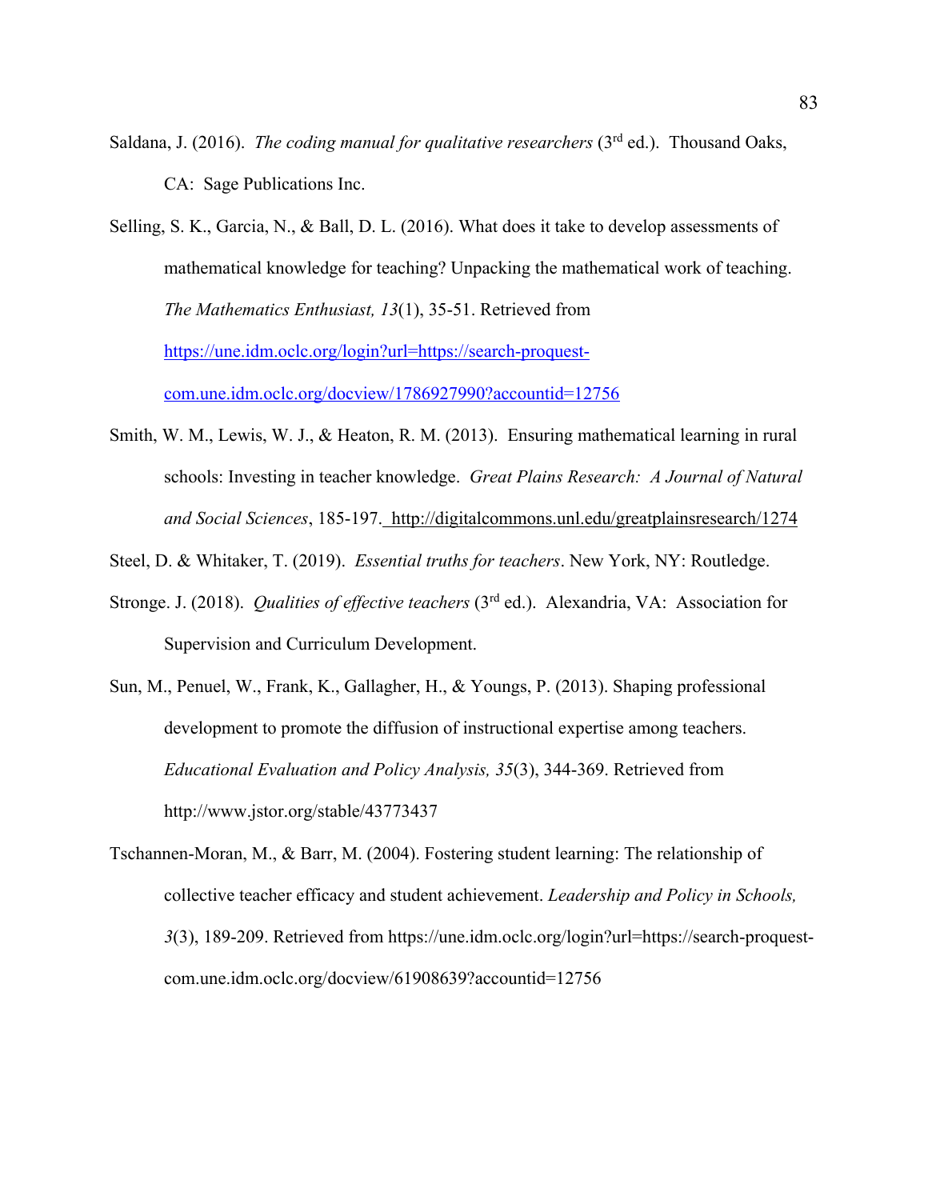Saldana, J. (2016). *The coding manual for qualitative researchers* (3rd ed.). Thousand Oaks, CA: Sage Publications Inc.

Selling, S. K., Garcia, N., & Ball, D. L. (2016). What does it take to develop assessments of mathematical knowledge for teaching? Unpacking the mathematical work of teaching. *The Mathematics Enthusiast, 13*(1), 35-51. Retrieved from https://une.idm.oclc.org/login?url=https://search-proquest-com.une.idm.oclc.org/docview/1786927990?accountid=12756

Smith, W. M., Lewis, W. J., & Heaton, R. M. (2013). Ensuring mathematical learning in rural schools: Investing in teacher knowledge. *Great Plains Research: A Journal of Natural and Social Sciences*, 185-197. http://digitalcommons.unl.edu/greatplainsresearch/1274

Steel, D. & Whitaker, T. (2019). *Essential truths for teachers*. New York, NY: Routledge.

Stronge. J. (2018). *Qualities of effective teachers* (3rd ed.). Alexandria, VA: Association for Supervision and Curriculum Development.

Sun, M., Penuel, W., Frank, K., Gallagher, H., & Youngs, P. (2013). Shaping professional development to promote the diffusion of instructional expertise among teachers. *Educational Evaluation and Policy Analysis, 35*(3), 344-369. Retrieved from http://www.jstor.org/stable/43773437

Tschannen-Moran, M., & Barr, M. (2004). Fostering student learning: The relationship of collective teacher efficacy and student achievement. *Leadership and Policy in Schools, 3*(3), 189-209. Retrieved from https://une.idm.oclc.org/login?url=https://search-proquest-com.une.idm.oclc.org/docview/61908639?accountid=12756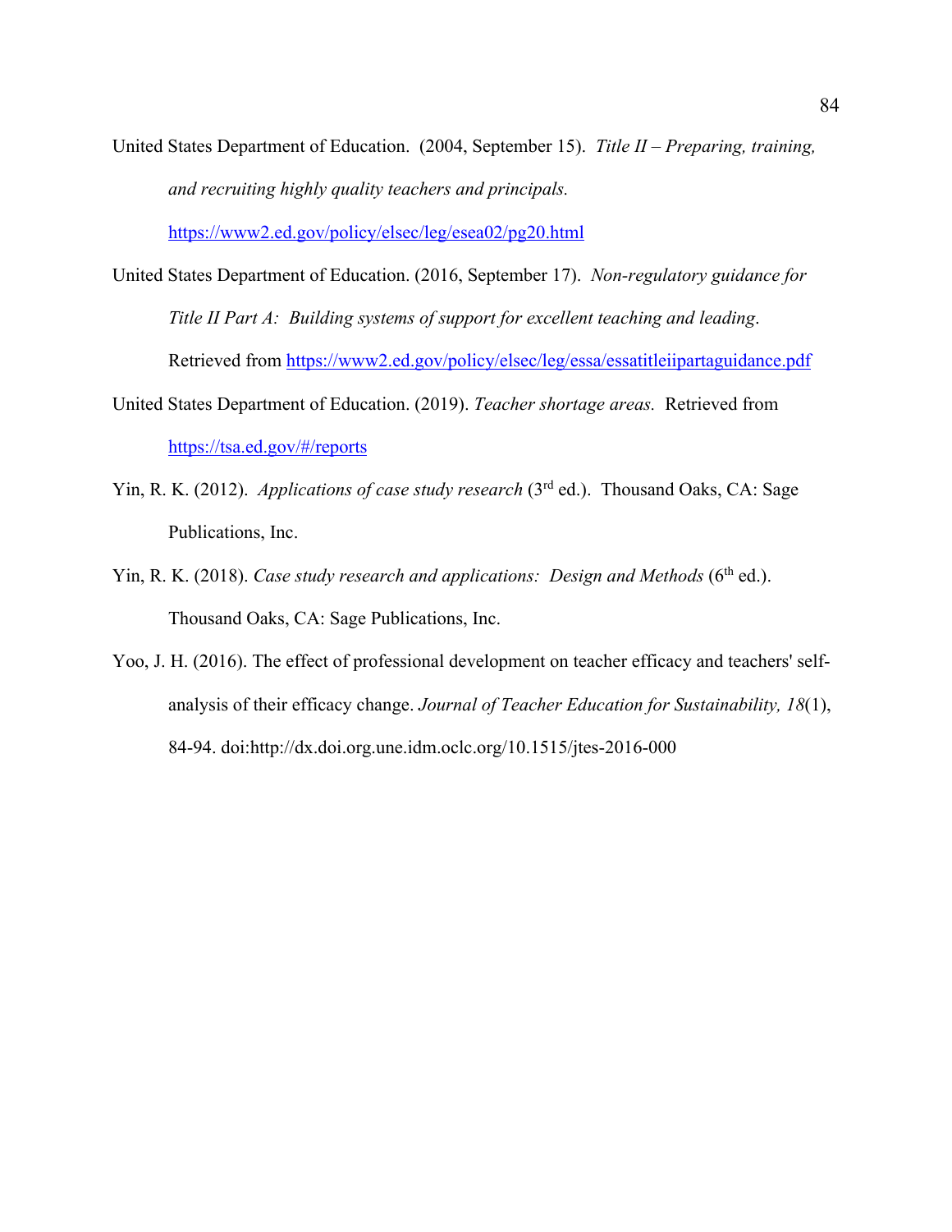United States Department of Education. (2004, September 15). *Title II – Preparing, training, and recruiting highly quality teachers and principals.* https://www2.ed.gov/policy/elsec/leg/esea02/pg20.html

United States Department of Education. (2016, September 17). *Non-regulatory guidance for Title II Part A: Building systems of support for excellent teaching and leading*. Retrieved from https://www2.ed.gov/policy/elsec/leg/essa/essatitleiipartaguidance.pdf

United States Department of Education. (2019). *Teacher shortage areas.* Retrieved from https://tsa.ed.gov/#/reports

Yin, R. K. (2012). *Applications of case study research* (3rd ed.). Thousand Oaks, CA: Sage Publications, Inc.

Yin, R. K. (2018). *Case study research and applications: Design and Methods* (6th ed.). Thousand Oaks, CA: Sage Publications, Inc.

Yoo, J. H. (2016). The effect of professional development on teacher efficacy and teachers' self-analysis of their efficacy change. *Journal of Teacher Education for Sustainability, 18*(1), 84-94. doi:http://dx.doi.org.une.idm.oclc.org/10.1515/jtes-2016-000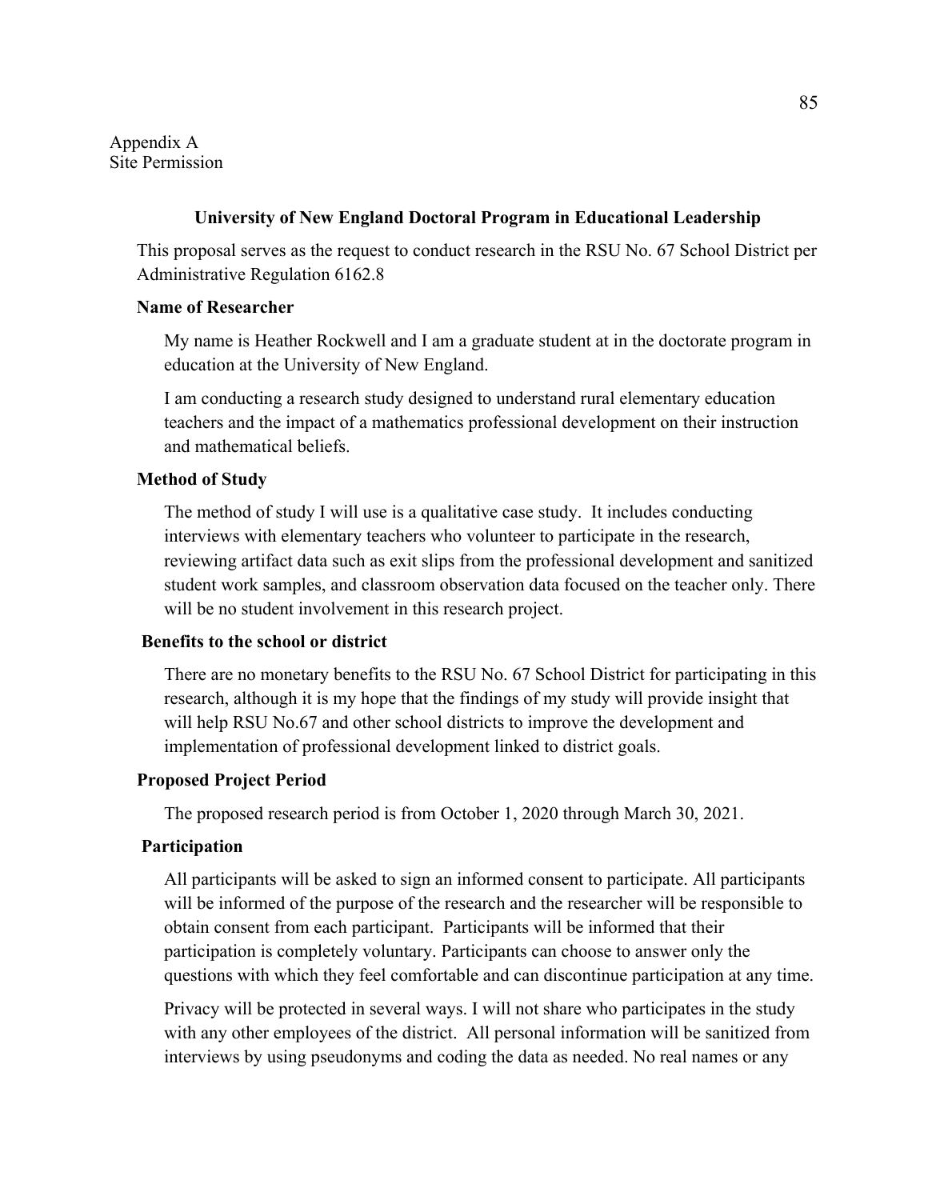Appendix A
Site Permission

**University of New England Doctoral Program in Educational Leadership**

This proposal serves as the request to conduct research in the RSU No. 67 School District per Administrative Regulation 6162.8

**Name of Researcher**

My name is Heather Rockwell and I am a graduate student at in the doctorate program in education at the University of New England.

I am conducting a research study designed to understand rural elementary education teachers and the impact of a mathematics professional development on their instruction and mathematical beliefs.

**Method of Study**

The method of study I will use is a qualitative case study. It includes conducting interviews with elementary teachers who volunteer to participate in the research, reviewing artifact data such as exit slips from the professional development and sanitized student work samples, and classroom observation data focused on the teacher only. There will be no student involvement in this research project.

**Benefits to the school or district**

There are no monetary benefits to the RSU No. 67 School District for participating in this research, although it is my hope that the findings of my study will provide insight that will help RSU No.67 and other school districts to improve the development and implementation of professional development linked to district goals.

**Proposed Project Period**

The proposed research period is from October 1, 2020 through March 30, 2021.

**Participation**

All participants will be asked to sign an informed consent to participate. All participants will be informed of the purpose of the research and the researcher will be responsible to obtain consent from each participant. Participants will be informed that their participation is completely voluntary. Participants can choose to answer only the questions with which they feel comfortable and can discontinue participation at any time.

Privacy will be protected in several ways. I will not share who participates in the study with any other employees of the district. All personal information will be sanitized from interviews by using pseudonyms and coding the data as needed. No real names or any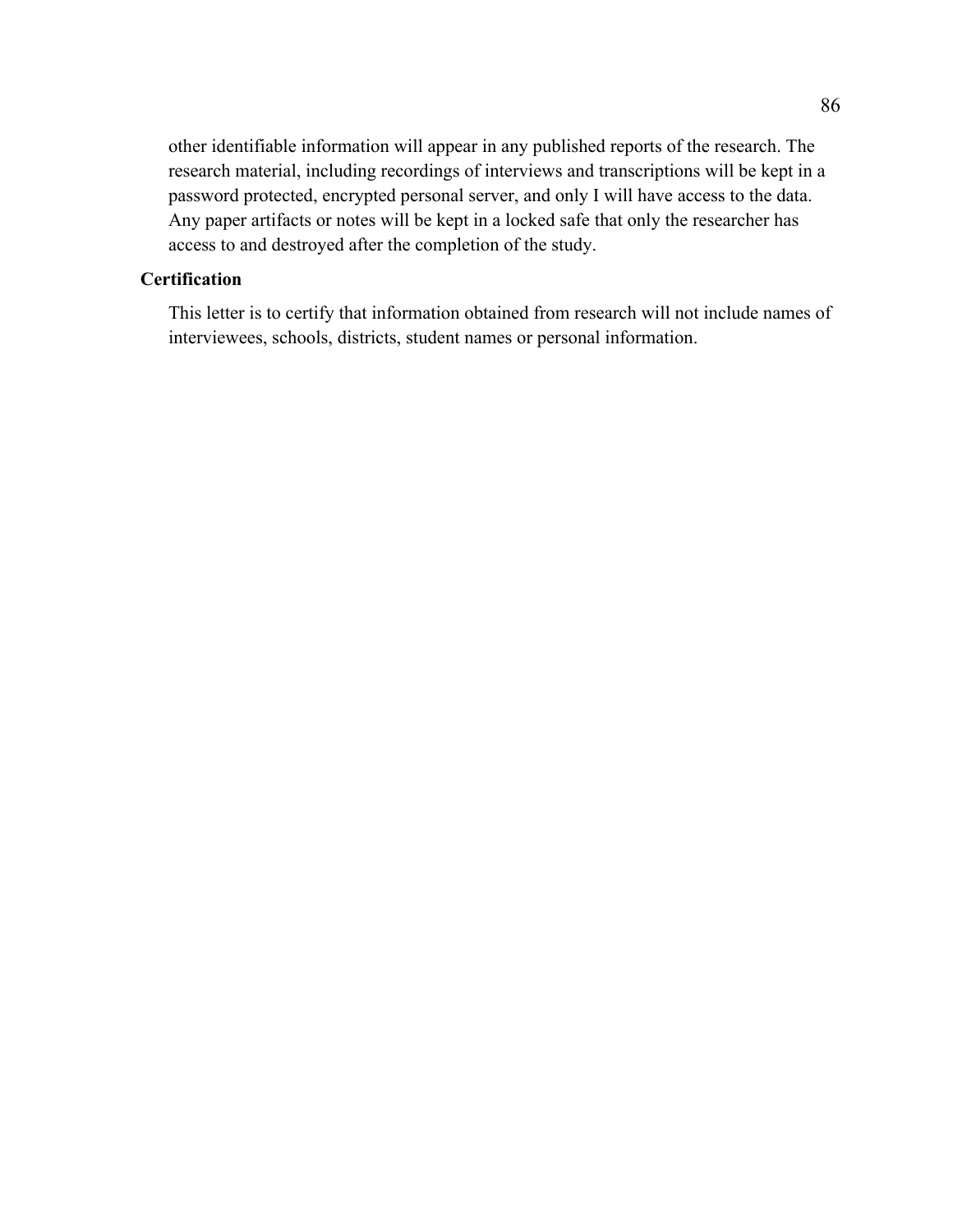other identifiable information will appear in any published reports of the research. The research material, including recordings of interviews and transcriptions will be kept in a password protected, encrypted personal server, and only I will have access to the data. Any paper artifacts or notes will be kept in a locked safe that only the researcher has access to and destroyed after the completion of the study.

**Certification**

This letter is to certify that information obtained from research will not include names of interviewees, schools, districts, student names or personal information.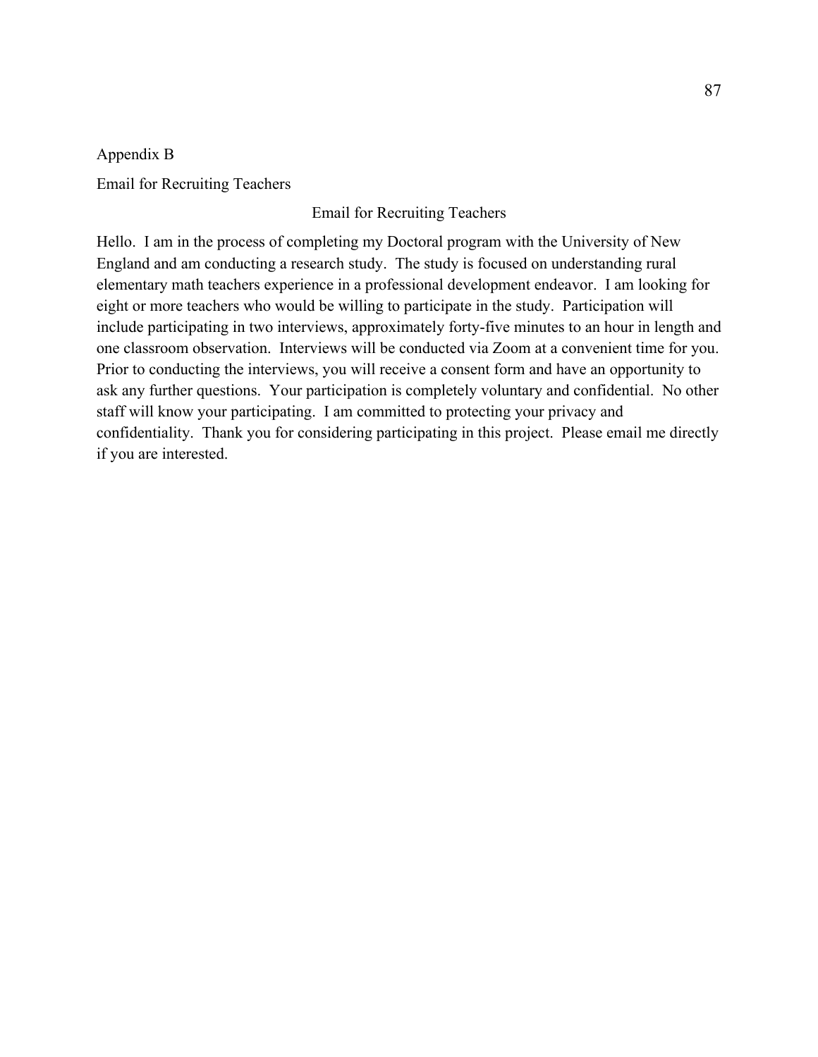# Appendix B

## Email for Recruiting Teachers

### Email for Recruiting Teachers

Hello. I am in the process of completing my Doctoral program with the University of New England and am conducting a research study. The study is focused on understanding rural elementary math teachers experience in a professional development endeavor. I am looking for eight or more teachers who would be willing to participate in the study. Participation will include participating in two interviews, approximately forty-five minutes to an hour in length and one classroom observation. Interviews will be conducted via Zoom at a convenient time for you. Prior to conducting the interviews, you will receive a consent form and have an opportunity to ask any further questions. Your participation is completely voluntary and confidential. No other staff will know your participating. I am committed to protecting your privacy and confidentiality. Thank you for considering participating in this project. Please email me directly if you are interested.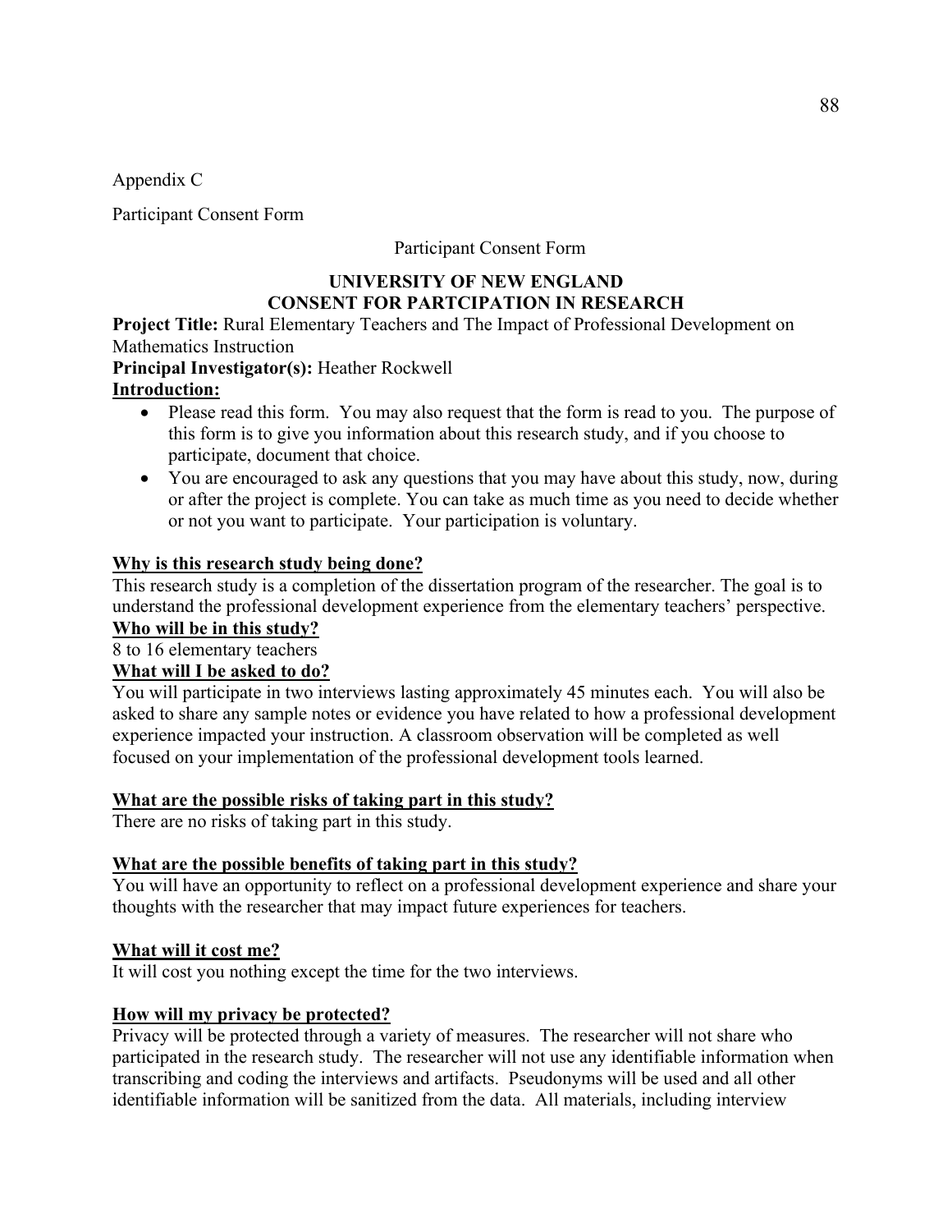Appendix C

Participant Consent Form

Participant Consent Form

**UNIVERSITY OF NEW ENGLAND**
**CONSENT FOR PARTCIPATION IN RESEARCH**

**Project Title:** Rural Elementary Teachers and The Impact of Professional Development on Mathematics Instruction

**Principal Investigator(s):** Heather Rockwell

**Introduction:**

- Please read this form. You may also request that the form is read to you. The purpose of this form is to give you information about this research study, and if you choose to participate, document that choice.
- You are encouraged to ask any questions that you may have about this study, now, during or after the project is complete. You can take as much time as you need to decide whether or not you want to participate. Your participation is voluntary.

**Why is this research study being done?**

This research study is a completion of the dissertation program of the researcher. The goal is to understand the professional development experience from the elementary teachers' perspective.

**Who will be in this study?**

8 to 16 elementary teachers

**What will I be asked to do?**

You will participate in two interviews lasting approximately 45 minutes each. You will also be asked to share any sample notes or evidence you have related to how a professional development experience impacted your instruction. A classroom observation will be completed as well focused on your implementation of the professional development tools learned.

**What are the possible risks of taking part in this study?**

There are no risks of taking part in this study.

**What are the possible benefits of taking part in this study?**

You will have an opportunity to reflect on a professional development experience and share your thoughts with the researcher that may impact future experiences for teachers.

**What will it cost me?**

It will cost you nothing except the time for the two interviews.

**How will my privacy be protected?**

Privacy will be protected through a variety of measures. The researcher will not share who participated in the research study. The researcher will not use any identifiable information when transcribing and coding the interviews and artifacts. Pseudonyms will be used and all other identifiable information will be sanitized from the data. All materials, including interview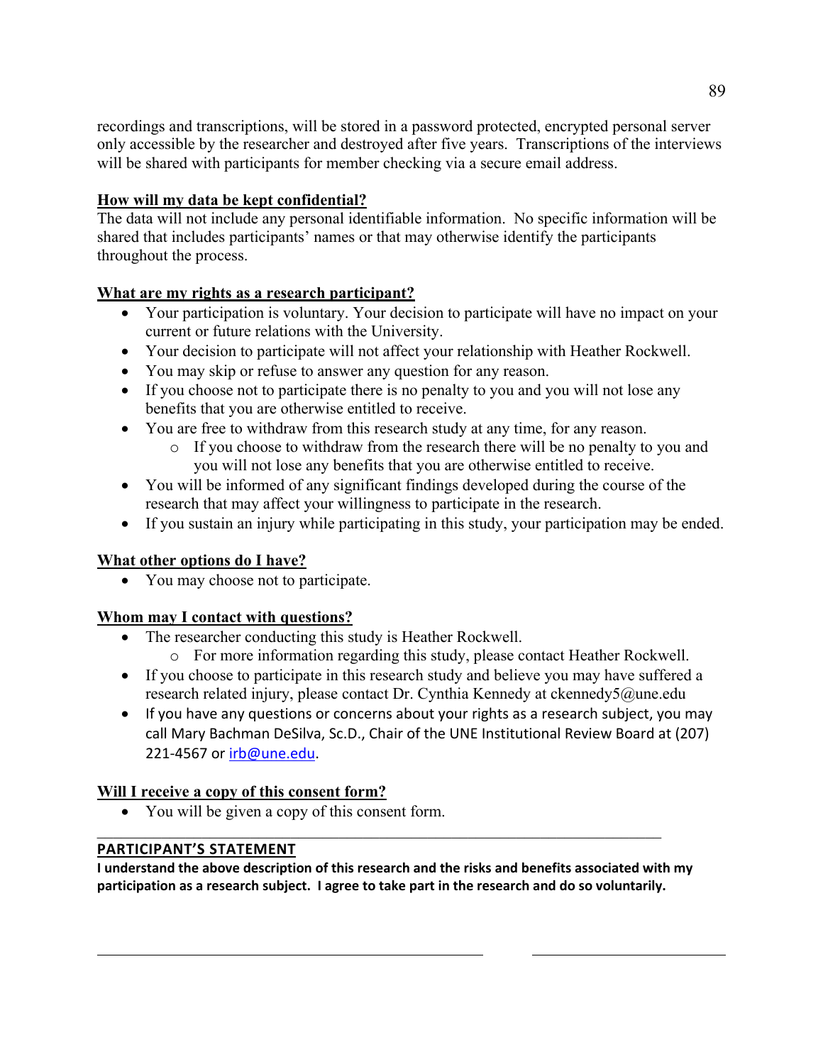recordings and transcriptions, will be stored in a password protected, encrypted personal server only accessible by the researcher and destroyed after five years. Transcriptions of the interviews will be shared with participants for member checking via a secure email address.

**How will my data be kept confidential?**

The data will not include any personal identifiable information. No specific information will be shared that includes participants' names or that may otherwise identify the participants throughout the process.

**What are my rights as a research participant?**

- Your participation is voluntary. Your decision to participate will have no impact on your current or future relations with the University.
- Your decision to participate will not affect your relationship with Heather Rockwell.
- You may skip or refuse to answer any question for any reason.
- If you choose not to participate there is no penalty to you and you will not lose any benefits that you are otherwise entitled to receive.
- You are free to withdraw from this research study at any time, for any reason.
    - If you choose to withdraw from the research there will be no penalty to you and you will not lose any benefits that you are otherwise entitled to receive.
- You will be informed of any significant findings developed during the course of the research that may affect your willingness to participate in the research.
- If you sustain an injury while participating in this study, your participation may be ended.

**What other options do I have?**

- You may choose not to participate.

**Whom may I contact with questions?**

- The researcher conducting this study is Heather Rockwell.
    - For more information regarding this study, please contact Heather Rockwell.
- If you choose to participate in this research study and believe you may have suffered a research related injury, please contact Dr. Cynthia Kennedy at ckennedy5@une.edu
- If you have any questions or concerns about your rights as a research subject, you may call Mary Bachman DeSilva, Sc.D., Chair of the UNE Institutional Review Board at (207) 221-4567 or irb@une.edu.

**Will I receive a copy of this consent form?**

- You will be given a copy of this consent form.

---

**PARTICIPANT'S STATEMENT**

**I understand the above description of this research and the risks and benefits associated with my participation as a research subject. I agree to take part in the research and do so voluntarily.**

\_\_\_\_\_\_\_\_\_\_\_\_\_\_\_\_\_\_\_\_\_\_\_\_\_\_\_\_\_\_\_\_\_\_\_\_\_\_\_\_\_\_\_ \_\_\_\_\_\_\_\_\_\_\_\_\_\_\_\_\_\_\_\_\_\_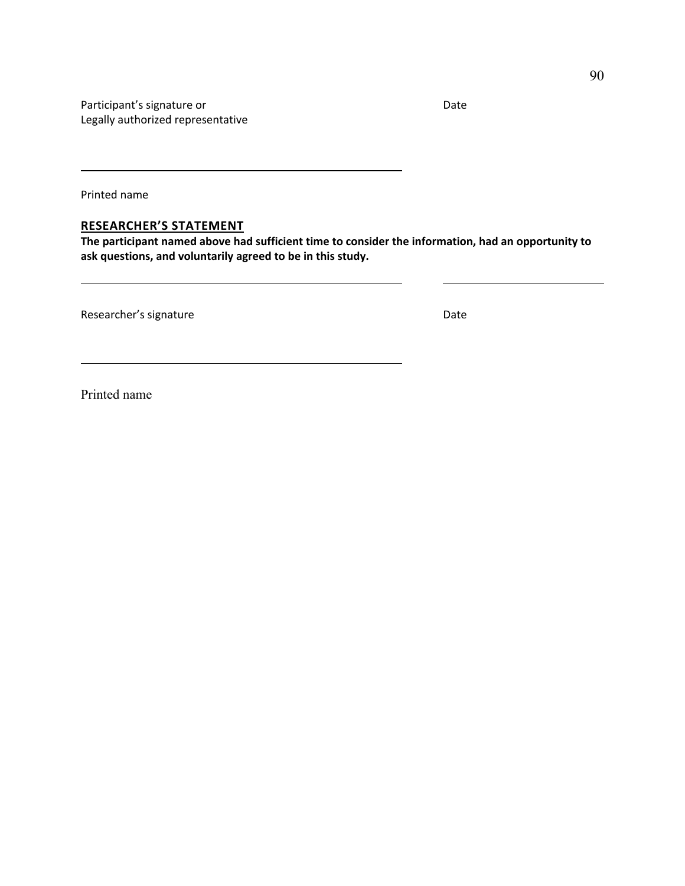Participant’s signature or
Legally authorized representative

Date

______________________________________________

Printed name

## RESEARCHER’S STATEMENT

**The participant named above had sufficient time to consider the information, had an opportunity to ask questions, and voluntarily agreed to be in this study.**

______________________________________________ ______________________

Researcher’s signature

Date

______________________________________________

Printed name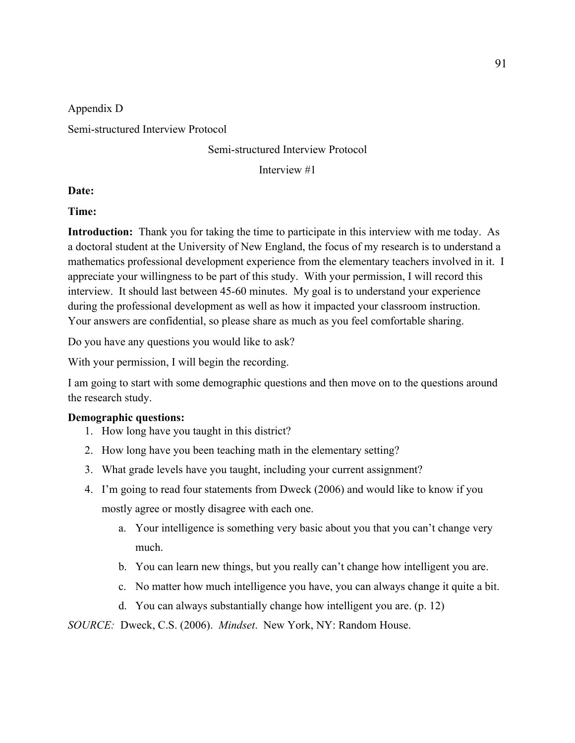Appendix D

Semi-structured Interview Protocol

Semi-structured Interview Protocol

Interview #1

**Date:**

**Time:**

**Introduction:** Thank you for taking the time to participate in this interview with me today. As a doctoral student at the University of New England, the focus of my research is to understand a mathematics professional development experience from the elementary teachers involved in it. I appreciate your willingness to be part of this study. With your permission, I will record this interview. It should last between 45-60 minutes. My goal is to understand your experience during the professional development as well as how it impacted your classroom instruction. Your answers are confidential, so please share as much as you feel comfortable sharing.

Do you have any questions you would like to ask?

With your permission, I will begin the recording.

I am going to start with some demographic questions and then move on to the questions around the research study.

**Demographic questions:**

1. How long have you taught in this district?
2. How long have you been teaching math in the elementary setting?
3. What grade levels have you taught, including your current assignment?
4. I'm going to read four statements from Dweck (2006) and would like to know if you mostly agree or mostly disagree with each one.
   a. Your intelligence is something very basic about you that you can't change very much.
   b. You can learn new things, but you really can't change how intelligent you are.
   c. No matter how much intelligence you have, you can always change it quite a bit.
   d. You can always substantially change how intelligent you are. (p. 12)

*SOURCE:* Dweck, C.S. (2006). *Mindset*. New York, NY: Random House.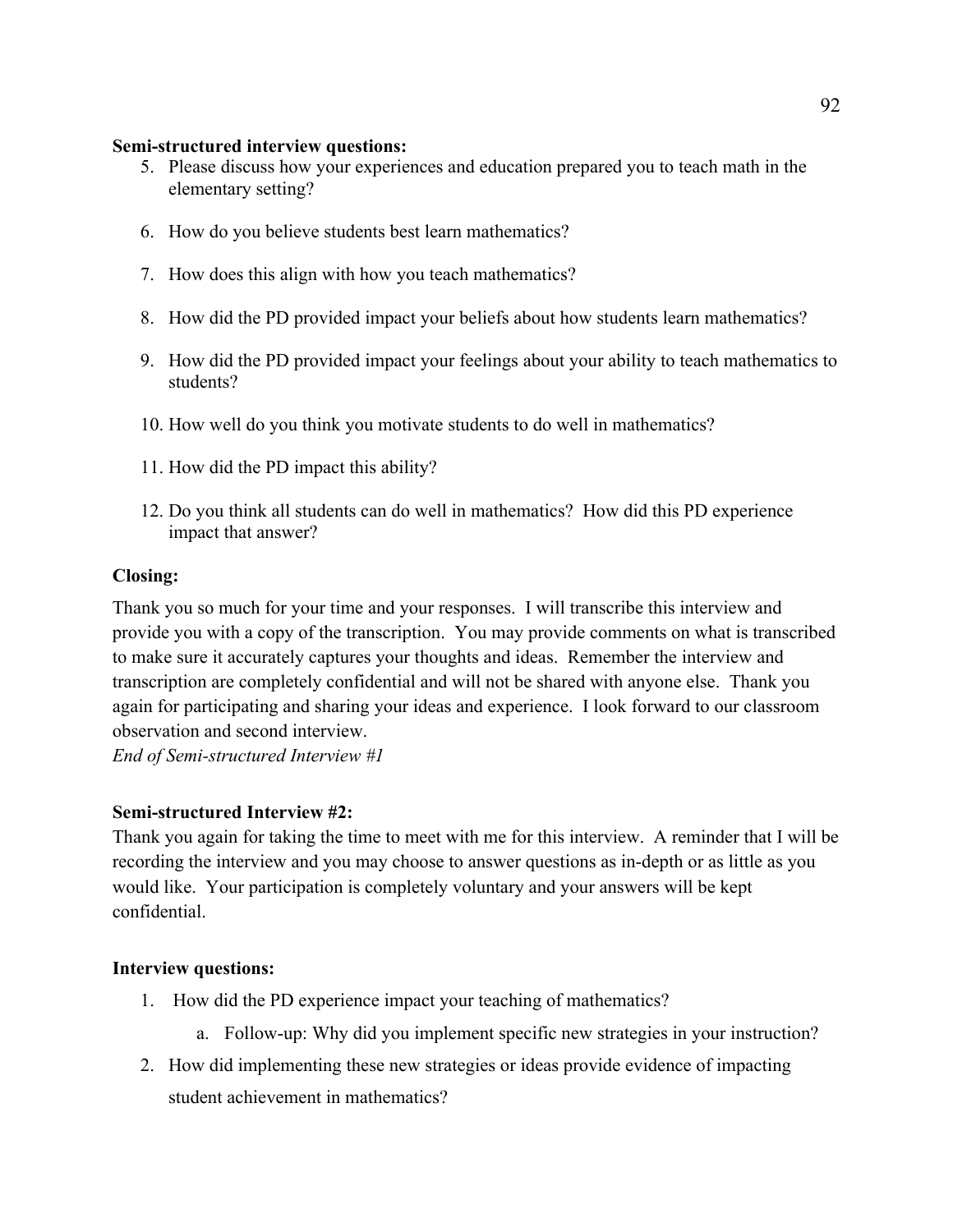**Semi-structured interview questions:**

5. Please discuss how your experiences and education prepared you to teach math in the elementary setting?
6. How do you believe students best learn mathematics?
7. How does this align with how you teach mathematics?
8. How did the PD provided impact your beliefs about how students learn mathematics?
9. How did the PD provided impact your feelings about your ability to teach mathematics to students?
10. How well do you think you motivate students to do well in mathematics?
11. How did the PD impact this ability?
12. Do you think all students can do well in mathematics? How did this PD experience impact that answer?

**Closing:**

Thank you so much for your time and your responses. I will transcribe this interview and provide you with a copy of the transcription. You may provide comments on what is transcribed to make sure it accurately captures your thoughts and ideas. Remember the interview and transcription are completely confidential and will not be shared with anyone else. Thank you again for participating and sharing your ideas and experience. I look forward to our classroom observation and second interview.

*End of Semi-structured Interview #1*

**Semi-structured Interview #2:**

Thank you again for taking the time to meet with me for this interview. A reminder that I will be recording the interview and you may choose to answer questions as in-depth or as little as you would like. Your participation is completely voluntary and your answers will be kept confidential.

**Interview questions:**

1. How did the PD experience impact your teaching of mathematics?
   a. Follow-up: Why did you implement specific new strategies in your instruction?
2. How did implementing these new strategies or ideas provide evidence of impacting student achievement in mathematics?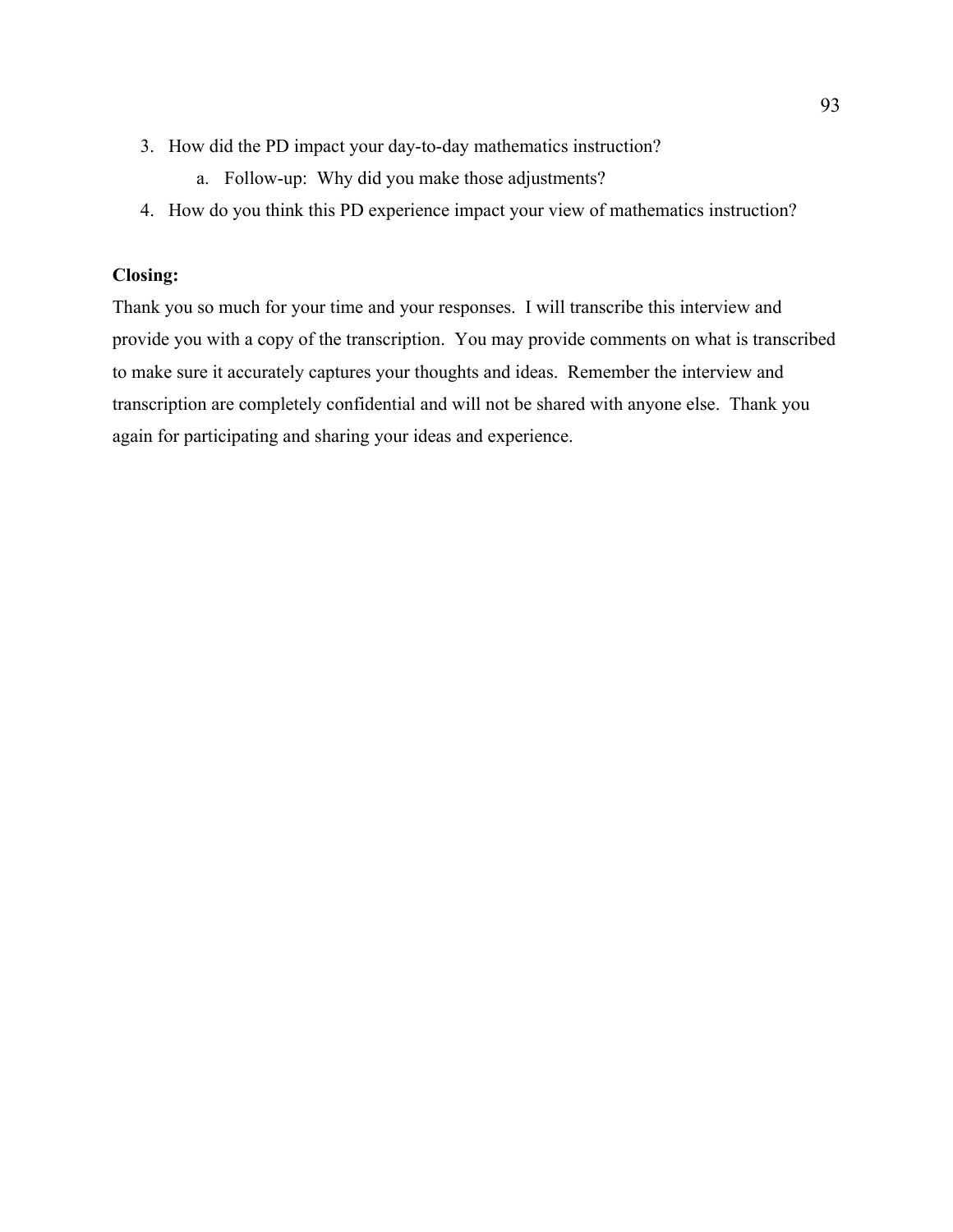3. How did the PD impact your day-to-day mathematics instruction?
    a. Follow-up: Why did you make those adjustments?
4. How do you think this PD experience impact your view of mathematics instruction?

**Closing:**

Thank you so much for your time and your responses. I will transcribe this interview and provide you with a copy of the transcription. You may provide comments on what is transcribed to make sure it accurately captures your thoughts and ideas. Remember the interview and transcription are completely confidential and will not be shared with anyone else. Thank you again for participating and sharing your ideas and experience.